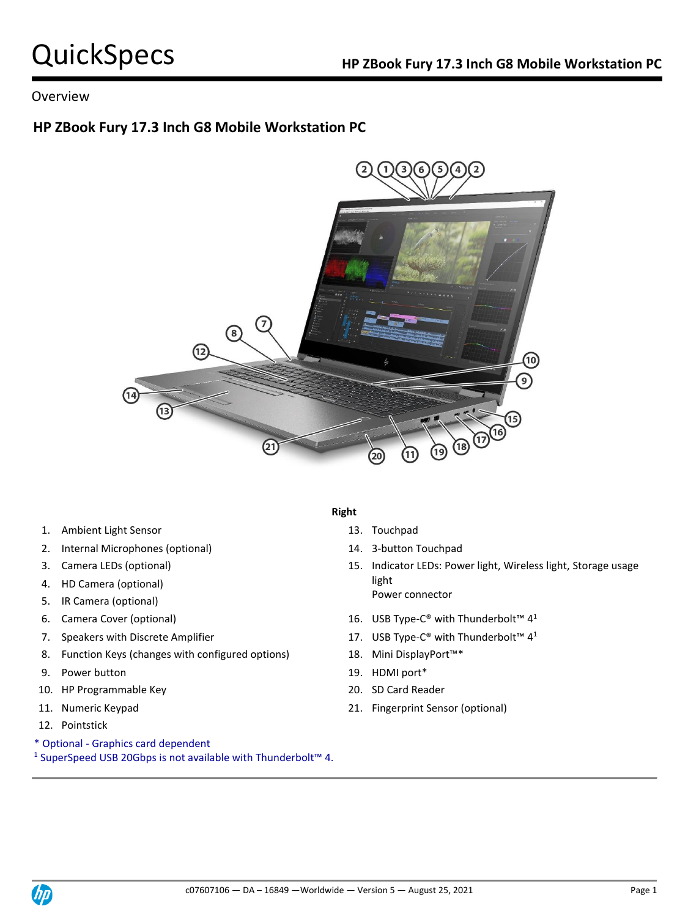# QuickSpecs

## Overview

## HP ZBook Fury 17.3 Inch G8 Mobile Workstation PC

1. Ambient Light Sensor
2. Internal Microphones (optional)
3. Camera LEDs (optional)
4. HD Camera (optional)
5. IR Camera (optional)
6. Camera Cover (optional)
7. Speakers with Discrete Amplifier
8. Function Keys (changes with configured options)
9. Power button
10. HP Programmable Key
11. Numeric Keypad
12. Pointstick

**Right**

13. Touchpad
14. 3-button Touchpad
15. Indicator LEDs: Power light, Wireless light, Storage usage light
    Power connector
16. USB Type-C® with Thunderbolt™ 4[1]
17. USB Type-C® with Thunderbolt™ 4[1]
18. Mini DisplayPort™*
19. HDMI port*
20. SD Card Reader
21. Fingerprint Sensor (optional)

\* Optional - Graphics card dependent
[1] SuperSpeed USB 20Gbps is not available with Thunderbolt™ 4.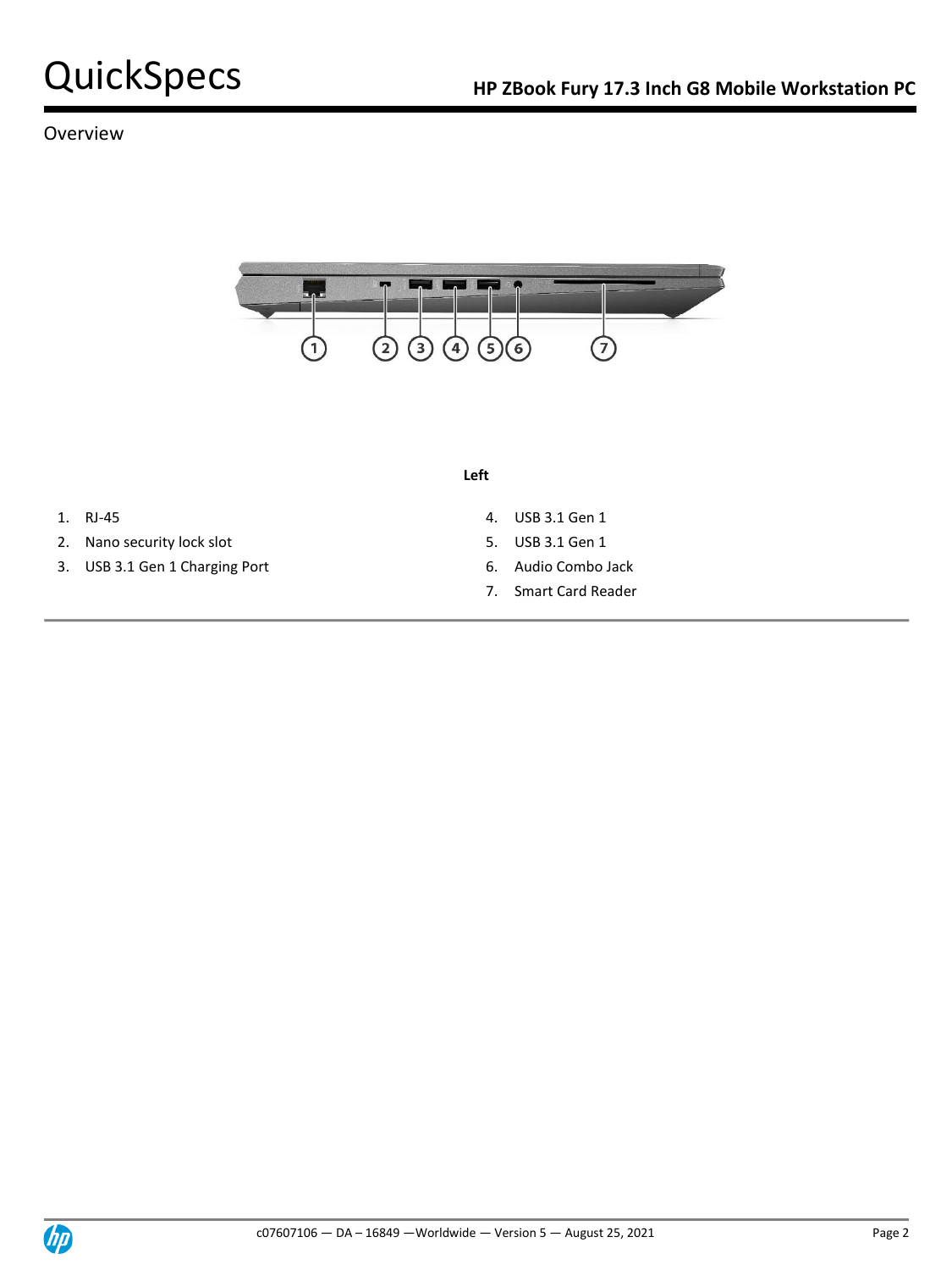Overview

**Left**

1. RJ-45
2. Nano security lock slot
3. USB 3.1 Gen 1 Charging Port
4. USB 3.1 Gen 1
5. USB 3.1 Gen 1
6. Audio Combo Jack
7. Smart Card Reader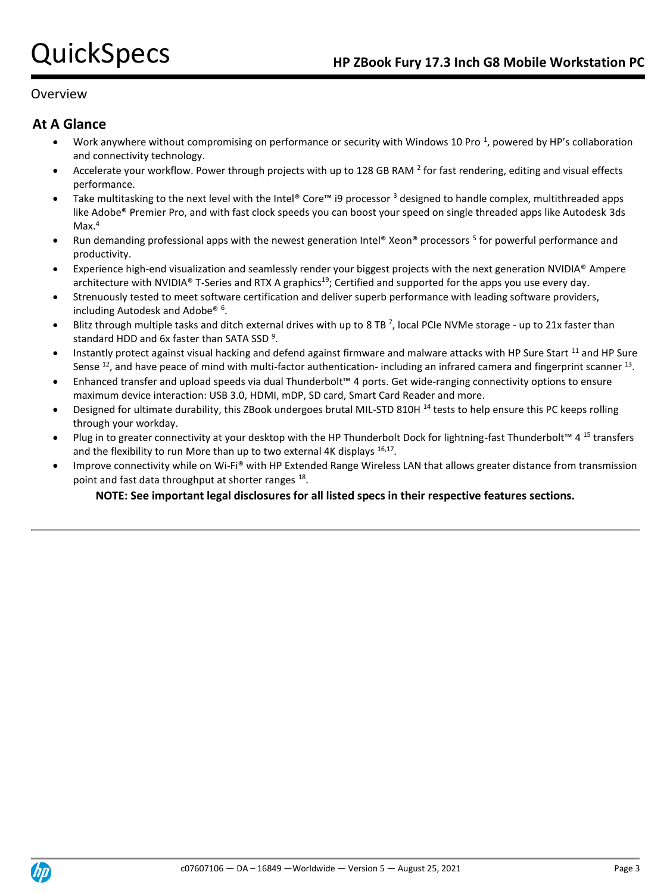Overview

## At A Glance

- Work anywhere without compromising on performance or security with Windows 10 Pro [1], powered by HP's collaboration and connectivity technology.
- Accelerate your workflow. Power through projects with up to 128 GB RAM [2] for fast rendering, editing and visual effects performance.
- Take multitasking to the next level with the Intel® Core™ i9 processor [3] designed to handle complex, multithreaded apps like Adobe® Premier Pro, and with fast clock speeds you can boost your speed on single threaded apps like Autodesk 3ds Max.[4]
- Run demanding professional apps with the newest generation Intel® Xeon® processors [5] for powerful performance and productivity.
- Experience high-end visualization and seamlessly render your biggest projects with the next generation NVIDIA® Ampere architecture with NVIDIA® T-Series and RTX A graphics[19]; Certified and supported for the apps you use every day.
- Strenuously tested to meet software certification and deliver superb performance with leading software providers, including Autodesk and Adobe® [6].
- Blitz through multiple tasks and ditch external drives with up to 8 TB [7], local PCIe NVMe storage - up to 21x faster than standard HDD and 6x faster than SATA SSD [9].
- Instantly protect against visual hacking and defend against firmware and malware attacks with HP Sure Start [11] and HP Sure Sense [12], and have peace of mind with multi-factor authentication- including an infrared camera and fingerprint scanner [13].
- Enhanced transfer and upload speeds via dual Thunderbolt™ 4 ports. Get wide-ranging connectivity options to ensure maximum device interaction: USB 3.0, HDMI, mDP, SD card, Smart Card Reader and more.
- Designed for ultimate durability, this ZBook undergoes brutal MIL-STD 810H [14] tests to help ensure this PC keeps rolling through your workday.
- Plug in to greater connectivity at your desktop with the HP Thunderbolt Dock for lightning-fast Thunderbolt™ 4 [15] transfers and the flexibility to run More than up to two external 4K displays [16,17].
- Improve connectivity while on Wi-Fi® with HP Extended Range Wireless LAN that allows greater distance from transmission point and fast data throughput at shorter ranges [18].

**NOTE: See important legal disclosures for all listed specs in their respective features sections.**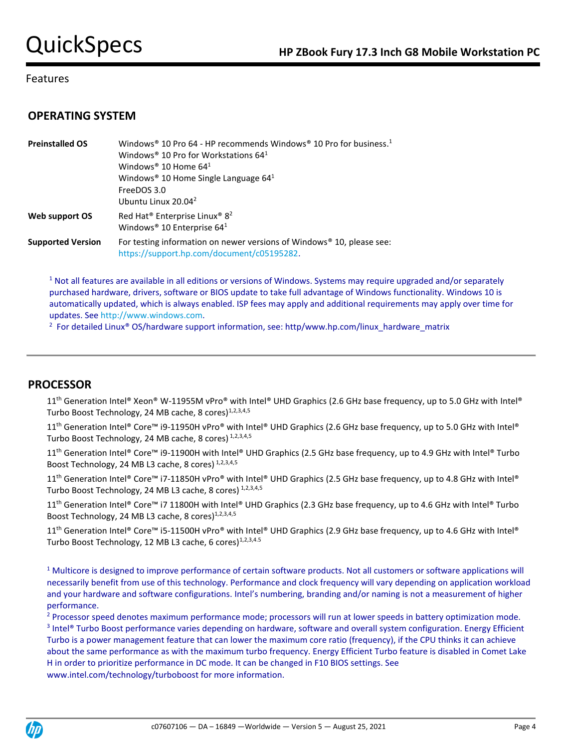Features

## OPERATING SYSTEM

| | |
|---|---|
| **Preinstalled OS** | Windows® 10 Pro 64 - HP recommends Windows® 10 Pro for business.[1]<br>Windows® 10 Pro for Workstations 64[1]<br>Windows® 10 Home 64[1]<br>Windows® 10 Home Single Language 64[1]<br>FreeDOS 3.0<br>Ubuntu Linux 20.04[2] |
| **Web support OS** | Red Hat® Enterprise Linux® 8[2]<br>Windows® 10 Enterprise 64[1] |
| **Supported Version** | For testing information on newer versions of Windows® 10, please see: https://support.hp.com/document/c05195282. |

[1] Not all features are available in all editions or versions of Windows. Systems may require upgraded and/or separately purchased hardware, drivers, software or BIOS update to take full advantage of Windows functionality. Windows 10 is automatically updated, which is always enabled. ISP fees may apply and additional requirements may apply over time for updates. See http://www.windows.com.

[2] For detailed Linux® OS/hardware support information, see: http/www.hp.com/linux_hardware_matrix

## PROCESSOR

11th Generation Intel® Xeon® W-11955M vPro® with Intel® UHD Graphics (2.6 GHz base frequency, up to 5.0 GHz with Intel® Turbo Boost Technology, 24 MB cache, 8 cores)[1,2,3,4,5]

11th Generation Intel® Core™ i9-11950H vPro® with Intel® UHD Graphics (2.6 GHz base frequency, up to 5.0 GHz with Intel® Turbo Boost Technology, 24 MB cache, 8 cores) [1,2,3,4,5]

11th Generation Intel® Core™ i9-11900H with Intel® UHD Graphics (2.5 GHz base frequency, up to 4.9 GHz with Intel® Turbo Boost Technology, 24 MB L3 cache, 8 cores) [1,2,3,4,5]

11th Generation Intel® Core™ i7-11850H vPro® with Intel® UHD Graphics (2.5 GHz base frequency, up to 4.8 GHz with Intel® Turbo Boost Technology, 24 MB L3 cache, 8 cores) [1,2,3,4,5]

11th Generation Intel® Core™ i7 11800H with Intel® UHD Graphics (2.3 GHz base frequency, up to 4.6 GHz with Intel® Turbo Boost Technology, 24 MB L3 cache, 8 cores)[1,2,3,4,5]

11th Generation Intel® Core™ i5-11500H vPro® with Intel® UHD Graphics (2.9 GHz base frequency, up to 4.6 GHz with Intel® Turbo Boost Technology, 12 MB L3 cache, 6 cores)[1,2,3,4.5]

[1] Multicore is designed to improve performance of certain software products. Not all customers or software applications will necessarily benefit from use of this technology. Performance and clock frequency will vary depending on application workload and your hardware and software configurations. Intel's numbering, branding and/or naming is not a measurement of higher performance.

[2] Processor speed denotes maximum performance mode; processors will run at lower speeds in battery optimization mode.

[3] Intel® Turbo Boost performance varies depending on hardware, software and overall system configuration. Energy Efficient Turbo is a power management feature that can lower the maximum core ratio (frequency), if the CPU thinks it can achieve about the same performance as with the maximum turbo frequency. Energy Efficient Turbo feature is disabled in Comet Lake H in order to prioritize performance in DC mode. It can be changed in F10 BIOS settings. See www.intel.com/technology/turboboost for more information.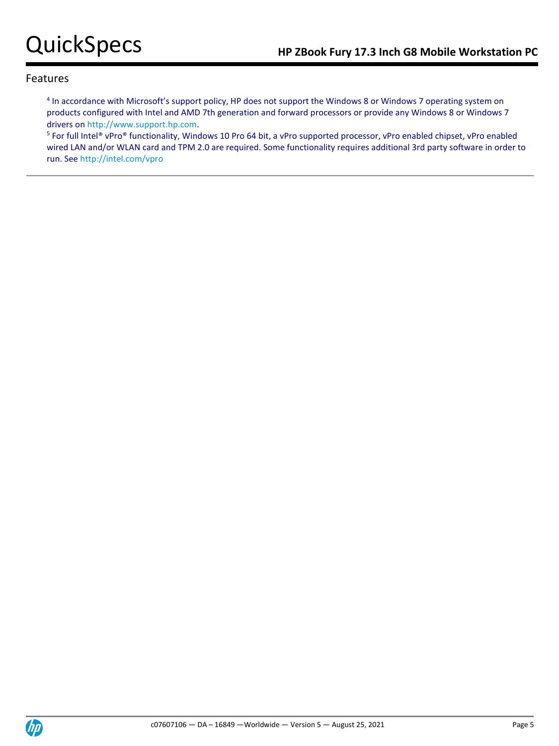## Features

[4] In accordance with Microsoft's support policy, HP does not support the Windows 8 or Windows 7 operating system on products configured with Intel and AMD 7th generation and forward processors or provide any Windows 8 or Windows 7 drivers on http://www.support.hp.com.

[5] For full Intel® vPro® functionality, Windows 10 Pro 64 bit, a vPro supported processor, vPro enabled chipset, vPro enabled wired LAN and/or WLAN card and TPM 2.0 are required. Some functionality requires additional 3rd party software in order to run. See http://intel.com/vpro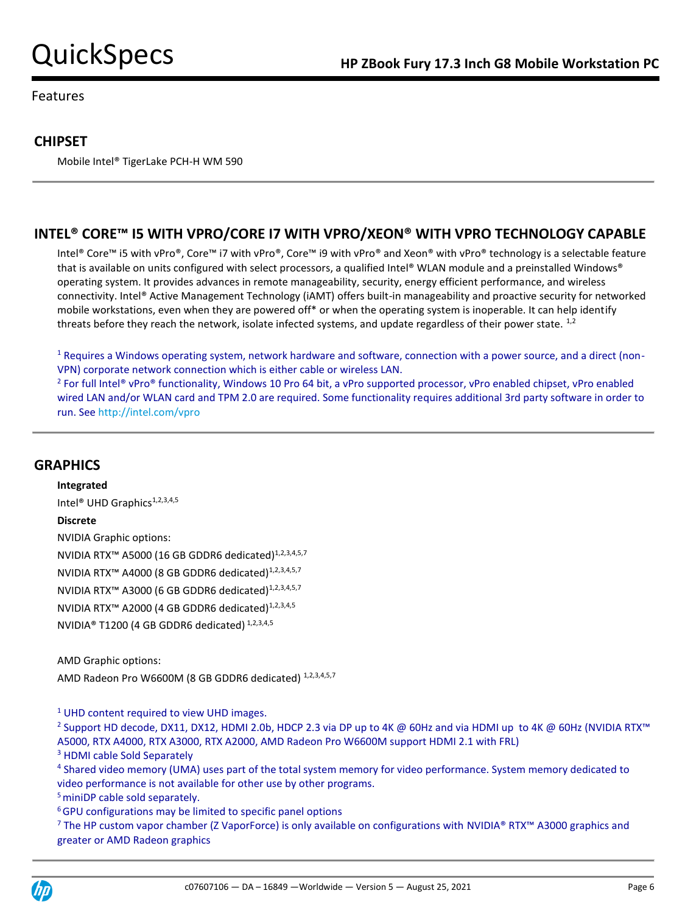Features

## CHIPSET

Mobile Intel® TigerLake PCH-H WM 590

## INTEL® CORE™ I5 WITH VPRO/CORE I7 WITH VPRO/XEON® WITH VPRO TECHNOLOGY CAPABLE

Intel® Core™ i5 with vPro®, Core™ i7 with vPro®, Core™ i9 with vPro® and Xeon® with vPro® technology is a selectable feature that is available on units configured with select processors, a qualified Intel® WLAN module and a preinstalled Windows® operating system. It provides advances in remote manageability, security, energy efficient performance, and wireless connectivity. Intel® Active Management Technology (iAMT) offers built-in manageability and proactive security for networked mobile workstations, even when they are powered off* or when the operating system is inoperable. It can help identify threats before they reach the network, isolate infected systems, and update regardless of their power state. [1,2]

[1] Requires a Windows operating system, network hardware and software, connection with a power source, and a direct (non-VPN) corporate network connection which is either cable or wireless LAN.
[2] For full Intel® vPro® functionality, Windows 10 Pro 64 bit, a vPro supported processor, vPro enabled chipset, vPro enabled wired LAN and/or WLAN card and TPM 2.0 are required. Some functionality requires additional 3rd party software in order to run. See http://intel.com/vpro

## GRAPHICS

**Integrated**

Intel® UHD Graphics[1,2,3,4,5]

**Discrete**

NVIDIA Graphic options:

NVIDIA RTX™ A5000 (16 GB GDDR6 dedicated)[1,2,3,4,5,7]

NVIDIA RTX™ A4000 (8 GB GDDR6 dedicated)[1,2,3,4,5,7]

NVIDIA RTX™ A3000 (6 GB GDDR6 dedicated)[1,2,3,4,5,7]

NVIDIA RTX™ A2000 (4 GB GDDR6 dedicated)[1,2,3,4,5]

NVIDIA® T1200 (4 GB GDDR6 dedicated) [1,2,3,4,5]

AMD Graphic options:

AMD Radeon Pro W6600M (8 GB GDDR6 dedicated) [1,2,3,4,5,7]

[1] UHD content required to view UHD images.
[2] Support HD decode, DX11, DX12, HDMI 2.0b, HDCP 2.3 via DP up to 4K @ 60Hz and via HDMI up to 4K @ 60Hz (NVIDIA RTX™ A5000, RTX A4000, RTX A3000, RTX A2000, AMD Radeon Pro W6600M support HDMI 2.1 with FRL)
[3] HDMI cable Sold Separately
[4] Shared video memory (UMA) uses part of the total system memory for video performance. System memory dedicated to video performance is not available for other use by other programs.
[5] miniDP cable sold separately.
[6] GPU configurations may be limited to specific panel options
[7] The HP custom vapor chamber (Z VaporForce) is only available on configurations with NVIDIA® RTX™ A3000 graphics and greater or AMD Radeon graphics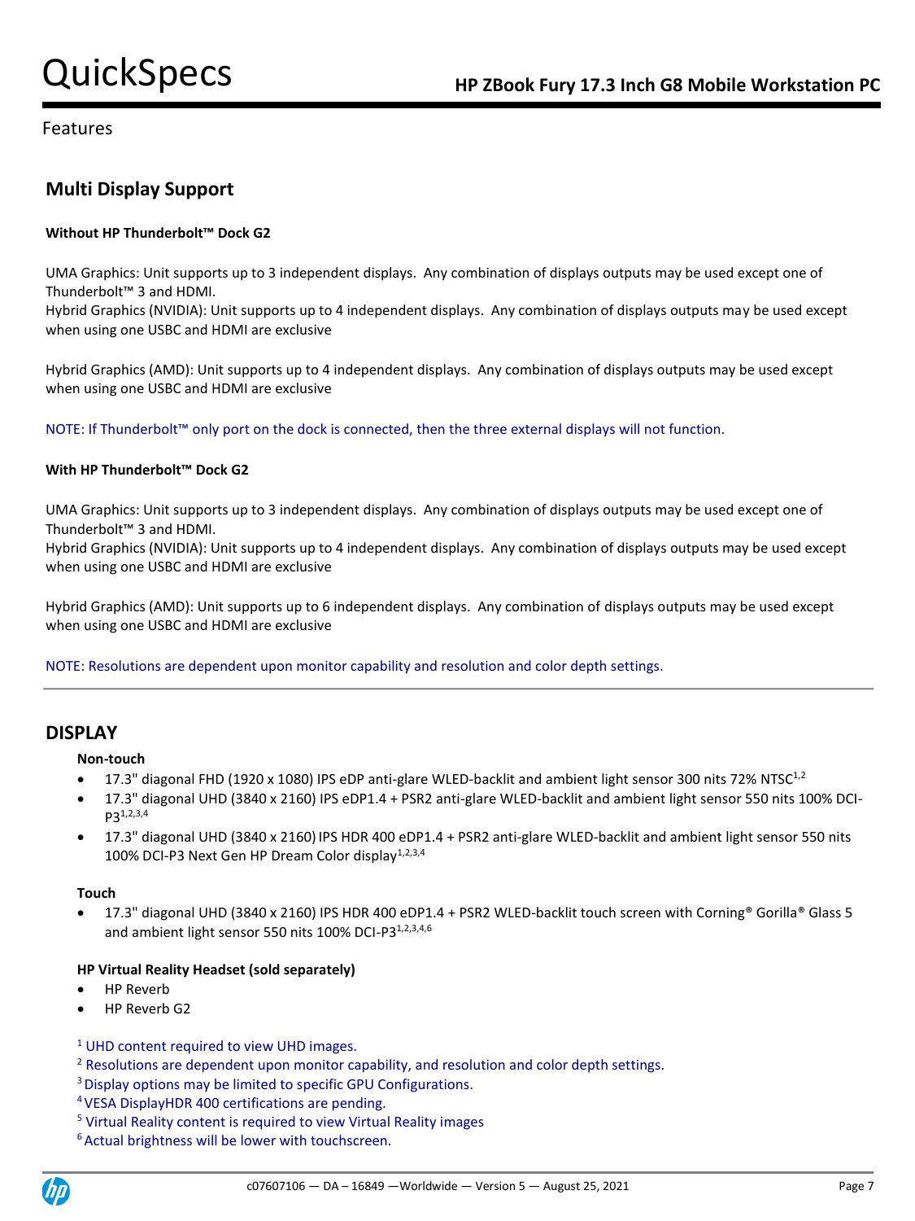Features

## Multi Display Support

**Without HP Thunderbolt™ Dock G2**

UMA Graphics: Unit supports up to 3 independent displays. Any combination of displays outputs may be used except one of Thunderbolt™ 3 and HDMI.
Hybrid Graphics (NVIDIA): Unit supports up to 4 independent displays. Any combination of displays outputs may be used except when using one USBC and HDMI are exclusive

Hybrid Graphics (AMD): Unit supports up to 4 independent displays. Any combination of displays outputs may be used except when using one USBC and HDMI are exclusive

NOTE: If Thunderbolt™ only port on the dock is connected, then the three external displays will not function.

**With HP Thunderbolt™ Dock G2**

UMA Graphics: Unit supports up to 3 independent displays. Any combination of displays outputs may be used except one of Thunderbolt™ 3 and HDMI.
Hybrid Graphics (NVIDIA): Unit supports up to 4 independent displays. Any combination of displays outputs may be used except when using one USBC and HDMI are exclusive

Hybrid Graphics (AMD): Unit supports up to 6 independent displays. Any combination of displays outputs may be used except when using one USBC and HDMI are exclusive

NOTE: Resolutions are dependent upon monitor capability and resolution and color depth settings.

## DISPLAY

**Non-touch**

- 17.3" diagonal FHD (1920 x 1080) IPS eDP anti-glare WLED-backlit and ambient light sensor 300 nits 72% NTSC[1,2]
- 17.3" diagonal UHD (3840 x 2160) IPS eDP1.4 + PSR2 anti-glare WLED-backlit and ambient light sensor 550 nits 100% DCI-P3[1,2,3,4]
- 17.3" diagonal UHD (3840 x 2160) IPS HDR 400 eDP1.4 + PSR2 anti-glare WLED-backlit and ambient light sensor 550 nits 100% DCI-P3 Next Gen HP Dream Color display[1,2,3,4]

**Touch**

- 17.3" diagonal UHD (3840 x 2160) IPS HDR 400 eDP1.4 + PSR2 WLED-backlit touch screen with Corning® Gorilla® Glass 5 and ambient light sensor 550 nits 100% DCI-P3[1,2,3,4,6]

**HP Virtual Reality Headset (sold separately)**

- HP Reverb
- HP Reverb G2

[1] UHD content required to view UHD images.
[2] Resolutions are dependent upon monitor capability, and resolution and color depth settings.
[3] Display options may be limited to specific GPU Configurations.
[4] VESA DisplayHDR 400 certifications are pending.
[5] Virtual Reality content is required to view Virtual Reality images
[6] Actual brightness will be lower with touchscreen.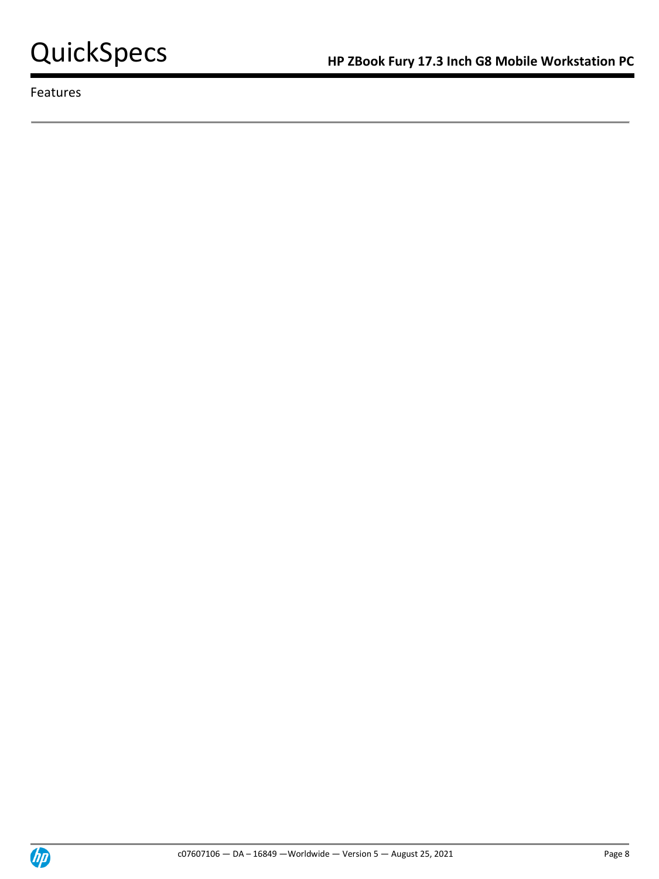Features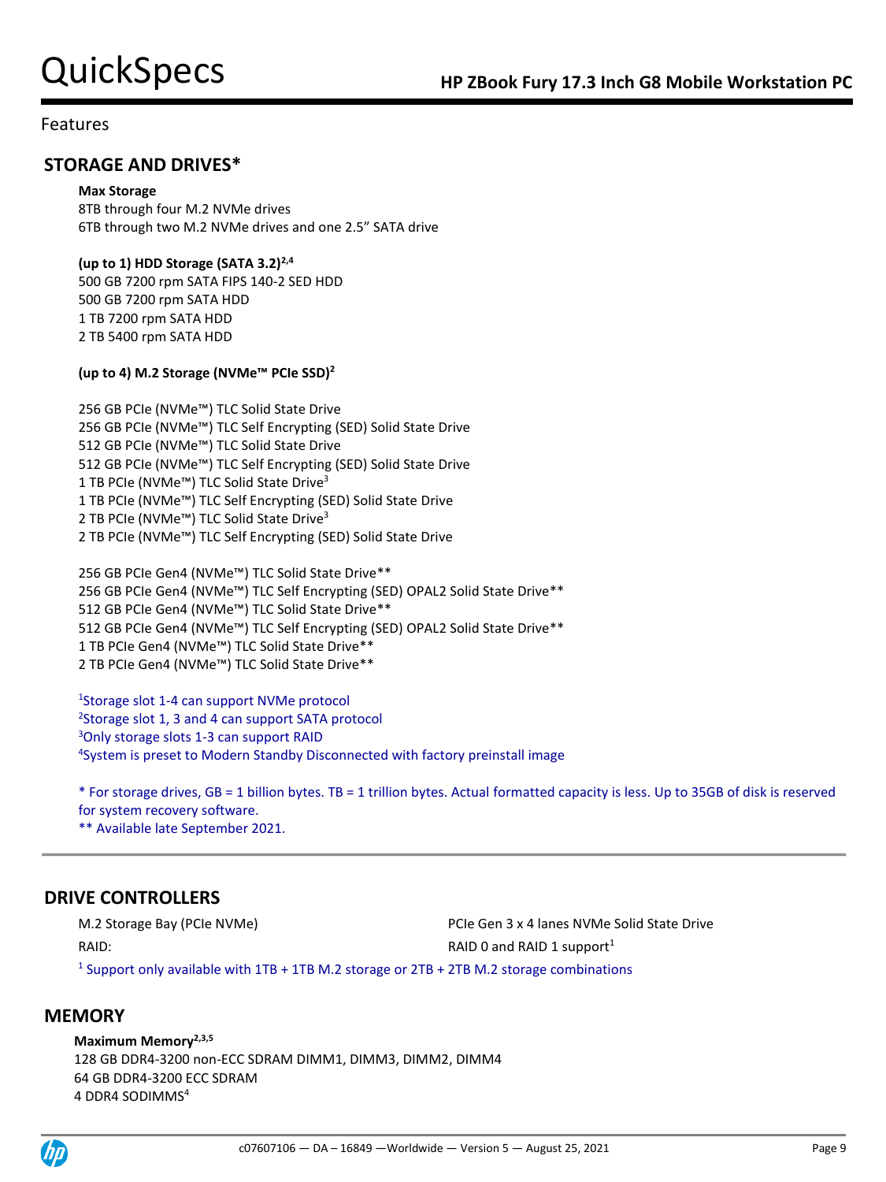Features

## STORAGE AND DRIVES*

**Max Storage**
8TB through four M.2 NVMe drives
6TB through two M.2 NVMe drives and one 2.5" SATA drive

**(up to 1) HDD Storage (SATA 3.2)[2,4]**
500 GB 7200 rpm SATA FIPS 140-2 SED HDD
500 GB 7200 rpm SATA HDD
1 TB 7200 rpm SATA HDD
2 TB 5400 rpm SATA HDD

**(up to 4) M.2 Storage (NVMe™ PCIe SSD)[2]**

256 GB PCIe (NVMe™) TLC Solid State Drive
256 GB PCIe (NVMe™) TLC Self Encrypting (SED) Solid State Drive
512 GB PCIe (NVMe™) TLC Solid State Drive
512 GB PCIe (NVMe™) TLC Self Encrypting (SED) Solid State Drive
1 TB PCIe (NVMe™) TLC Solid State Drive[3]
1 TB PCIe (NVMe™) TLC Self Encrypting (SED) Solid State Drive
2 TB PCIe (NVMe™) TLC Solid State Drive[3]
2 TB PCIe (NVMe™) TLC Self Encrypting (SED) Solid State Drive

256 GB PCIe Gen4 (NVMe™) TLC Solid State Drive**
256 GB PCIe Gen4 (NVMe™) TLC Self Encrypting (SED) OPAL2 Solid State Drive**
512 GB PCIe Gen4 (NVMe™) TLC Solid State Drive**
512 GB PCIe Gen4 (NVMe™) TLC Self Encrypting (SED) OPAL2 Solid State Drive**
1 TB PCIe Gen4 (NVMe™) TLC Solid State Drive**
2 TB PCIe Gen4 (NVMe™) TLC Solid State Drive**

[1]Storage slot 1-4 can support NVMe protocol
[2]Storage slot 1, 3 and 4 can support SATA protocol
[3]Only storage slots 1-3 can support RAID
[4]System is preset to Modern Standby Disconnected with factory preinstall image

* For storage drives, GB = 1 billion bytes. TB = 1 trillion bytes. Actual formatted capacity is less. Up to 35GB of disk is reserved for system recovery software.
** Available late September 2021.

## DRIVE CONTROLLERS

| | |
|---|---|
| M.2 Storage Bay (PCIe NVMe) | PCIe Gen 3 x 4 lanes NVMe Solid State Drive |
| RAID: | RAID 0 and RAID 1 support[1] |

[1] Support only available with 1TB + 1TB M.2 storage or 2TB + 2TB M.2 storage combinations

## MEMORY

**Maximum Memory[2,3,5]**
128 GB DDR4-3200 non-ECC SDRAM DIMM1, DIMM3, DIMM2, DIMM4
64 GB DDR4-3200 ECC SDRAM
4 DDR4 SODIMMS[4]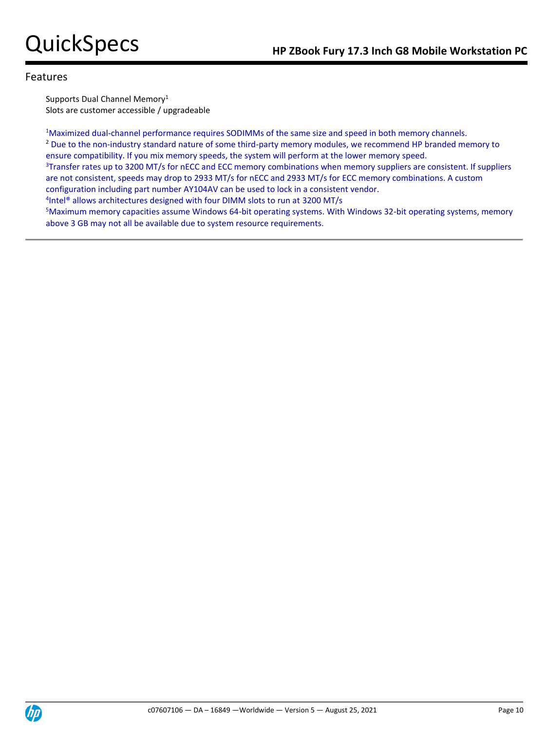## Features

Supports Dual Channel Memory[1]
Slots are customer accessible / upgradeable

[1]Maximized dual-channel performance requires SODIMMs of the same size and speed in both memory channels.
[2] Due to the non-industry standard nature of some third-party memory modules, we recommend HP branded memory to ensure compatibility. If you mix memory speeds, the system will perform at the lower memory speed.
[3]Transfer rates up to 3200 MT/s for nECC and ECC memory combinations when memory suppliers are consistent. If suppliers are not consistent, speeds may drop to 2933 MT/s for nECC and 2933 MT/s for ECC memory combinations. A custom configuration including part number AY104AV can be used to lock in a consistent vendor.
[4]Intel® allows architectures designed with four DIMM slots to run at 3200 MT/s
[5]Maximum memory capacities assume Windows 64-bit operating systems. With Windows 32-bit operating systems, memory above 3 GB may not all be available due to system resource requirements.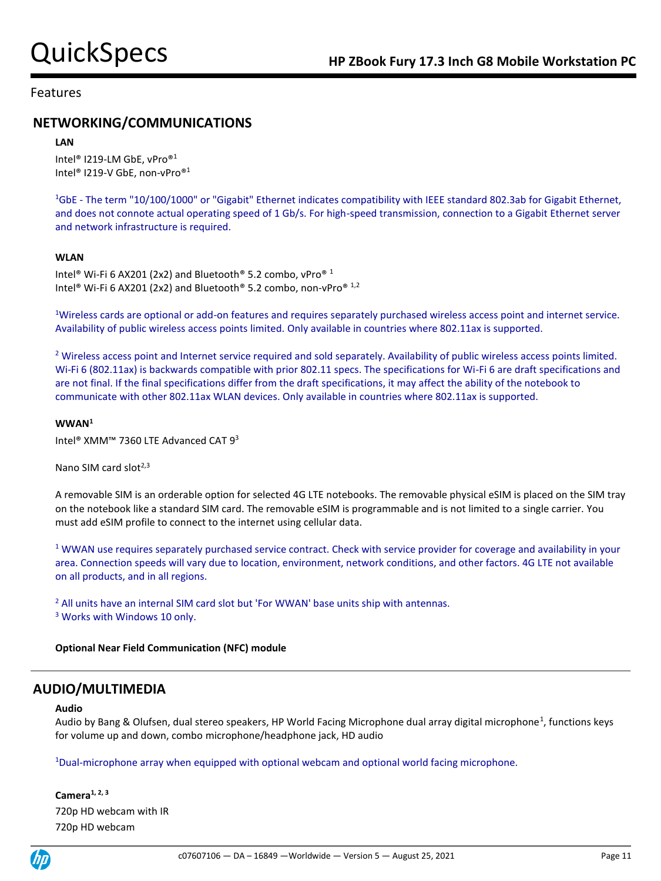## Features

## NETWORKING/COMMUNICATIONS

**LAN**

Intel® I219-LM GbE, vPro®[1]
Intel® I219-V GbE, non-vPro®[1]

[1]GbE - The term "10/100/1000" or "Gigabit" Ethernet indicates compatibility with IEEE standard 802.3ab for Gigabit Ethernet, and does not connote actual operating speed of 1 Gb/s. For high-speed transmission, connection to a Gigabit Ethernet server and network infrastructure is required.

**WLAN**

Intel® Wi-Fi 6 AX201 (2x2) and Bluetooth® 5.2 combo, vPro® [1]
Intel® Wi-Fi 6 AX201 (2x2) and Bluetooth® 5.2 combo, non-vPro® [1,2]

[1]Wireless cards are optional or add-on features and requires separately purchased wireless access point and internet service. Availability of public wireless access points limited. Only available in countries where 802.11ax is supported.

[2] Wireless access point and Internet service required and sold separately. Availability of public wireless access points limited. Wi-Fi 6 (802.11ax) is backwards compatible with prior 802.11 specs. The specifications for Wi-Fi 6 are draft specifications and are not final. If the final specifications differ from the draft specifications, it may affect the ability of the notebook to communicate with other 802.11ax WLAN devices. Only available in countries where 802.11ax is supported.

**WWAN[1]**

Intel® XMM™ 7360 LTE Advanced CAT 9[3]

Nano SIM card slot[2,3]

A removable SIM is an orderable option for selected 4G LTE notebooks. The removable physical eSIM is placed on the SIM tray on the notebook like a standard SIM card. The removable eSIM is programmable and is not limited to a single carrier. You must add eSIM profile to connect to the internet using cellular data.

[1] WWAN use requires separately purchased service contract. Check with service provider for coverage and availability in your area. Connection speeds will vary due to location, environment, network conditions, and other factors. 4G LTE not available on all products, and in all regions.

[2] All units have an internal SIM card slot but 'For WWAN' base units ship with antennas.
[3] Works with Windows 10 only.

**Optional Near Field Communication (NFC) module**

## AUDIO/MULTIMEDIA

**Audio**

Audio by Bang & Olufsen, dual stereo speakers, HP World Facing Microphone dual array digital microphone[1], functions keys for volume up and down, combo microphone/headphone jack, HD audio

[1]Dual-microphone array when equipped with optional webcam and optional world facing microphone.

**Camera[1, 2, 3]**

720p HD webcam with IR
720p HD webcam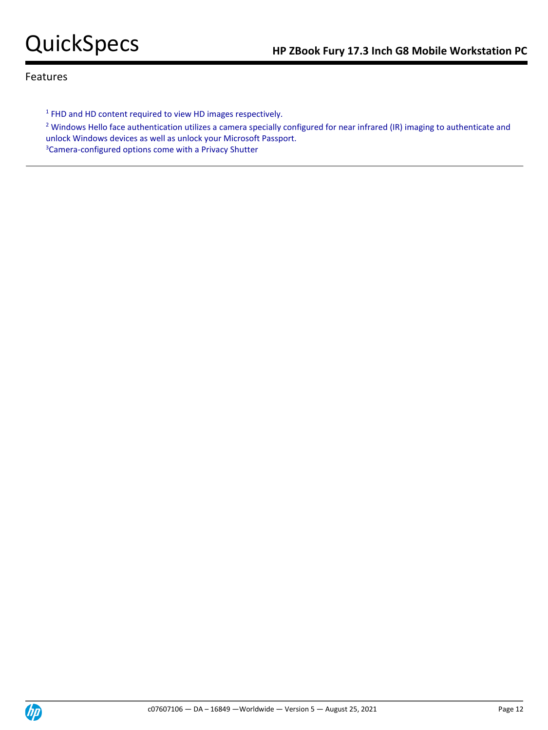## Features

[1] FHD and HD content required to view HD images respectively.

[2] Windows Hello face authentication utilizes a camera specially configured for near infrared (IR) imaging to authenticate and unlock Windows devices as well as unlock your Microsoft Passport.

[3]Camera-configured options come with a Privacy Shutter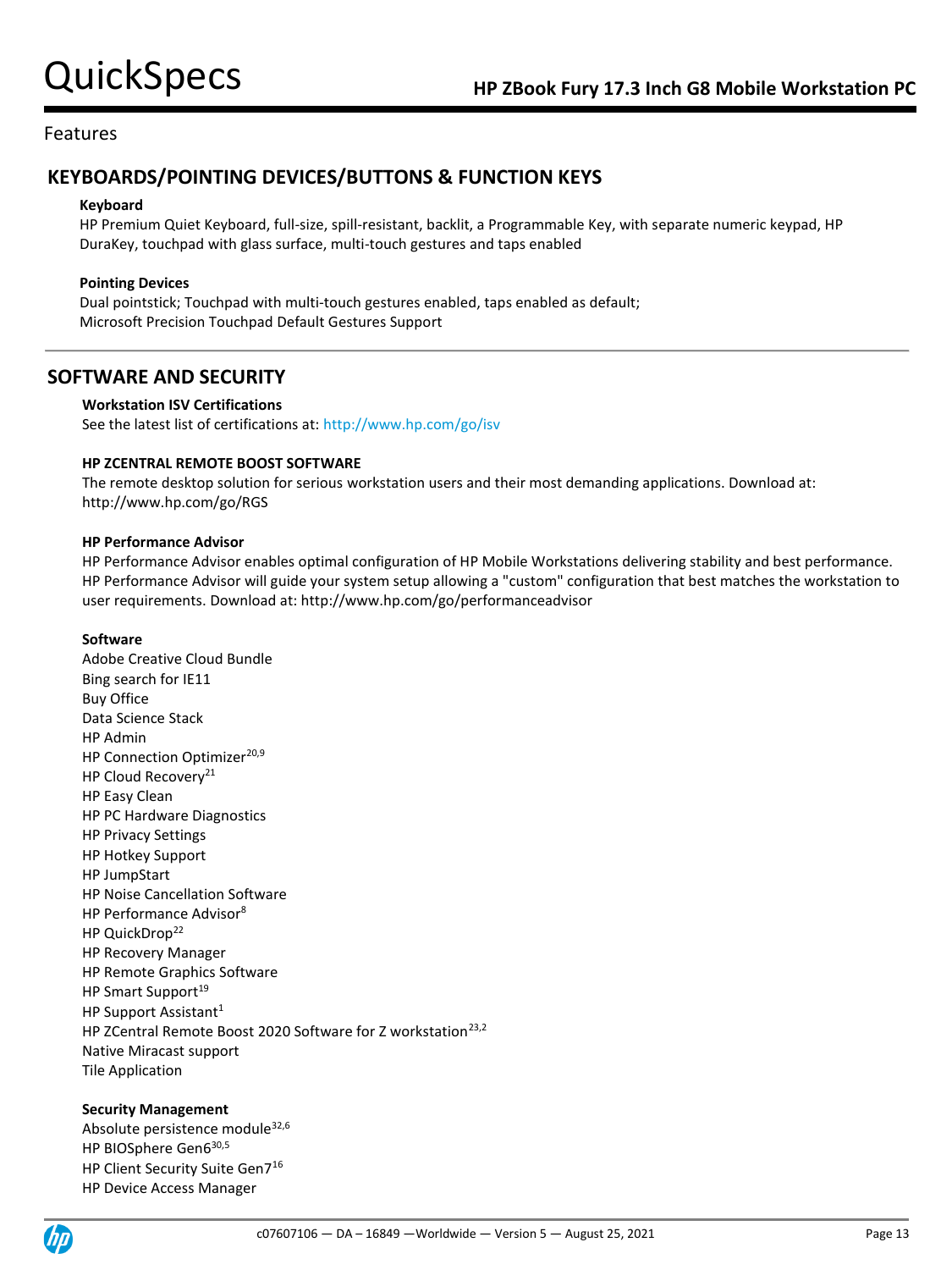## Features

## KEYBOARDS/POINTING DEVICES/BUTTONS & FUNCTION KEYS

**Keyboard**

HP Premium Quiet Keyboard, full-size, spill-resistant, backlit, a Programmable Key, with separate numeric keypad, HP DuraKey, touchpad with glass surface, multi-touch gestures and taps enabled

**Pointing Devices**

Dual pointstick; Touchpad with multi-touch gestures enabled, taps enabled as default;
Microsoft Precision Touchpad Default Gestures Support

## SOFTWARE AND SECURITY

**Workstation ISV Certifications**

See the latest list of certifications at: http://www.hp.com/go/isv

**HP ZCENTRAL REMOTE BOOST SOFTWARE**

The remote desktop solution for serious workstation users and their most demanding applications. Download at: http://www.hp.com/go/RGS

**HP Performance Advisor**

HP Performance Advisor enables optimal configuration of HP Mobile Workstations delivering stability and best performance. HP Performance Advisor will guide your system setup allowing a "custom" configuration that best matches the workstation to user requirements. Download at: http://www.hp.com/go/performanceadvisor

**Software**

Adobe Creative Cloud Bundle
Bing search for IE11
Buy Office
Data Science Stack
HP Admin
HP Connection Optimizer[20,9]
HP Cloud Recovery[21]
HP Easy Clean
HP PC Hardware Diagnostics
HP Privacy Settings
HP Hotkey Support
HP JumpStart
HP Noise Cancellation Software
HP Performance Advisor[8]
HP QuickDrop[22]
HP Recovery Manager
HP Remote Graphics Software
HP Smart Support[19]
HP Support Assistant[1]
HP ZCentral Remote Boost 2020 Software for Z workstation[23,2]
Native Miracast support
Tile Application

**Security Management**

Absolute persistence module[32,6]
HP BIOSphere Gen6[30,5]
HP Client Security Suite Gen7[16]
HP Device Access Manager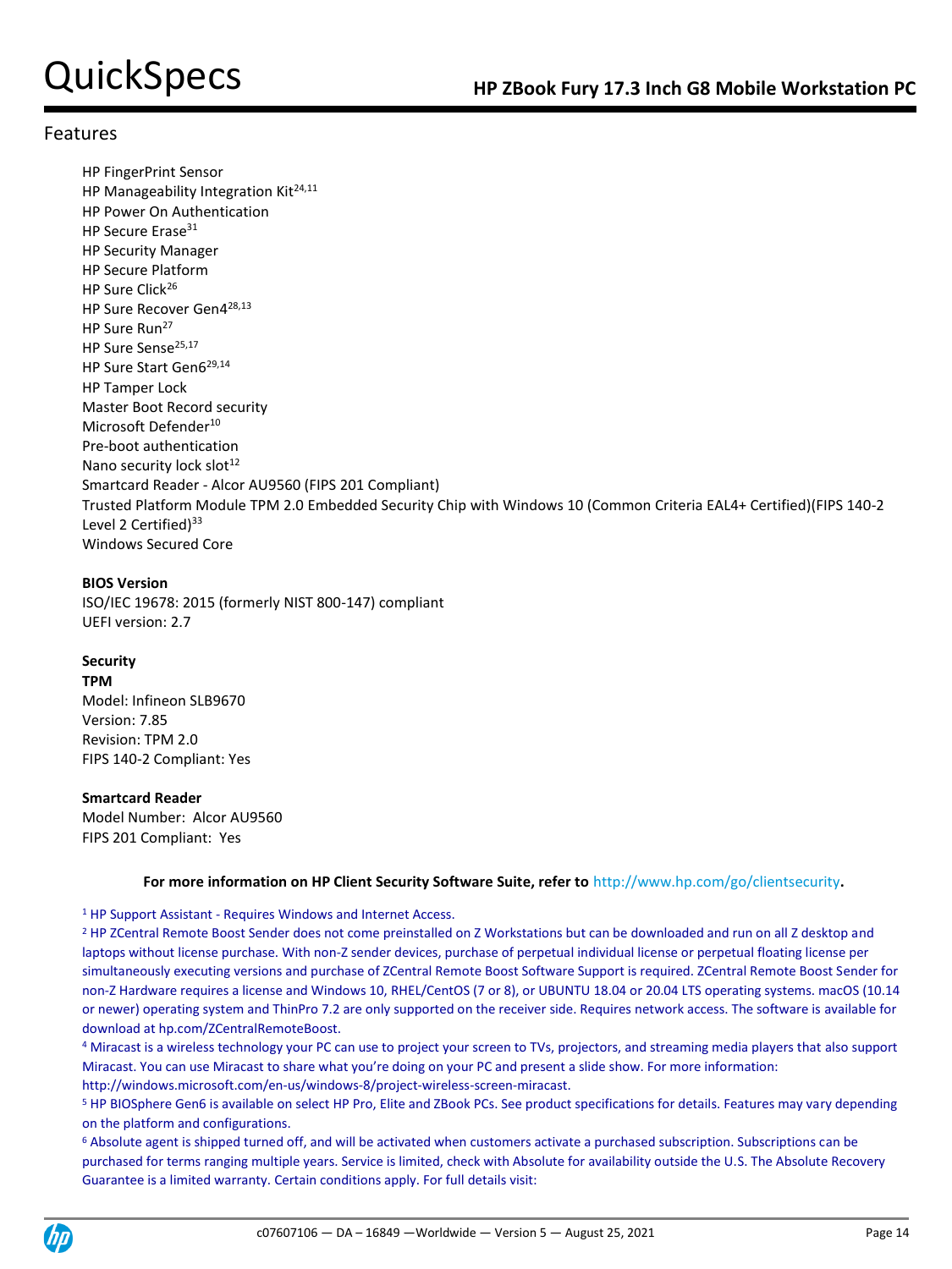## Features

HP FingerPrint Sensor
HP Manageability Integration Kit[24,11]
HP Power On Authentication
HP Secure Erase[31]
HP Security Manager
HP Secure Platform
HP Sure Click[26]
HP Sure Recover Gen4[28,13]
HP Sure Run[27]
HP Sure Sense[25,17]
HP Sure Start Gen6[29,14]
HP Tamper Lock
Master Boot Record security
Microsoft Defender[10]
Pre-boot authentication
Nano security lock slot[12]
Smartcard Reader - Alcor AU9560 (FIPS 201 Compliant)
Trusted Platform Module TPM 2.0 Embedded Security Chip with Windows 10 (Common Criteria EAL4+ Certified)(FIPS 140-2 Level 2 Certified)[33]
Windows Secured Core

**BIOS Version**
ISO/IEC 19678: 2015 (formerly NIST 800-147) compliant
UEFI version: 2.7

**Security**
**TPM**
Model: Infineon SLB9670
Version: 7.85
Revision: TPM 2.0
FIPS 140-2 Compliant: Yes

**Smartcard Reader**
Model Number: Alcor AU9560
FIPS 201 Compliant: Yes

**For more information on HP Client Security Software Suite, refer to** http://www.hp.com/go/clientsecurity**.**

[1] HP Support Assistant - Requires Windows and Internet Access.
[2] HP ZCentral Remote Boost Sender does not come preinstalled on Z Workstations but can be downloaded and run on all Z desktop and laptops without license purchase. With non-Z sender devices, purchase of perpetual individual license or perpetual floating license per simultaneously executing versions and purchase of ZCentral Remote Boost Software Support is required. ZCentral Remote Boost Sender for non-Z Hardware requires a license and Windows 10, RHEL/CentOS (7 or 8), or UBUNTU 18.04 or 20.04 LTS operating systems. macOS (10.14 or newer) operating system and ThinPro 7.2 are only supported on the receiver side. Requires network access. The software is available for download at hp.com/ZCentralRemoteBoost.
[4] Miracast is a wireless technology your PC can use to project your screen to TVs, projectors, and streaming media players that also support Miracast. You can use Miracast to share what you're doing on your PC and present a slide show. For more information: http://windows.microsoft.com/en-us/windows-8/project-wireless-screen-miracast.
[5] HP BIOSphere Gen6 is available on select HP Pro, Elite and ZBook PCs. See product specifications for details. Features may vary depending on the platform and configurations.
[6] Absolute agent is shipped turned off, and will be activated when customers activate a purchased subscription. Subscriptions can be purchased for terms ranging multiple years. Service is limited, check with Absolute for availability outside the U.S. The Absolute Recovery Guarantee is a limited warranty. Certain conditions apply. For full details visit: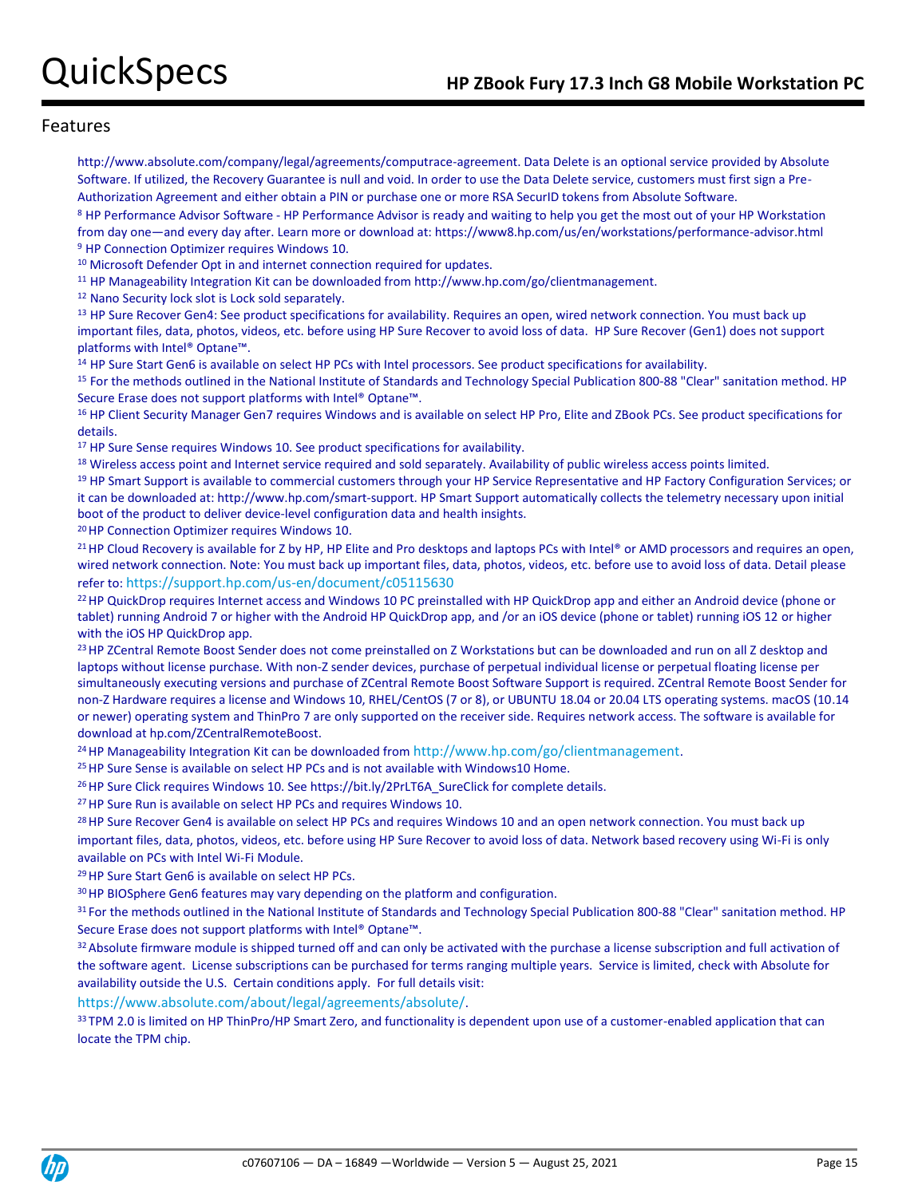## Features

http://www.absolute.com/company/legal/agreements/computrace-agreement. Data Delete is an optional service provided by Absolute Software. If utilized, the Recovery Guarantee is null and void. In order to use the Data Delete service, customers must first sign a Pre-Authorization Agreement and either obtain a PIN or purchase one or more RSA SecurID tokens from Absolute Software.

[8] HP Performance Advisor Software - HP Performance Advisor is ready and waiting to help you get the most out of your HP Workstation from day one—and every day after. Learn more or download at: https://www8.hp.com/us/en/workstations/performance-advisor.html

[9] HP Connection Optimizer requires Windows 10.

[10] Microsoft Defender Opt in and internet connection required for updates.

[11] HP Manageability Integration Kit can be downloaded from http://www.hp.com/go/clientmanagement.

[12] Nano Security lock slot is Lock sold separately.

[13] HP Sure Recover Gen4: See product specifications for availability. Requires an open, wired network connection. You must back up important files, data, photos, videos, etc. before using HP Sure Recover to avoid loss of data. HP Sure Recover (Gen1) does not support platforms with Intel® Optane™.

[14] HP Sure Start Gen6 is available on select HP PCs with Intel processors. See product specifications for availability.

[15] For the methods outlined in the National Institute of Standards and Technology Special Publication 800-88 "Clear" sanitation method. HP Secure Erase does not support platforms with Intel® Optane™.

[16] HP Client Security Manager Gen7 requires Windows and is available on select HP Pro, Elite and ZBook PCs. See product specifications for details.

[17] HP Sure Sense requires Windows 10. See product specifications for availability.

[18] Wireless access point and Internet service required and sold separately. Availability of public wireless access points limited.

[19] HP Smart Support is available to commercial customers through your HP Service Representative and HP Factory Configuration Services; or it can be downloaded at: http://www.hp.com/smart-support. HP Smart Support automatically collects the telemetry necessary upon initial boot of the product to deliver device-level configuration data and health insights.

[20] HP Connection Optimizer requires Windows 10.

[21] HP Cloud Recovery is available for Z by HP, HP Elite and Pro desktops and laptops PCs with Intel® or AMD processors and requires an open, wired network connection. Note: You must back up important files, data, photos, videos, etc. before use to avoid loss of data. Detail please refer to: https://support.hp.com/us-en/document/c05115630

[22] HP QuickDrop requires Internet access and Windows 10 PC preinstalled with HP QuickDrop app and either an Android device (phone or tablet) running Android 7 or higher with the Android HP QuickDrop app, and /or an iOS device (phone or tablet) running iOS 12 or higher with the iOS HP QuickDrop app.

[23] HP ZCentral Remote Boost Sender does not come preinstalled on Z Workstations but can be downloaded and run on all Z desktop and laptops without license purchase. With non-Z sender devices, purchase of perpetual individual license or perpetual floating license per simultaneously executing versions and purchase of ZCentral Remote Boost Software Support is required. ZCentral Remote Boost Sender for non-Z Hardware requires a license and Windows 10, RHEL/CentOS (7 or 8), or UBUNTU 18.04 or 20.04 LTS operating systems. macOS (10.14 or newer) operating system and ThinPro 7 are only supported on the receiver side. Requires network access. The software is available for download at hp.com/ZCentralRemoteBoost.

[24] HP Manageability Integration Kit can be downloaded from http://www.hp.com/go/clientmanagement.

[25] HP Sure Sense is available on select HP PCs and is not available with Windows10 Home.

[26] HP Sure Click requires Windows 10. See https://bit.ly/2PrLT6A_SureClick for complete details.

[27] HP Sure Run is available on select HP PCs and requires Windows 10.

[28] HP Sure Recover Gen4 is available on select HP PCs and requires Windows 10 and an open network connection. You must back up important files, data, photos, videos, etc. before using HP Sure Recover to avoid loss of data. Network based recovery using Wi-Fi is only available on PCs with Intel Wi-Fi Module.

[29] HP Sure Start Gen6 is available on select HP PCs.

[30] HP BIOSphere Gen6 features may vary depending on the platform and configuration.

[31] For the methods outlined in the National Institute of Standards and Technology Special Publication 800-88 "Clear" sanitation method. HP Secure Erase does not support platforms with Intel® Optane™.

[32] Absolute firmware module is shipped turned off and can only be activated with the purchase a license subscription and full activation of the software agent. License subscriptions can be purchased for terms ranging multiple years. Service is limited, check with Absolute for availability outside the U.S. Certain conditions apply. For full details visit: https://www.absolute.com/about/legal/agreements/absolute/.

[33] TPM 2.0 is limited on HP ThinPro/HP Smart Zero, and functionality is dependent upon use of a customer-enabled application that can locate the TPM chip.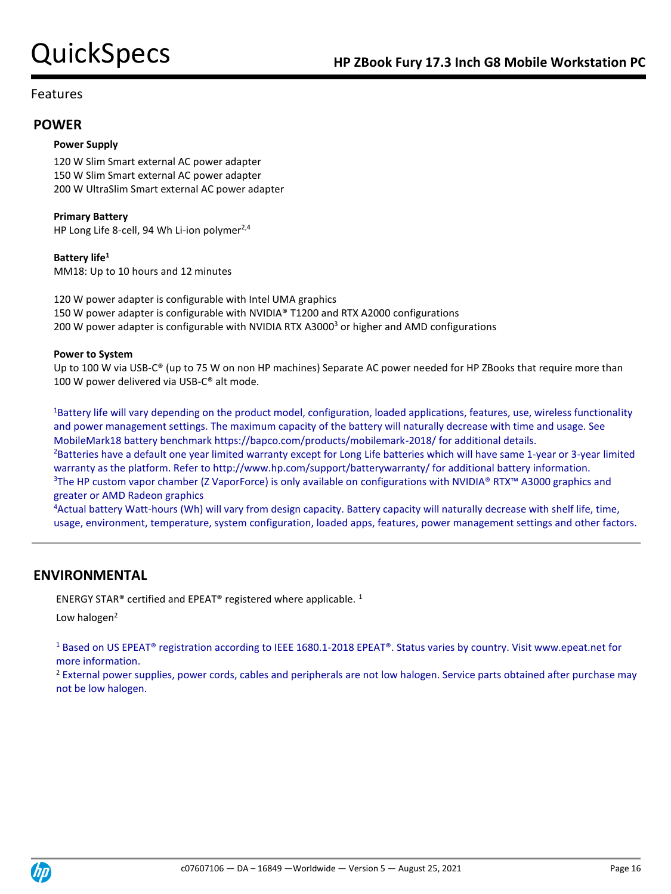Features

## POWER

**Power Supply**

120 W Slim Smart external AC power adapter
150 W Slim Smart external AC power adapter
200 W UltraSlim Smart external AC power adapter

**Primary Battery**
HP Long Life 8-cell, 94 Wh Li-ion polymer[2,4]

**Battery life[1]**
MM18: Up to 10 hours and 12 minutes

120 W power adapter is configurable with Intel UMA graphics
150 W power adapter is configurable with NVIDIA® T1200 and RTX A2000 configurations
200 W power adapter is configurable with NVIDIA RTX A3000[3] or higher and AMD configurations

**Power to System**
Up to 100 W via USB-C® (up to 75 W on non HP machines) Separate AC power needed for HP ZBooks that require more than 100 W power delivered via USB-C® alt mode.

[1]Battery life will vary depending on the product model, configuration, loaded applications, features, use, wireless functionality and power management settings. The maximum capacity of the battery will naturally decrease with time and usage. See MobileMark18 battery benchmark https://bapco.com/products/mobilemark-2018/ for additional details.
[2]Batteries have a default one year limited warranty except for Long Life batteries which will have same 1-year or 3-year limited warranty as the platform. Refer to http://www.hp.com/support/batterywarranty/ for additional battery information.
[3]The HP custom vapor chamber (Z VaporForce) is only available on configurations with NVIDIA® RTX™ A3000 graphics and greater or AMD Radeon graphics
[4]Actual battery Watt-hours (Wh) will vary from design capacity. Battery capacity will naturally decrease with shelf life, time, usage, environment, temperature, system configuration, loaded apps, features, power management settings and other factors.

## ENVIRONMENTAL

ENERGY STAR® certified and EPEAT® registered where applicable. [1]

Low halogen[2]

[1] Based on US EPEAT® registration according to IEEE 1680.1-2018 EPEAT®. Status varies by country. Visit www.epeat.net for more information.
[2] External power supplies, power cords, cables and peripherals are not low halogen. Service parts obtained after purchase may not be low halogen.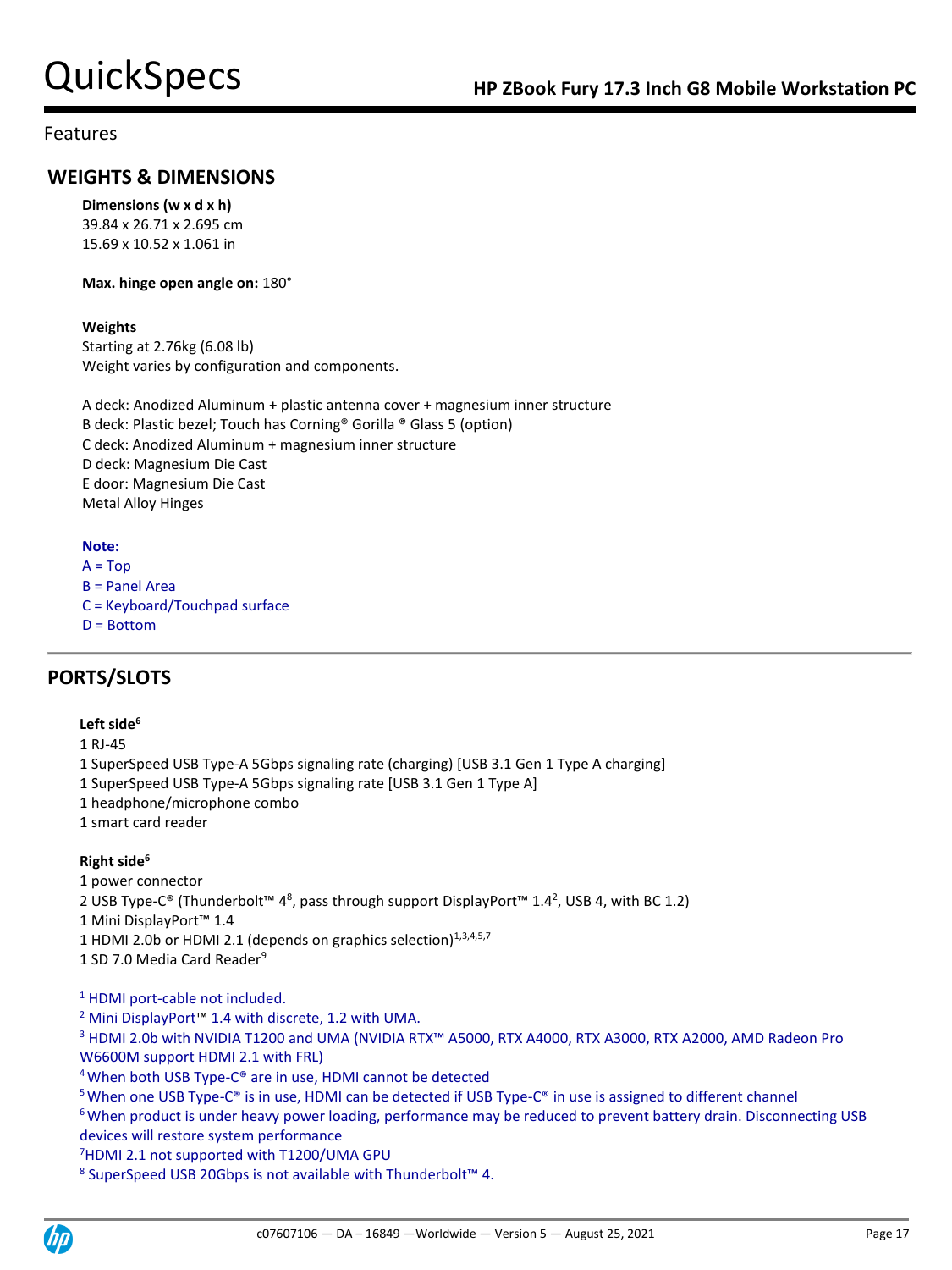Features

## WEIGHTS & DIMENSIONS

**Dimensions (w x d x h)**
39.84 x 26.71 x 2.695 cm
15.69 x 10.52 x 1.061 in

**Max. hinge open angle on:** 180°

**Weights**
Starting at 2.76kg (6.08 lb)
Weight varies by configuration and components.

A deck: Anodized Aluminum + plastic antenna cover + magnesium inner structure
B deck: Plastic bezel; Touch has Corning® Gorilla ® Glass 5 (option)
C deck: Anodized Aluminum + magnesium inner structure
D deck: Magnesium Die Cast
E door: Magnesium Die Cast
Metal Alloy Hinges

**Note:**
A = Top
B = Panel Area
C = Keyboard/Touchpad surface
D = Bottom

## PORTS/SLOTS

**Left side**[6]
1 RJ-45
1 SuperSpeed USB Type-A 5Gbps signaling rate (charging) [USB 3.1 Gen 1 Type A charging]
1 SuperSpeed USB Type-A 5Gbps signaling rate [USB 3.1 Gen 1 Type A]
1 headphone/microphone combo
1 smart card reader

**Right side**[6]
1 power connector
2 USB Type-C® (Thunderbolt™ 4[8], pass through support DisplayPort™ 1.4[2], USB 4, with BC 1.2)
1 Mini DisplayPort™ 1.4
1 HDMI 2.0b or HDMI 2.1 (depends on graphics selection)[1,3,4,5,7]
1 SD 7.0 Media Card Reader[9]

[1] HDMI port-cable not included.
[2] Mini DisplayPort™ 1.4 with discrete, 1.2 with UMA.
[3] HDMI 2.0b with NVIDIA T1200 and UMA (NVIDIA RTX™ A5000, RTX A4000, RTX A3000, RTX A2000, AMD Radeon Pro W6600M support HDMI 2.1 with FRL)
[4] When both USB Type-C® are in use, HDMI cannot be detected
[5] When one USB Type-C® is in use, HDMI can be detected if USB Type-C® in use is assigned to different channel
[6] When product is under heavy power loading, performance may be reduced to prevent battery drain. Disconnecting USB devices will restore system performance
[7] HDMI 2.1 not supported with T1200/UMA GPU
[8] SuperSpeed USB 20Gbps is not available with Thunderbolt™ 4.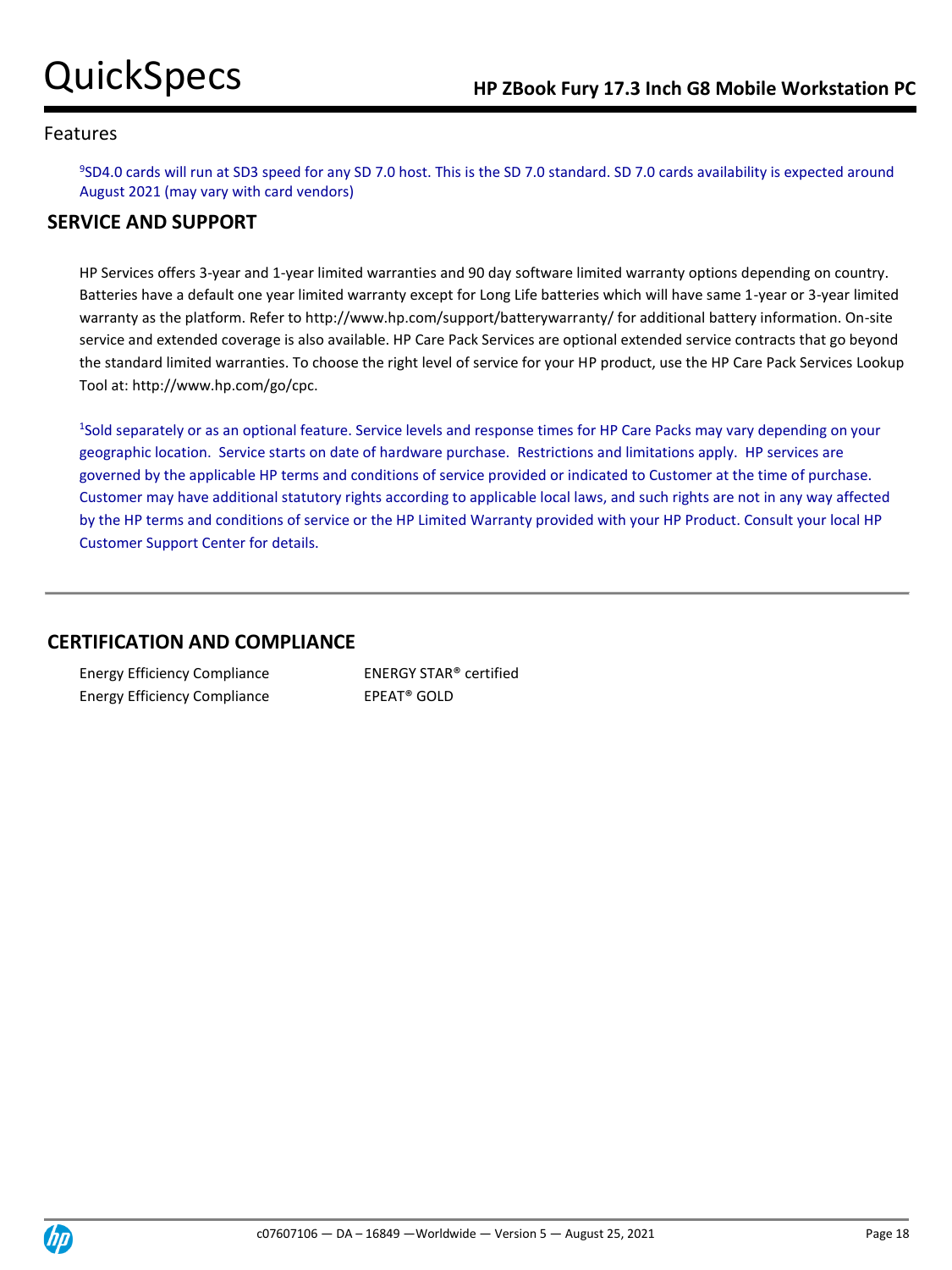## Features

[9]SD4.0 cards will run at SD3 speed for any SD 7.0 host. This is the SD 7.0 standard. SD 7.0 cards availability is expected around August 2021 (may vary with card vendors)

## SERVICE AND SUPPORT

HP Services offers 3-year and 1-year limited warranties and 90 day software limited warranty options depending on country. Batteries have a default one year limited warranty except for Long Life batteries which will have same 1-year or 3-year limited warranty as the platform. Refer to http://www.hp.com/support/batterywarranty/ for additional battery information. On-site service and extended coverage is also available. HP Care Pack Services are optional extended service contracts that go beyond the standard limited warranties. To choose the right level of service for your HP product, use the HP Care Pack Services Lookup Tool at: http://www.hp.com/go/cpc.

[1]Sold separately or as an optional feature. Service levels and response times for HP Care Packs may vary depending on your geographic location. Service starts on date of hardware purchase. Restrictions and limitations apply. HP services are governed by the applicable HP terms and conditions of service provided or indicated to Customer at the time of purchase. Customer may have additional statutory rights according to applicable local laws, and such rights are not in any way affected by the HP terms and conditions of service or the HP Limited Warranty provided with your HP Product. Consult your local HP Customer Support Center for details.

## CERTIFICATION AND COMPLIANCE

| | |
|---|---|
| Energy Efficiency Compliance | ENERGY STAR® certified |
| Energy Efficiency Compliance | EPEAT® GOLD |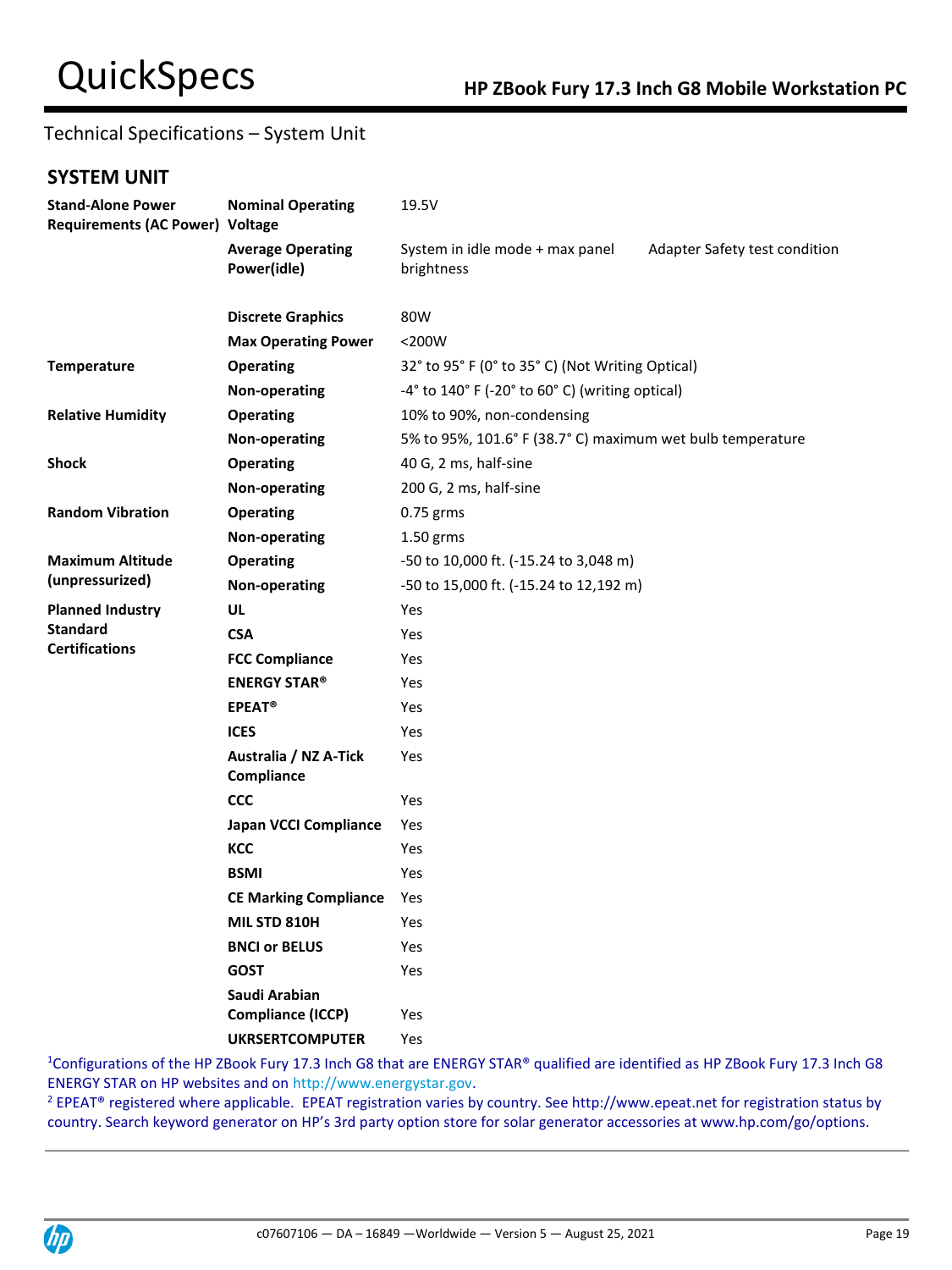Technical Specifications – System Unit

## SYSTEM UNIT

| | | | |
|---|---|---|---|
| **Stand-Alone Power Requirements (AC Power)** | **Nominal Operating Voltage** | 19.5V | |
| | **Average Operating Power(idle)** | System in idle mode + max panel brightness | Adapter Safety test condition |
| | **Discrete Graphics** | 80W | |
| | **Max Operating Power** | <200W | |
| **Temperature** | **Operating** | 32° to 95° F (0° to 35° C) (Not Writing Optical) | |
| | **Non-operating** | -4° to 140° F (-20° to 60° C) (writing optical) | |
| **Relative Humidity** | **Operating** | 10% to 90%, non-condensing | |
| | **Non-operating** | 5% to 95%, 101.6° F (38.7° C) maximum wet bulb temperature | |
| **Shock** | **Operating** | 40 G, 2 ms, half-sine | |
| | **Non-operating** | 200 G, 2 ms, half-sine | |
| **Random Vibration** | **Operating** | 0.75 grms | |
| | **Non-operating** | 1.50 grms | |
| **Maximum Altitude (unpressurized)** | **Operating** | -50 to 10,000 ft. (-15.24 to 3,048 m) | |
| | **Non-operating** | -50 to 15,000 ft. (-15.24 to 12,192 m) | |
| **Planned Industry Standard Certifications** | **UL** | Yes | |
| | **CSA** | Yes | |
| | **FCC Compliance** | Yes | |
| | **ENERGY STAR®** | Yes | |
| | **EPEAT®** | Yes | |
| | **ICES** | Yes | |
| | **Australia / NZ A-Tick Compliance** | Yes | |
| | **CCC** | Yes | |
| | **Japan VCCI Compliance** | Yes | |
| | **KCC** | Yes | |
| | **BSMI** | Yes | |
| | **CE Marking Compliance** | Yes | |
| | **MIL STD 810H** | Yes | |
| | **BNCI or BELUS** | Yes | |
| | **GOST** | Yes | |
| | **Saudi Arabian Compliance (ICCP)** | Yes | |
| | **UKRSERTCOMPUTER** | Yes | |

[1]Configurations of the HP ZBook Fury 17.3 Inch G8 that are ENERGY STAR® qualified are identified as HP ZBook Fury 17.3 Inch G8 ENERGY STAR on HP websites and on http://www.energystar.gov.

[2] EPEAT® registered where applicable. EPEAT registration varies by country. See http://www.epeat.net for registration status by country. Search keyword generator on HP's 3rd party option store for solar generator accessories at www.hp.com/go/options.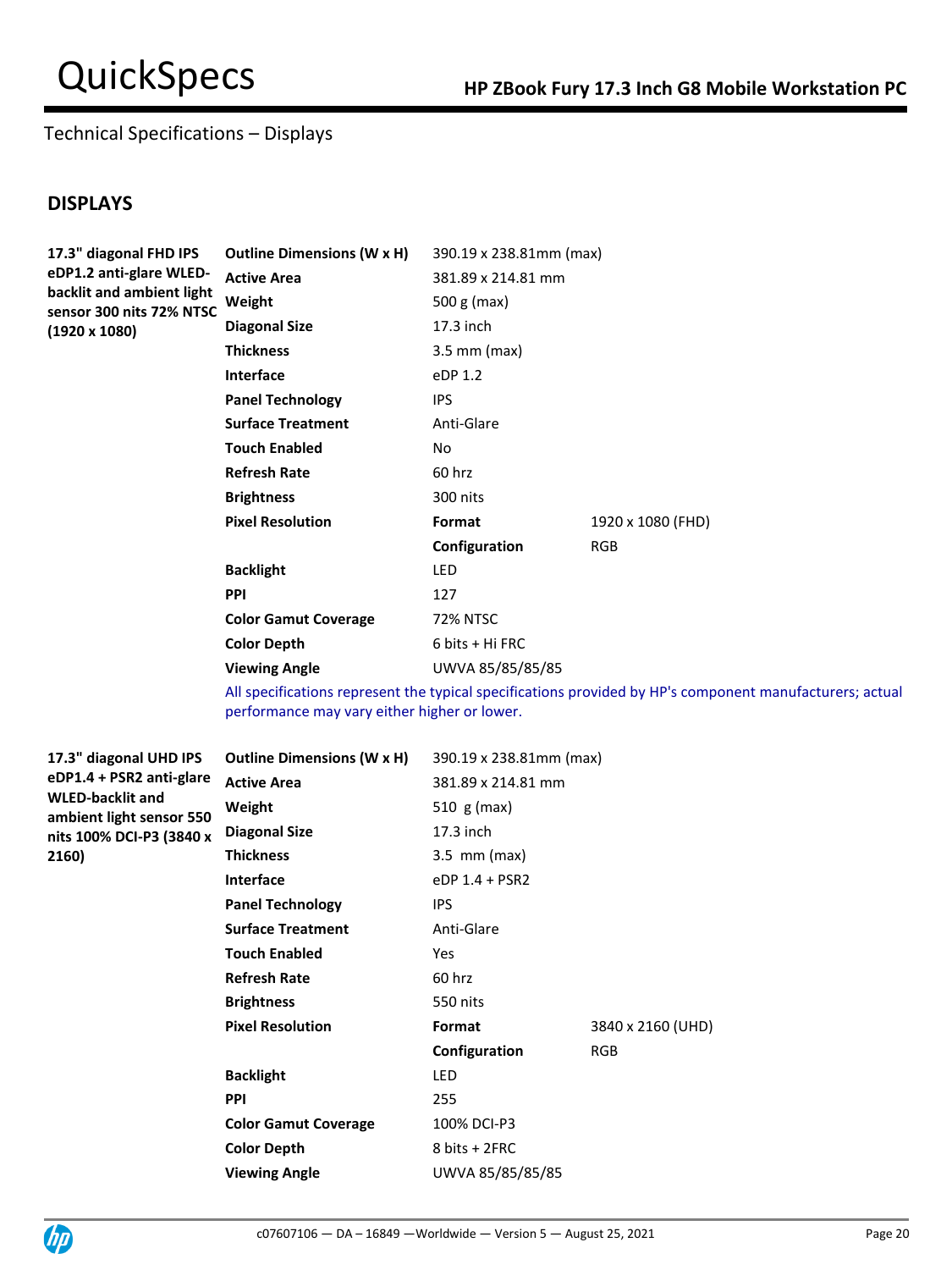Technical Specifications – Displays

## DISPLAYS

| | | | |
|---|---|---|---|
| **17.3" diagonal FHD IPS eDP1.2 anti-glare WLED-backlit and ambient light sensor 300 nits 72% NTSC (1920 x 1080)** | **Outline Dimensions (W x H)** | 390.19 x 238.81mm (max) | |
| | **Active Area** | 381.89 x 214.81 mm | |
| | **Weight** | 500 g (max) | |
| | **Diagonal Size** | 17.3 inch | |
| | **Thickness** | 3.5 mm (max) | |
| | **Interface** | eDP 1.2 | |
| | **Panel Technology** | IPS | |
| | **Surface Treatment** | Anti-Glare | |
| | **Touch Enabled** | No | |
| | **Refresh Rate** | 60 hrz | |
| | **Brightness** | 300 nits | |
| | **Pixel Resolution** | **Format** | 1920 x 1080 (FHD) |
| | | **Configuration** | RGB |
| | **Backlight** | LED | |
| | **PPI** | 127 | |
| | **Color Gamut Coverage** | 72% NTSC | |
| | **Color Depth** | 6 bits + Hi FRC | |
| | **Viewing Angle** | UWVA 85/85/85/85 | |

All specifications represent the typical specifications provided by HP's component manufacturers; actual performance may vary either higher or lower.

| | | | |
|---|---|---|---|
| **17.3" diagonal UHD IPS eDP1.4 + PSR2 anti-glare WLED-backlit and ambient light sensor 550 nits 100% DCI-P3 (3840 x 2160)** | **Outline Dimensions (W x H)** | 390.19 x 238.81mm (max) | |
| | **Active Area** | 381.89 x 214.81 mm | |
| | **Weight** | 510 g (max) | |
| | **Diagonal Size** | 17.3 inch | |
| | **Thickness** | 3.5 mm (max) | |
| | **Interface** | eDP 1.4 + PSR2 | |
| | **Panel Technology** | IPS | |
| | **Surface Treatment** | Anti-Glare | |
| | **Touch Enabled** | Yes | |
| | **Refresh Rate** | 60 hrz | |
| | **Brightness** | 550 nits | |
| | **Pixel Resolution** | **Format** | 3840 x 2160 (UHD) |
| | | **Configuration** | RGB |
| | **Backlight** | LED | |
| | **PPI** | 255 | |
| | **Color Gamut Coverage** | 100% DCI-P3 | |
| | **Color Depth** | 8 bits + 2FRC | |
| | **Viewing Angle** | UWVA 85/85/85/85 | |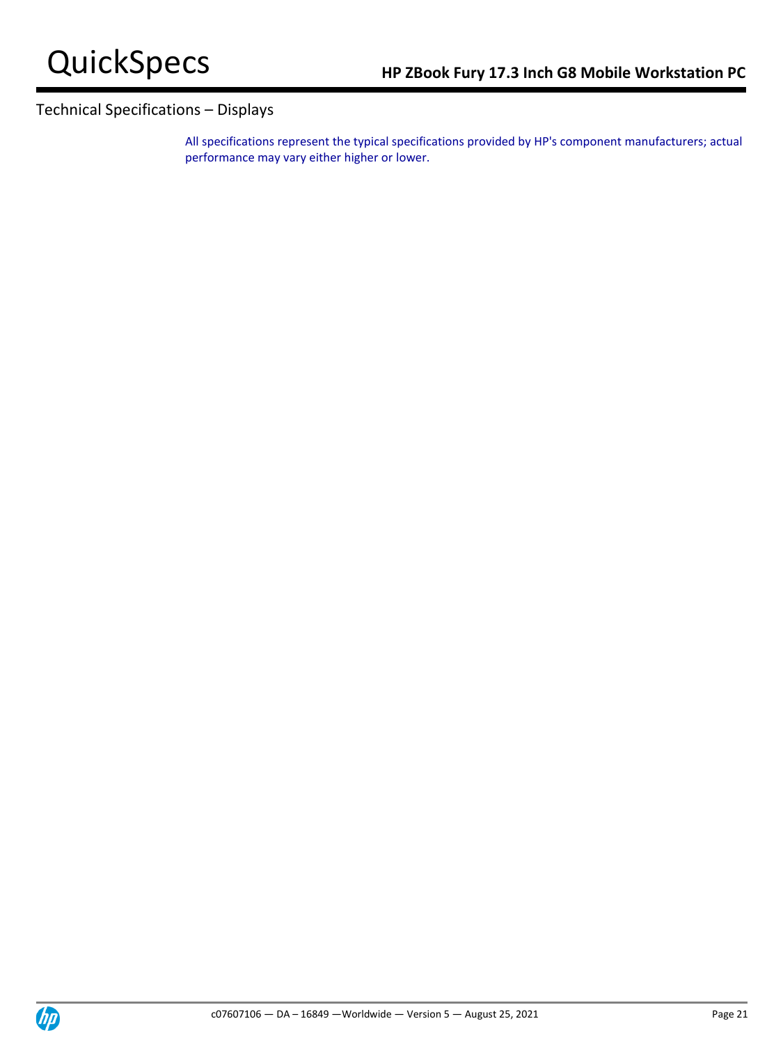## Technical Specifications – Displays

All specifications represent the typical specifications provided by HP's component manufacturers; actual performance may vary either higher or lower.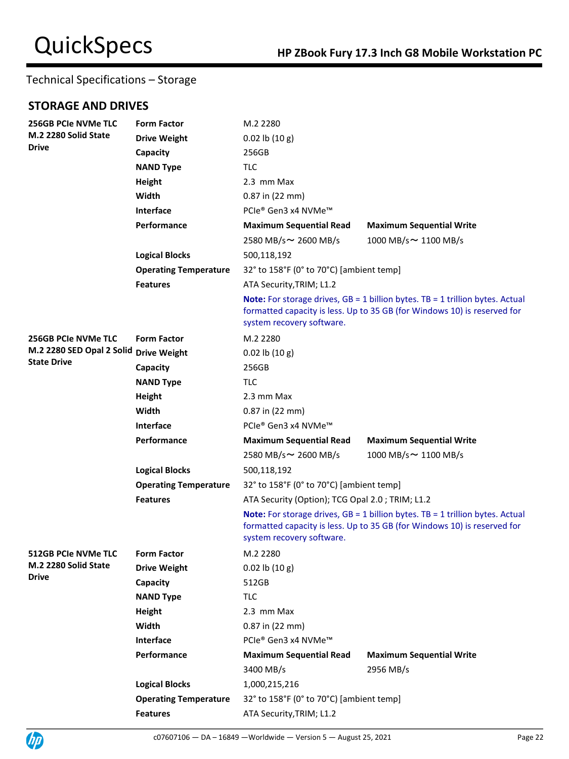Technical Specifications – Storage

## STORAGE AND DRIVES

| | | | |
|---|---|---|---|
| **256GB PCIe NVMe TLC M.2 2280 Solid State Drive** | **Form Factor** | M.2 2280 | |
| | **Drive Weight** | 0.02 lb (10 g) | |
| | **Capacity** | 256GB | |
| | **NAND Type** | TLC | |
| | **Height** | 2.3 mm Max | |
| | **Width** | 0.87 in (22 mm) | |
| | **Interface** | PCIe® Gen3 x4 NVMe™ | |
| | **Performance** | **Maximum Sequential Read** | **Maximum Sequential Write** |
| | | 2580 MB/s～ 2600 MB/s | 1000 MB/s～ 1100 MB/s |
| | **Logical Blocks** | 500,118,192 | |
| | **Operating Temperature** | 32° to 158°F (0° to 70°C) [ambient temp] | |
| | **Features** | ATA Security,TRIM; L1.2 | |
| | | **Note:** For storage drives, GB = 1 billion bytes. TB = 1 trillion bytes. Actual formatted capacity is less. Up to 35 GB (for Windows 10) is reserved for system recovery software. | |
| **256GB PCIe NVMe TLC M.2 2280 SED Opal 2 Solid State Drive** | **Form Factor** | M.2 2280 | |
| | **Drive Weight** | 0.02 lb (10 g) | |
| | **Capacity** | 256GB | |
| | **NAND Type** | TLC | |
| | **Height** | 2.3 mm Max | |
| | **Width** | 0.87 in (22 mm) | |
| | **Interface** | PCIe® Gen3 x4 NVMe™ | |
| | **Performance** | **Maximum Sequential Read** | **Maximum Sequential Write** |
| | | 2580 MB/s～ 2600 MB/s | 1000 MB/s～ 1100 MB/s |
| | **Logical Blocks** | 500,118,192 | |
| | **Operating Temperature** | 32° to 158°F (0° to 70°C) [ambient temp] | |
| | **Features** | ATA Security (Option); TCG Opal 2.0 ; TRIM; L1.2 | |
| | | **Note:** For storage drives, GB = 1 billion bytes. TB = 1 trillion bytes. Actual formatted capacity is less. Up to 35 GB (for Windows 10) is reserved for system recovery software. | |
| **512GB PCIe NVMe TLC M.2 2280 Solid State Drive** | **Form Factor** | M.2 2280 | |
| | **Drive Weight** | 0.02 lb (10 g) | |
| | **Capacity** | 512GB | |
| | **NAND Type** | TLC | |
| | **Height** | 2.3 mm Max | |
| | **Width** | 0.87 in (22 mm) | |
| | **Interface** | PCIe® Gen3 x4 NVMe™ | |
| | **Performance** | **Maximum Sequential Read** | **Maximum Sequential Write** |
| | | 3400 MB/s | 2956 MB/s |
| | **Logical Blocks** | 1,000,215,216 | |
| | **Operating Temperature** | 32° to 158°F (0° to 70°C) [ambient temp] | |
| | **Features** | ATA Security,TRIM; L1.2 | |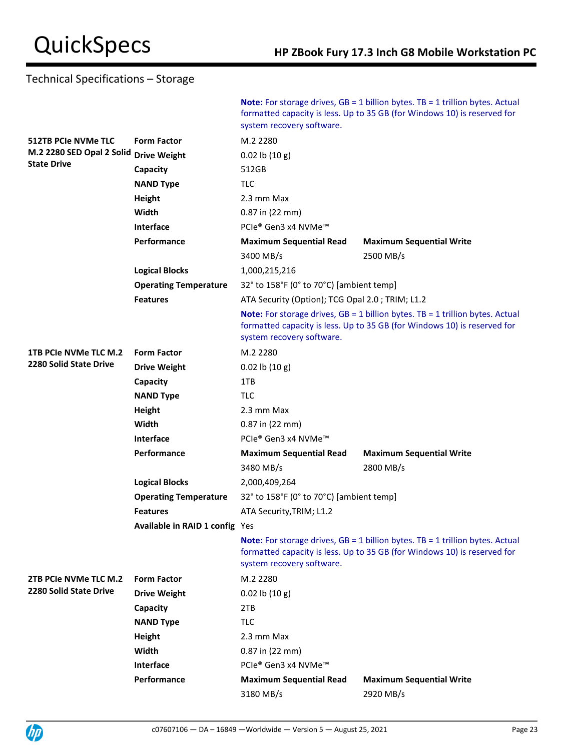## Technical Specifications – Storage

**Note:** For storage drives, GB = 1 billion bytes. TB = 1 trillion bytes. Actual formatted capacity is less. Up to 35 GB (for Windows 10) is reserved for system recovery software.

| | | | |
|---|---|---|---|
| **512TB PCIe NVMe TLC M.2 2280 SED Opal 2 Solid State Drive** | **Form Factor** | M.2 2280 | |
| | **Drive Weight** | 0.02 lb (10 g) | |
| | **Capacity** | 512GB | |
| | **NAND Type** | TLC | |
| | **Height** | 2.3 mm Max | |
| | **Width** | 0.87 in (22 mm) | |
| | **Interface** | PCIe® Gen3 x4 NVMe™ | |
| | **Performance** | **Maximum Sequential Read** | **Maximum Sequential Write** |
| | | 3400 MB/s | 2500 MB/s |
| | **Logical Blocks** | 1,000,215,216 | |
| | **Operating Temperature** | 32° to 158°F (0° to 70°C) [ambient temp] | |
| | **Features** | ATA Security (Option); TCG Opal 2.0 ; TRIM; L1.2 | |
| | | **Note:** For storage drives, GB = 1 billion bytes. TB = 1 trillion bytes. Actual formatted capacity is less. Up to 35 GB (for Windows 10) is reserved for system recovery software. | |
| **1TB PCIe NVMe TLC M.2 2280 Solid State Drive** | **Form Factor** | M.2 2280 | |
| | **Drive Weight** | 0.02 lb (10 g) | |
| | **Capacity** | 1TB | |
| | **NAND Type** | TLC | |
| | **Height** | 2.3 mm Max | |
| | **Width** | 0.87 in (22 mm) | |
| | **Interface** | PCIe® Gen3 x4 NVMe™ | |
| | **Performance** | **Maximum Sequential Read** | **Maximum Sequential Write** |
| | | 3480 MB/s | 2800 MB/s |
| | **Logical Blocks** | 2,000,409,264 | |
| | **Operating Temperature** | 32° to 158°F (0° to 70°C) [ambient temp] | |
| | **Features** | ATA Security,TRIM; L1.2 | |
| | **Available in RAID 1 config** | Yes | |
| | | **Note:** For storage drives, GB = 1 billion bytes. TB = 1 trillion bytes. Actual formatted capacity is less. Up to 35 GB (for Windows 10) is reserved for system recovery software. | |
| **2TB PCIe NVMe TLC M.2 2280 Solid State Drive** | **Form Factor** | M.2 2280 | |
| | **Drive Weight** | 0.02 lb (10 g) | |
| | **Capacity** | 2TB | |
| | **NAND Type** | TLC | |
| | **Height** | 2.3 mm Max | |
| | **Width** | 0.87 in (22 mm) | |
| | **Interface** | PCIe® Gen3 x4 NVMe™ | |
| | **Performance** | **Maximum Sequential Read** | **Maximum Sequential Write** |
| | | 3180 MB/s | 2920 MB/s |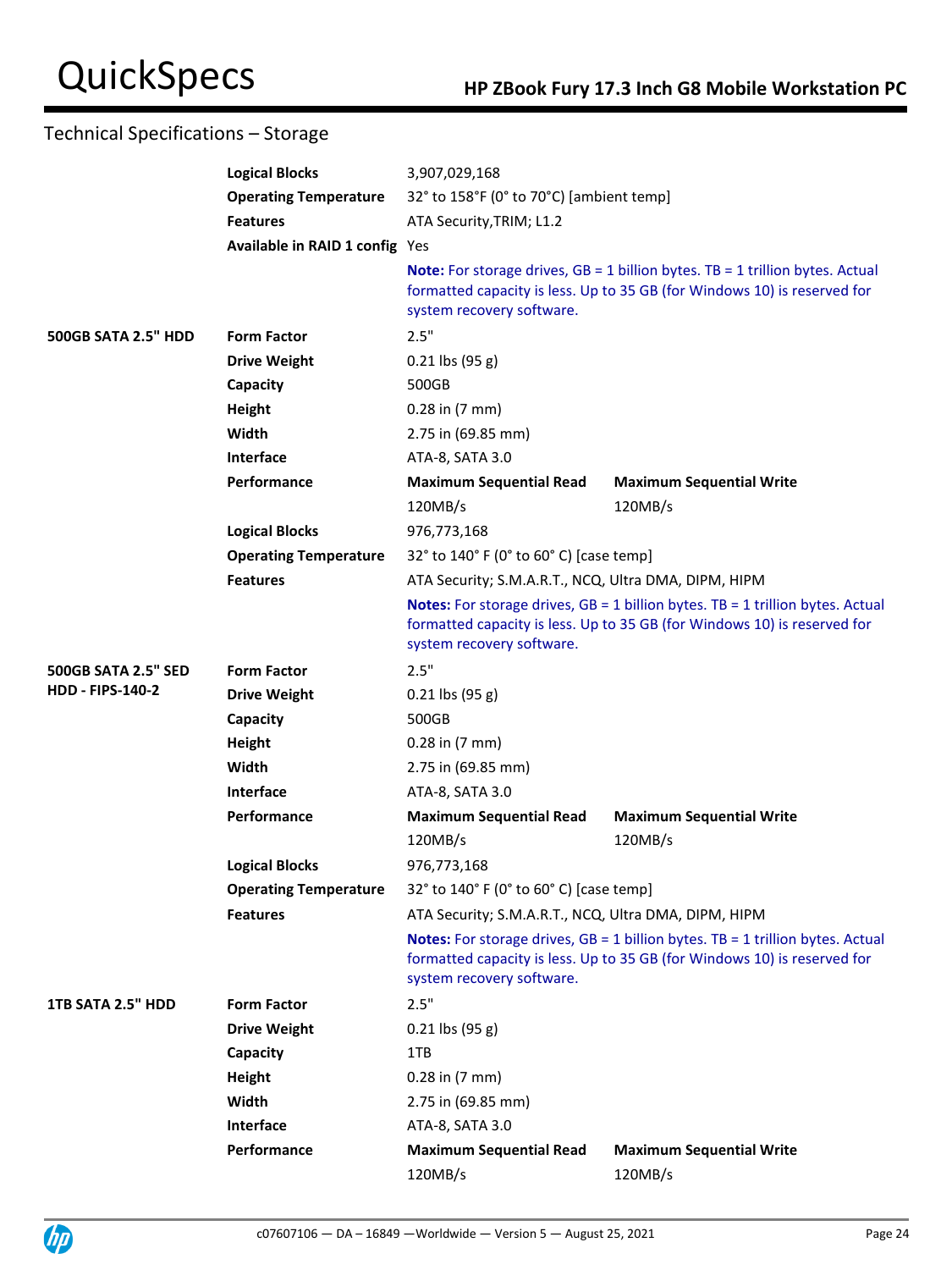## Technical Specifications – Storage

| | | | |
|---|---|---|---|
| | **Logical Blocks** | 3,907,029,168 | |
| | **Operating Temperature** | 32° to 158°F (0° to 70°C) [ambient temp] | |
| | **Features** | ATA Security,TRIM; L1.2 | |
| | **Available in RAID 1 config** | Yes | |
| | | **Note:** For storage drives, GB = 1 billion bytes. TB = 1 trillion bytes. Actual formatted capacity is less. Up to 35 GB (for Windows 10) is reserved for system recovery software. | |
| **500GB SATA 2.5" HDD** | **Form Factor** | 2.5" | |
| | **Drive Weight** | 0.21 lbs (95 g) | |
| | **Capacity** | 500GB | |
| | **Height** | 0.28 in (7 mm) | |
| | **Width** | 2.75 in (69.85 mm) | |
| | **Interface** | ATA-8, SATA 3.0 | |
| | **Performance** | **Maximum Sequential Read** | **Maximum Sequential Write** |
| | | 120MB/s | 120MB/s |
| | **Logical Blocks** | 976,773,168 | |
| | **Operating Temperature** | 32° to 140° F (0° to 60° C) [case temp] | |
| | **Features** | ATA Security; S.M.A.R.T., NCQ, Ultra DMA, DIPM, HIPM | |
| | | **Notes:** For storage drives, GB = 1 billion bytes. TB = 1 trillion bytes. Actual formatted capacity is less. Up to 35 GB (for Windows 10) is reserved for system recovery software. | |
| **500GB SATA 2.5" SED HDD - FIPS-140-2** | **Form Factor** | 2.5" | |
| | **Drive Weight** | 0.21 lbs (95 g) | |
| | **Capacity** | 500GB | |
| | **Height** | 0.28 in (7 mm) | |
| | **Width** | 2.75 in (69.85 mm) | |
| | **Interface** | ATA-8, SATA 3.0 | |
| | **Performance** | **Maximum Sequential Read** | **Maximum Sequential Write** |
| | | 120MB/s | 120MB/s |
| | **Logical Blocks** | 976,773,168 | |
| | **Operating Temperature** | 32° to 140° F (0° to 60° C) [case temp] | |
| | **Features** | ATA Security; S.M.A.R.T., NCQ, Ultra DMA, DIPM, HIPM | |
| | | **Notes:** For storage drives, GB = 1 billion bytes. TB = 1 trillion bytes. Actual formatted capacity is less. Up to 35 GB (for Windows 10) is reserved for system recovery software. | |
| **1TB SATA 2.5" HDD** | **Form Factor** | 2.5" | |
| | **Drive Weight** | 0.21 lbs (95 g) | |
| | **Capacity** | 1TB | |
| | **Height** | 0.28 in (7 mm) | |
| | **Width** | 2.75 in (69.85 mm) | |
| | **Interface** | ATA-8, SATA 3.0 | |
| | **Performance** | **Maximum Sequential Read** | **Maximum Sequential Write** |
| | | 120MB/s | 120MB/s |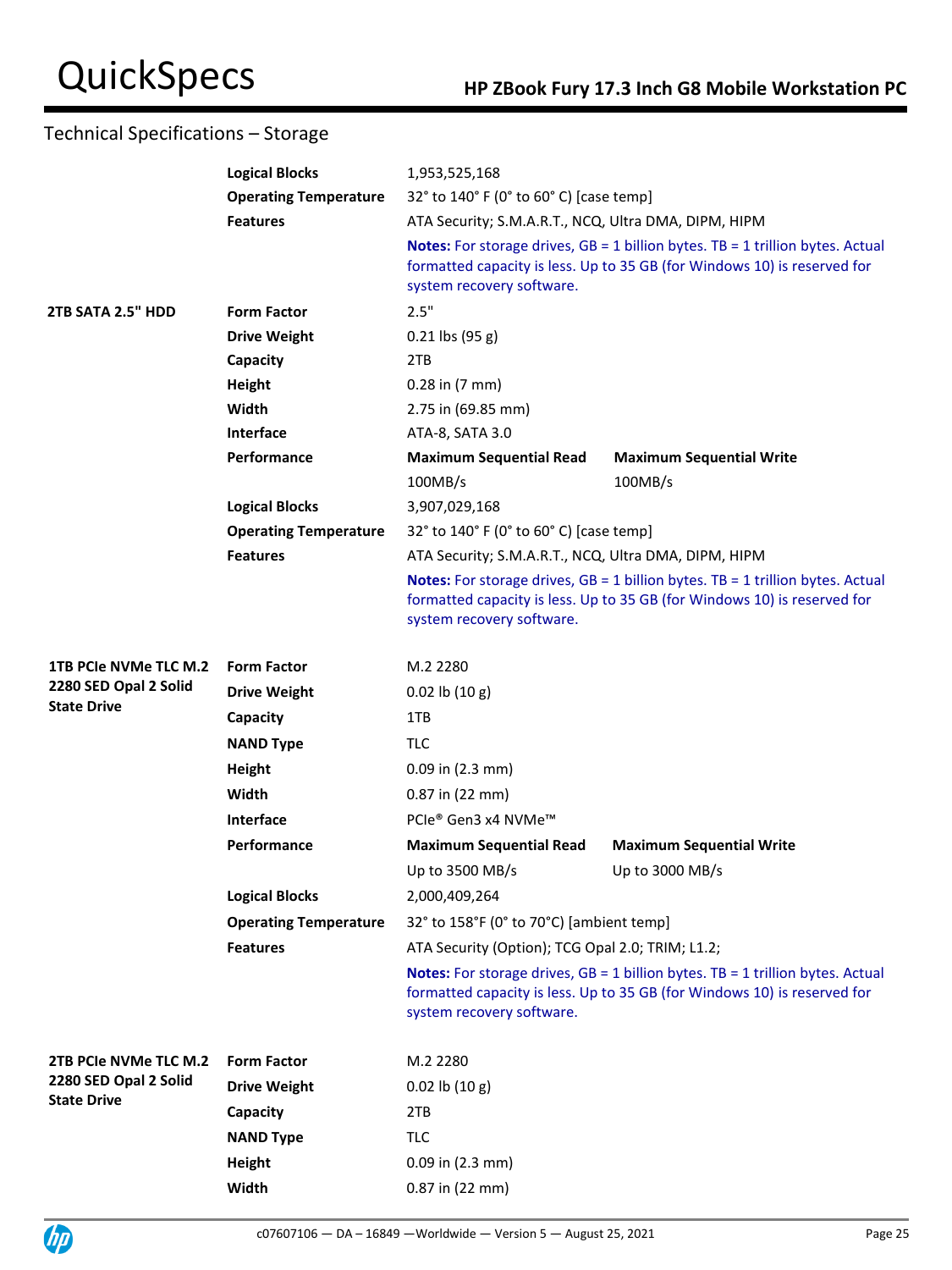## Technical Specifications – Storage

| | | | |
|---|---|---|---|
| | **Logical Blocks** | 1,953,525,168 | |
| | **Operating Temperature** | 32° to 140° F (0° to 60° C) [case temp] | |
| | **Features** | ATA Security; S.M.A.R.T., NCQ, Ultra DMA, DIPM, HIPM | |
| | | **Notes:** For storage drives, GB = 1 billion bytes. TB = 1 trillion bytes. Actual formatted capacity is less. Up to 35 GB (for Windows 10) is reserved for system recovery software. | |
| **2TB SATA 2.5" HDD** | **Form Factor** | 2.5" | |
| | **Drive Weight** | 0.21 lbs (95 g) | |
| | **Capacity** | 2TB | |
| | **Height** | 0.28 in (7 mm) | |
| | **Width** | 2.75 in (69.85 mm) | |
| | **Interface** | ATA-8, SATA 3.0 | |
| | **Performance** | **Maximum Sequential Read** | **Maximum Sequential Write** |
| | | 100MB/s | 100MB/s |
| | **Logical Blocks** | 3,907,029,168 | |
| | **Operating Temperature** | 32° to 140° F (0° to 60° C) [case temp] | |
| | **Features** | ATA Security; S.M.A.R.T., NCQ, Ultra DMA, DIPM, HIPM | |
| | | **Notes:** For storage drives, GB = 1 billion bytes. TB = 1 trillion bytes. Actual formatted capacity is less. Up to 35 GB (for Windows 10) is reserved for system recovery software. | |
| **1TB PCIe NVMe TLC M.2 2280 SED Opal 2 Solid State Drive** | **Form Factor** | M.2 2280 | |
| | **Drive Weight** | 0.02 lb (10 g) | |
| | **Capacity** | 1TB | |
| | **NAND Type** | TLC | |
| | **Height** | 0.09 in (2.3 mm) | |
| | **Width** | 0.87 in (22 mm) | |
| | **Interface** | PCIe® Gen3 x4 NVMe™ | |
| | **Performance** | **Maximum Sequential Read** | **Maximum Sequential Write** |
| | | Up to 3500 MB/s | Up to 3000 MB/s |
| | **Logical Blocks** | 2,000,409,264 | |
| | **Operating Temperature** | 32° to 158°F (0° to 70°C) [ambient temp] | |
| | **Features** | ATA Security (Option); TCG Opal 2.0; TRIM; L1.2; | |
| | | **Notes:** For storage drives, GB = 1 billion bytes. TB = 1 trillion bytes. Actual formatted capacity is less. Up to 35 GB (for Windows 10) is reserved for system recovery software. | |
| **2TB PCIe NVMe TLC M.2 2280 SED Opal 2 Solid State Drive** | **Form Factor** | M.2 2280 | |
| | **Drive Weight** | 0.02 lb (10 g) | |
| | **Capacity** | 2TB | |
| | **NAND Type** | TLC | |
| | **Height** | 0.09 in (2.3 mm) | |
| | **Width** | 0.87 in (22 mm) | |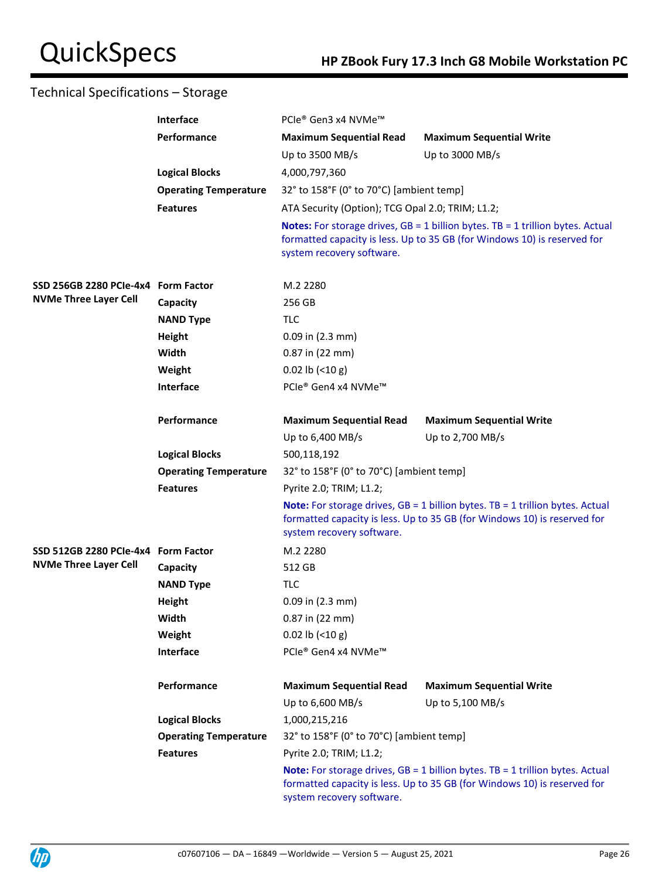## Technical Specifications – Storage

| | | | |
|---|---|---|---|
| | **Interface** | PCIe® Gen3 x4 NVMe™ | |
| | **Performance** | **Maximum Sequential Read** | **Maximum Sequential Write** |
| | | Up to 3500 MB/s | Up to 3000 MB/s |
| | **Logical Blocks** | 4,000,797,360 | |
| | **Operating Temperature** | 32° to 158°F (0° to 70°C) [ambient temp] | |
| | **Features** | ATA Security (Option); TCG Opal 2.0; TRIM; L1.2; | |
| | | **Notes:** For storage drives, GB = 1 billion bytes. TB = 1 trillion bytes. Actual formatted capacity is less. Up to 35 GB (for Windows 10) is reserved for system recovery software. | |
| **SSD 256GB 2280 PCIe-4x4 NVMe Three Layer Cell** | **Form Factor** | M.2 2280 | |
| | **Capacity** | 256 GB | |
| | **NAND Type** | TLC | |
| | **Height** | 0.09 in (2.3 mm) | |
| | **Width** | 0.87 in (22 mm) | |
| | **Weight** | 0.02 lb (<10 g) | |
| | **Interface** | PCIe® Gen4 x4 NVMe™ | |
| | **Performance** | **Maximum Sequential Read** | **Maximum Sequential Write** |
| | | Up to 6,400 MB/s | Up to 2,700 MB/s |
| | **Logical Blocks** | 500,118,192 | |
| | **Operating Temperature** | 32° to 158°F (0° to 70°C) [ambient temp] | |
| | **Features** | Pyrite 2.0; TRIM; L1.2; | |
| | | **Note:** For storage drives, GB = 1 billion bytes. TB = 1 trillion bytes. Actual formatted capacity is less. Up to 35 GB (for Windows 10) is reserved for system recovery software. | |
| **SSD 512GB 2280 PCIe-4x4 NVMe Three Layer Cell** | **Form Factor** | M.2 2280 | |
| | **Capacity** | 512 GB | |
| | **NAND Type** | TLC | |
| | **Height** | 0.09 in (2.3 mm) | |
| | **Width** | 0.87 in (22 mm) | |
| | **Weight** | 0.02 lb (<10 g) | |
| | **Interface** | PCIe® Gen4 x4 NVMe™ | |
| | **Performance** | **Maximum Sequential Read** | **Maximum Sequential Write** |
| | | Up to 6,600 MB/s | Up to 5,100 MB/s |
| | **Logical Blocks** | 1,000,215,216 | |
| | **Operating Temperature** | 32° to 158°F (0° to 70°C) [ambient temp] | |
| | **Features** | Pyrite 2.0; TRIM; L1.2; | |
| | | **Note:** For storage drives, GB = 1 billion bytes. TB = 1 trillion bytes. Actual formatted capacity is less. Up to 35 GB (for Windows 10) is reserved for system recovery software. | |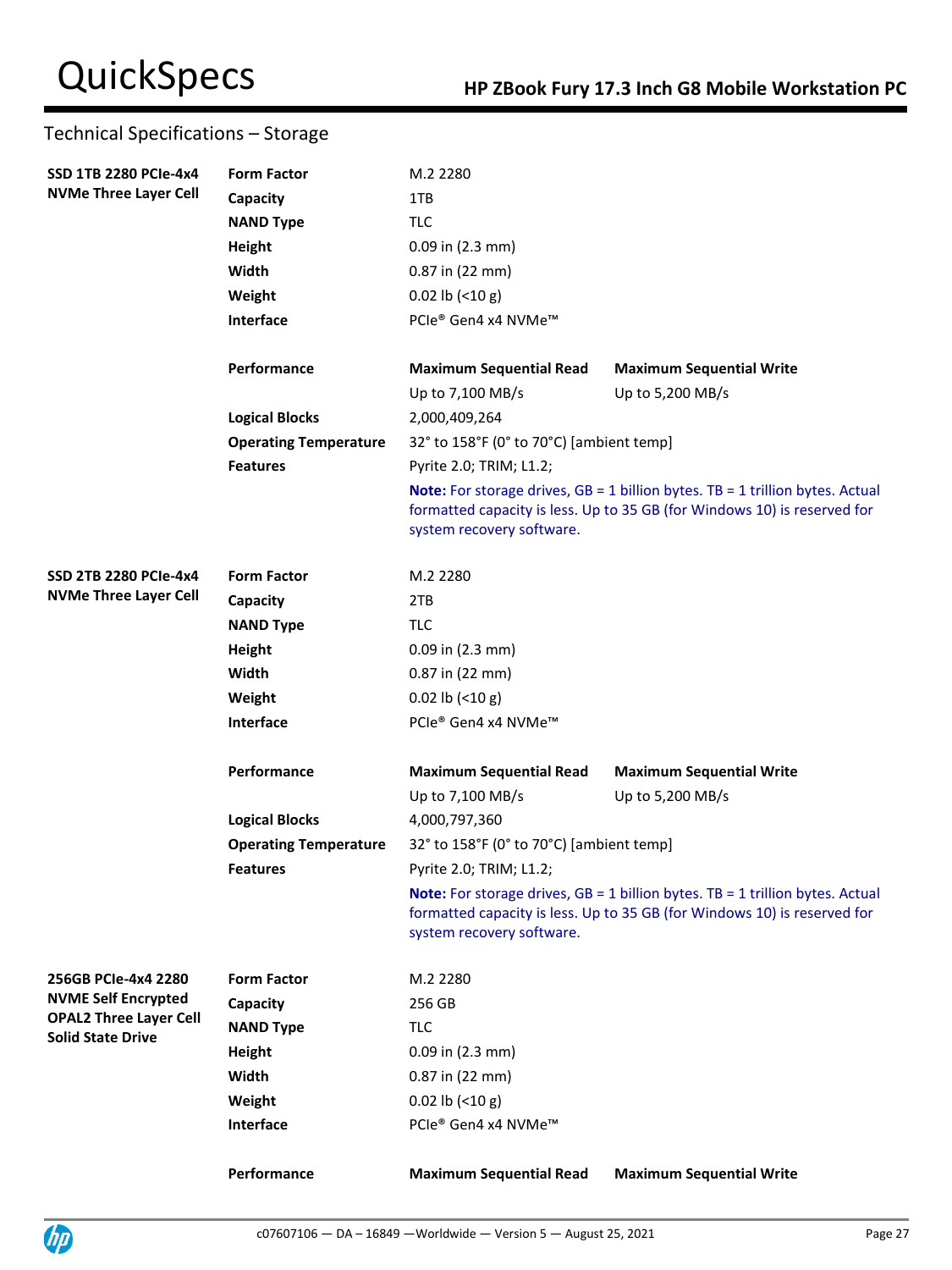## Technical Specifications – Storage

| | | | |
|---|---|---|---|
| **SSD 1TB 2280 PCIe-4x4 NVMe Three Layer Cell** | **Form Factor** | M.2 2280 | |
| | **Capacity** | 1TB | |
| | **NAND Type** | TLC | |
| | **Height** | 0.09 in (2.3 mm) | |
| | **Width** | 0.87 in (22 mm) | |
| | **Weight** | 0.02 lb (<10 g) | |
| | **Interface** | PCIe® Gen4 x4 NVMe™ | |
| | **Performance** | **Maximum Sequential Read** | **Maximum Sequential Write** |
| | | Up to 7,100 MB/s | Up to 5,200 MB/s |
| | **Logical Blocks** | 2,000,409,264 | |
| | **Operating Temperature** | 32° to 158°F (0° to 70°C) [ambient temp] | |
| | **Features** | Pyrite 2.0; TRIM; L1.2; | |
| | | **Note:** For storage drives, GB = 1 billion bytes. TB = 1 trillion bytes. Actual formatted capacity is less. Up to 35 GB (for Windows 10) is reserved for system recovery software. | |
| **SSD 2TB 2280 PCIe-4x4 NVMe Three Layer Cell** | **Form Factor** | M.2 2280 | |
| | **Capacity** | 2TB | |
| | **NAND Type** | TLC | |
| | **Height** | 0.09 in (2.3 mm) | |
| | **Width** | 0.87 in (22 mm) | |
| | **Weight** | 0.02 lb (<10 g) | |
| | **Interface** | PCIe® Gen4 x4 NVMe™ | |
| | **Performance** | **Maximum Sequential Read** | **Maximum Sequential Write** |
| | | Up to 7,100 MB/s | Up to 5,200 MB/s |
| | **Logical Blocks** | 4,000,797,360 | |
| | **Operating Temperature** | 32° to 158°F (0° to 70°C) [ambient temp] | |
| | **Features** | Pyrite 2.0; TRIM; L1.2; | |
| | | **Note:** For storage drives, GB = 1 billion bytes. TB = 1 trillion bytes. Actual formatted capacity is less. Up to 35 GB (for Windows 10) is reserved for system recovery software. | |
| **256GB PCIe-4x4 2280 NVME Self Encrypted OPAL2 Three Layer Cell Solid State Drive** | **Form Factor** | M.2 2280 | |
| | **Capacity** | 256 GB | |
| | **NAND Type** | TLC | |
| | **Height** | 0.09 in (2.3 mm) | |
| | **Width** | 0.87 in (22 mm) | |
| | **Weight** | 0.02 lb (<10 g) | |
| | **Interface** | PCIe® Gen4 x4 NVMe™ | |
| | **Performance** | **Maximum Sequential Read** | **Maximum Sequential Write** |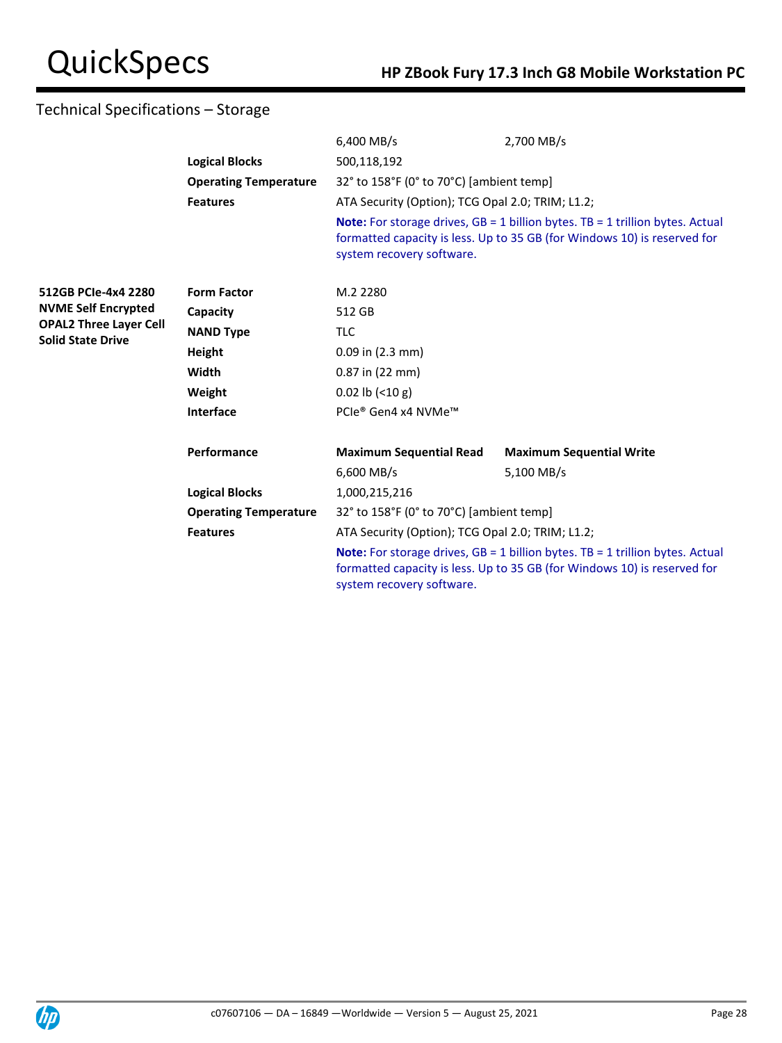## Technical Specifications – Storage

| | | | |
|---|---|---|---|
| | | 6,400 MB/s | 2,700 MB/s |
| | **Logical Blocks** | 500,118,192 | |
| | **Operating Temperature** | 32° to 158°F (0° to 70°C) [ambient temp] | |
| | **Features** | ATA Security (Option); TCG Opal 2.0; TRIM; L1.2; | |
| | | **Note:** For storage drives, GB = 1 billion bytes. TB = 1 trillion bytes. Actual formatted capacity is less. Up to 35 GB (for Windows 10) is reserved for system recovery software. | |
| **512GB PCIe-4x4 2280 NVME Self Encrypted OPAL2 Three Layer Cell Solid State Drive** | **Form Factor** | M.2 2280 | |
| | **Capacity** | 512 GB | |
| | **NAND Type** | TLC | |
| | **Height** | 0.09 in (2.3 mm) | |
| | **Width** | 0.87 in (22 mm) | |
| | **Weight** | 0.02 lb (<10 g) | |
| | **Interface** | PCIe® Gen4 x4 NVMe™ | |
| | **Performance** | **Maximum Sequential Read** | **Maximum Sequential Write** |
| | | 6,600 MB/s | 5,100 MB/s |
| | **Logical Blocks** | 1,000,215,216 | |
| | **Operating Temperature** | 32° to 158°F (0° to 70°C) [ambient temp] | |
| | **Features** | ATA Security (Option); TCG Opal 2.0; TRIM; L1.2; | |
| | | **Note:** For storage drives, GB = 1 billion bytes. TB = 1 trillion bytes. Actual formatted capacity is less. Up to 35 GB (for Windows 10) is reserved for system recovery software. | |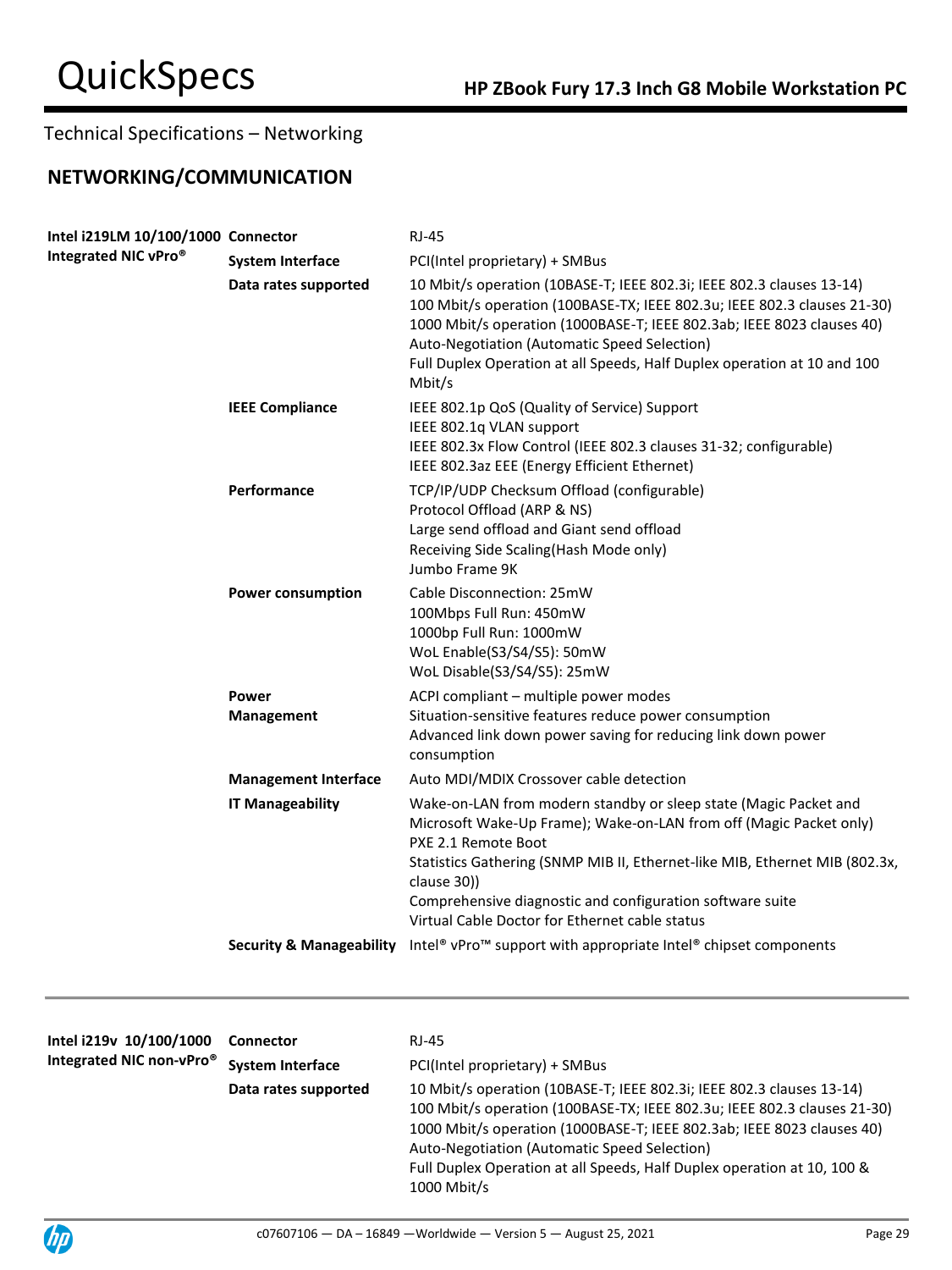## Technical Specifications – Networking

### NETWORKING/COMMUNICATION

| | | |
|---|---|---|
| **Intel i219LM 10/100/1000 Integrated NIC vPro®** | **Connector** | RJ-45 |
| | **System Interface** | PCI(Intel proprietary) + SMBus |
| | **Data rates supported** | 10 Mbit/s operation (10BASE-T; IEEE 802.3i; IEEE 802.3 clauses 13-14)<br>100 Mbit/s operation (100BASE-TX; IEEE 802.3u; IEEE 802.3 clauses 21-30)<br>1000 Mbit/s operation (1000BASE-T; IEEE 802.3ab; IEEE 8023 clauses 40)<br>Auto-Negotiation (Automatic Speed Selection)<br>Full Duplex Operation at all Speeds, Half Duplex operation at 10 and 100 Mbit/s |
| | **IEEE Compliance** | IEEE 802.1p QoS (Quality of Service) Support<br>IEEE 802.1q VLAN support<br>IEEE 802.3x Flow Control (IEEE 802.3 clauses 31-32; configurable)<br>IEEE 802.3az EEE (Energy Efficient Ethernet) |
| | **Performance** | TCP/IP/UDP Checksum Offload (configurable)<br>Protocol Offload (ARP & NS)<br>Large send offload and Giant send offload<br>Receiving Side Scaling(Hash Mode only)<br>Jumbo Frame 9K |
| | **Power consumption** | Cable Disconnection: 25mW<br>100Mbps Full Run: 450mW<br>1000bp Full Run: 1000mW<br>WoL Enable(S3/S4/S5): 50mW<br>WoL Disable(S3/S4/S5): 25mW |
| | **Power Management** | ACPI compliant – multiple power modes<br>Situation-sensitive features reduce power consumption<br>Advanced link down power saving for reducing link down power consumption |
| | **Management Interface** | Auto MDI/MDIX Crossover cable detection |
| | **IT Manageability** | Wake-on-LAN from modern standby or sleep state (Magic Packet and Microsoft Wake-Up Frame); Wake-on-LAN from off (Magic Packet only)<br>PXE 2.1 Remote Boot<br>Statistics Gathering (SNMP MIB II, Ethernet-like MIB, Ethernet MIB (802.3x, clause 30))<br>Comprehensive diagnostic and configuration software suite<br>Virtual Cable Doctor for Ethernet cable status |
| | **Security & Manageability** | Intel® vPro™ support with appropriate Intel® chipset components |

| | | |
|---|---|---|
| **Intel i219v 10/100/1000 Integrated NIC non-vPro®** | **Connector** | RJ-45 |
| | **System Interface** | PCI(Intel proprietary) + SMBus |
| | **Data rates supported** | 10 Mbit/s operation (10BASE-T; IEEE 802.3i; IEEE 802.3 clauses 13-14)<br>100 Mbit/s operation (100BASE-TX; IEEE 802.3u; IEEE 802.3 clauses 21-30)<br>1000 Mbit/s operation (1000BASE-T; IEEE 802.3ab; IEEE 8023 clauses 40)<br>Auto-Negotiation (Automatic Speed Selection)<br>Full Duplex Operation at all Speeds, Half Duplex operation at 10, 100 & 1000 Mbit/s |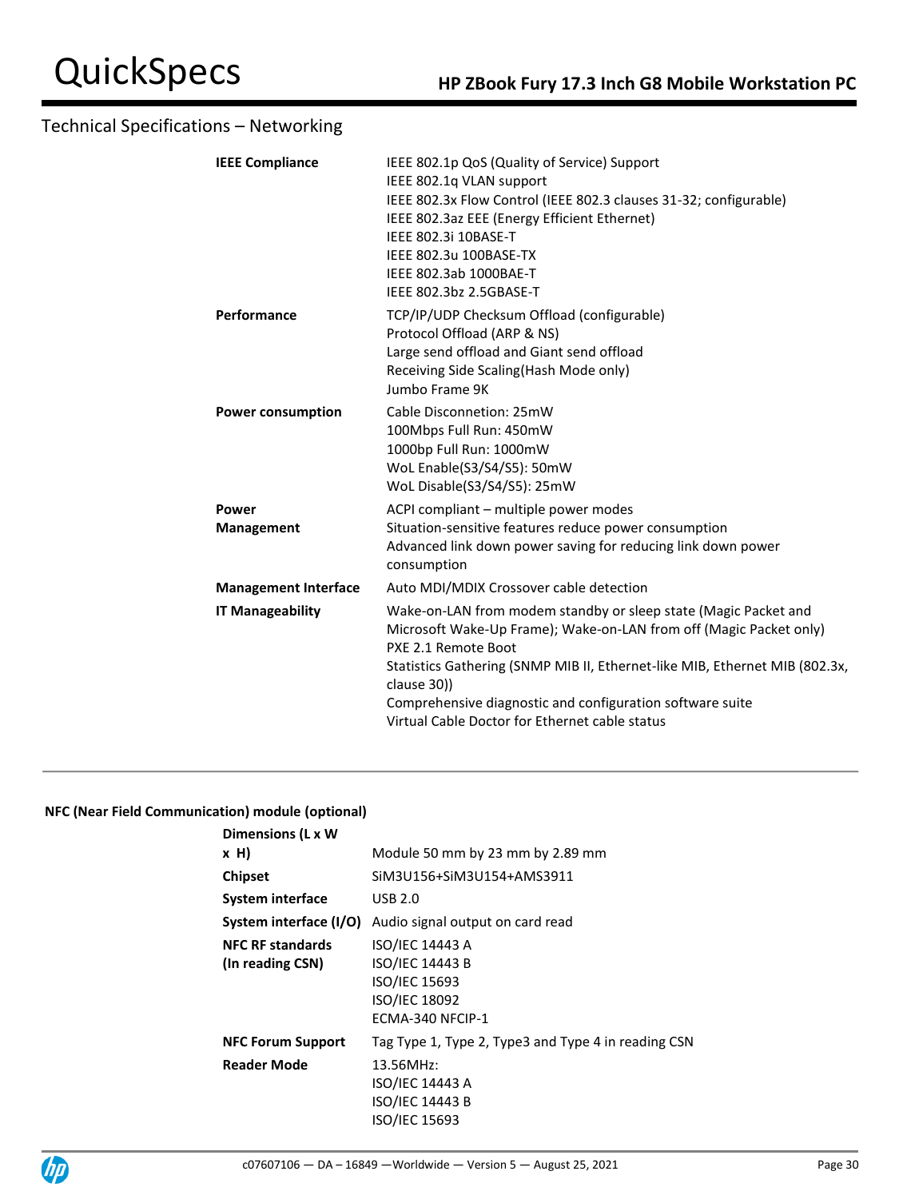## Technical Specifications – Networking

| | |
|---|---|
| **IEEE Compliance** | IEEE 802.1p QoS (Quality of Service) Support<br>IEEE 802.1q VLAN support<br>IEEE 802.3x Flow Control (IEEE 802.3 clauses 31-32; configurable)<br>IEEE 802.3az EEE (Energy Efficient Ethernet)<br>IEEE 802.3i 10BASE-T<br>IEEE 802.3u 100BASE-TX<br>IEEE 802.3ab 1000BAE-T<br>IEEE 802.3bz 2.5GBASE-T |
| **Performance** | TCP/IP/UDP Checksum Offload (configurable)<br>Protocol Offload (ARP & NS)<br>Large send offload and Giant send offload<br>Receiving Side Scaling(Hash Mode only)<br>Jumbo Frame 9K |
| **Power consumption** | Cable Disconnection: 25mW<br>100Mbps Full Run: 450mW<br>1000bp Full Run: 1000mW<br>WoL Enable(S3/S4/S5): 50mW<br>WoL Disable(S3/S4/S5): 25mW |
| **Power Management** | ACPI compliant – multiple power modes<br>Situation-sensitive features reduce power consumption<br>Advanced link down power saving for reducing link down power consumption |
| **Management Interface** | Auto MDI/MDIX Crossover cable detection |
| **IT Manageability** | Wake-on-LAN from modem standby or sleep state (Magic Packet and Microsoft Wake-Up Frame); Wake-on-LAN from off (Magic Packet only)<br>PXE 2.1 Remote Boot<br>Statistics Gathering (SNMP MIB II, Ethernet-like MIB, Ethernet MIB (802.3x, clause 30))<br>Comprehensive diagnostic and configuration software suite<br>Virtual Cable Doctor for Ethernet cable status |

---

**NFC (Near Field Communication) module (optional)**

| | |
|---|---|
| **Dimensions (L x W x H)** | Module 50 mm by 23 mm by 2.89 mm |
| **Chipset** | SiM3U156+SiM3U154+AMS3911 |
| **System interface** | USB 2.0 |
| **System interface (I/O)** | Audio signal output on card read |
| **NFC RF standards (In reading CSN)** | ISO/IEC 14443 A<br>ISO/IEC 14443 B<br>ISO/IEC 15693<br>ISO/IEC 18092<br>ECMA-340 NFCIP-1 |
| **NFC Forum Support** | Tag Type 1, Type 2, Type3 and Type 4 in reading CSN |
| **Reader Mode** | 13.56MHz:<br>ISO/IEC 14443 A<br>ISO/IEC 14443 B<br>ISO/IEC 15693 |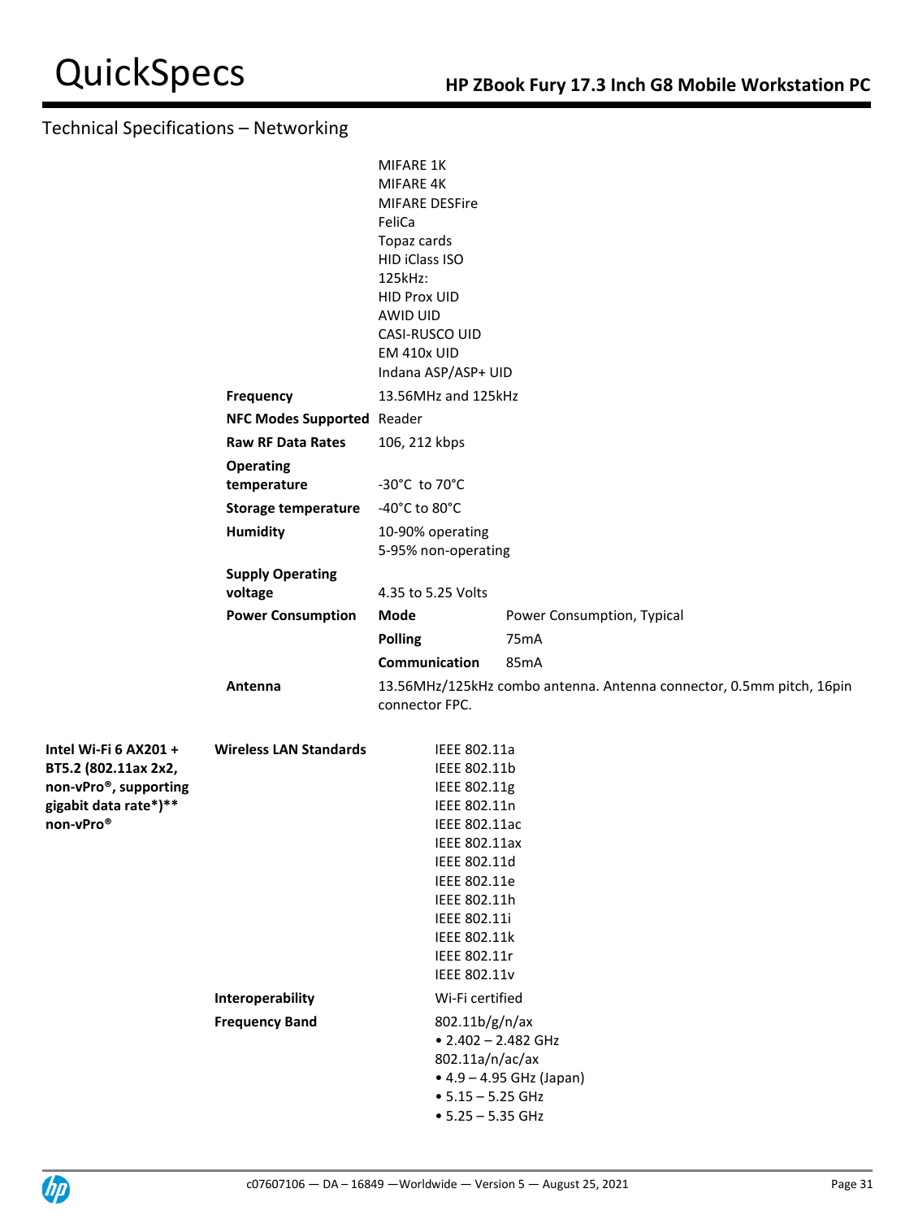## Technical Specifications – Networking

| | | | |
|---|---|---|---|
| | | MIFARE 1K<br>MIFARE 4K<br>MIFARE DESFire<br>FeliCa<br>Topaz cards<br>HID iClass ISO<br>125kHz:<br>HID Prox UID<br>AWID UID<br>CASI-RUSCO UID<br>EM 410x UID<br>Indana ASP/ASP+ UID | |
| | **Frequency** | 13.56MHz and 125kHz | |
| | **NFC Modes Supported** | Reader | |
| | **Raw RF Data Rates** | 106, 212 kbps | |
| | **Operating temperature** | -30°C to 70°C | |
| | **Storage temperature** | -40°C to 80°C | |
| | **Humidity** | 10-90% operating<br>5-95% non-operating | |
| | **Supply Operating voltage** | 4.35 to 5.25 Volts | |
| | **Power Consumption** | **Mode** | Power Consumption, Typical |
| | | **Polling** | 75mA |
| | | **Communication** | 85mA |
| | **Antenna** | 13.56MHz/125kHz combo antenna. Antenna connector, 0.5mm pitch, 16pin connector FPC. | |
| **Intel Wi-Fi 6 AX201 + BT5.2 (802.11ax 2x2, non-vPro®, supporting gigabit data rate*)** non-vPro®** | **Wireless LAN Standards** | IEEE 802.11a<br>IEEE 802.11b<br>IEEE 802.11g<br>IEEE 802.11n<br>IEEE 802.11ac<br>IEEE 802.11ax<br>IEEE 802.11d<br>IEEE 802.11e<br>IEEE 802.11h<br>IEEE 802.11i<br>IEEE 802.11k<br>IEEE 802.11r<br>IEEE 802.11v | |
| | **Interoperability** | Wi-Fi certified | |
| | **Frequency Band** | 802.11b/g/n/ax<br>• 2.402 – 2.482 GHz<br>802.11a/n/ac/ax<br>• 4.9 – 4.95 GHz (Japan)<br>• 5.15 – 5.25 GHz<br>• 5.25 – 5.35 GHz | |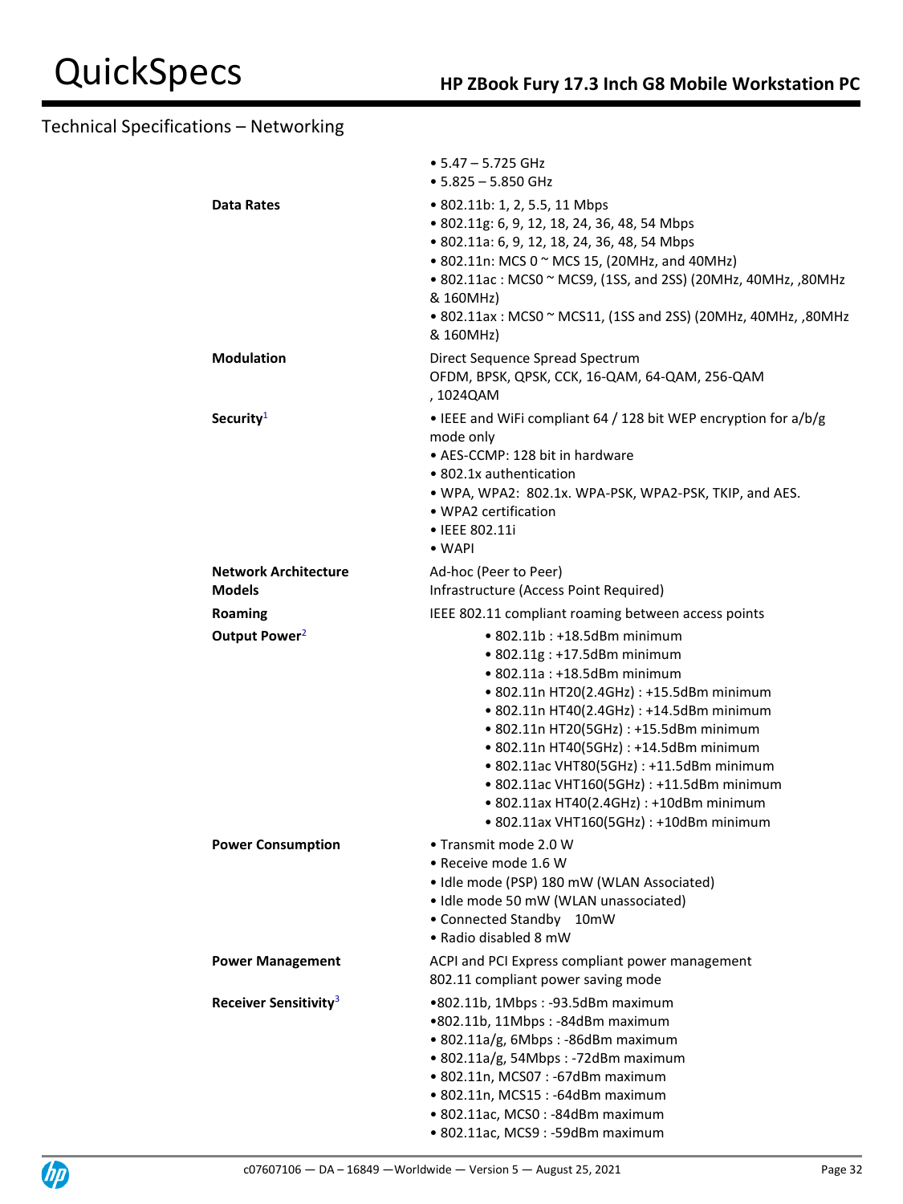## Technical Specifications – Networking

| | |
|---|---|
| | • 5.47 – 5.725 GHz<br>• 5.825 – 5.850 GHz |
| **Data Rates** | • 802.11b: 1, 2, 5.5, 11 Mbps<br>• 802.11g: 6, 9, 12, 18, 24, 36, 48, 54 Mbps<br>• 802.11a: 6, 9, 12, 18, 24, 36, 48, 54 Mbps<br>• 802.11n: MCS 0 ~ MCS 15, (20MHz, and 40MHz)<br>• 802.11ac : MCS0 ~ MCS9, (1SS, and 2SS) (20MHz, 40MHz, ,80MHz & 160MHz)<br>• 802.11ax : MCS0 ~ MCS11, (1SS and 2SS) (20MHz, 40MHz, ,80MHz & 160MHz) |
| **Modulation** | Direct Sequence Spread Spectrum<br>OFDM, BPSK, QPSK, CCK, 16-QAM, 64-QAM, 256-QAM , 1024QAM |
| **Security**[1] | • IEEE and WiFi compliant 64 / 128 bit WEP encryption for a/b/g mode only<br>• AES-CCMP: 128 bit in hardware<br>• 802.1x authentication<br>• WPA, WPA2: 802.1x. WPA-PSK, WPA2-PSK, TKIP, and AES.<br>• WPA2 certification<br>• IEEE 802.11i<br>• WAPI |
| **Network Architecture Models** | Ad-hoc (Peer to Peer)<br>Infrastructure (Access Point Required) |
| **Roaming** | IEEE 802.11 compliant roaming between access points |
| **Output Power**[2] | • 802.11b : +18.5dBm minimum<br>• 802.11g : +17.5dBm minimum<br>• 802.11a : +18.5dBm minimum<br>• 802.11n HT20(2.4GHz) : +15.5dBm minimum<br>• 802.11n HT40(2.4GHz) : +14.5dBm minimum<br>• 802.11n HT20(5GHz) : +15.5dBm minimum<br>• 802.11n HT40(5GHz) : +14.5dBm minimum<br>• 802.11ac VHT80(5GHz) : +11.5dBm minimum<br>• 802.11ac VHT160(5GHz) : +11.5dBm minimum<br>• 802.11ax HT40(2.4GHz) : +10dBm minimum<br>• 802.11ax VHT160(5GHz) : +10dBm minimum |
| **Power Consumption** | • Transmit mode 2.0 W<br>• Receive mode 1.6 W<br>• Idle mode (PSP) 180 mW (WLAN Associated)<br>• Idle mode 50 mW (WLAN unassociated)<br>• Connected Standby 10mW<br>• Radio disabled 8 mW |
| **Power Management** | ACPI and PCI Express compliant power management<br>802.11 compliant power saving mode |
| **Receiver Sensitivity**[3] | •802.11b, 1Mbps : -93.5dBm maximum<br>•802.11b, 11Mbps : -84dBm maximum<br>• 802.11a/g, 6Mbps : -86dBm maximum<br>• 802.11a/g, 54Mbps : -72dBm maximum<br>• 802.11n, MCS07 : -67dBm maximum<br>• 802.11n, MCS15 : -64dBm maximum<br>• 802.11ac, MCS0 : -84dBm maximum<br>• 802.11ac, MCS9 : -59dBm maximum |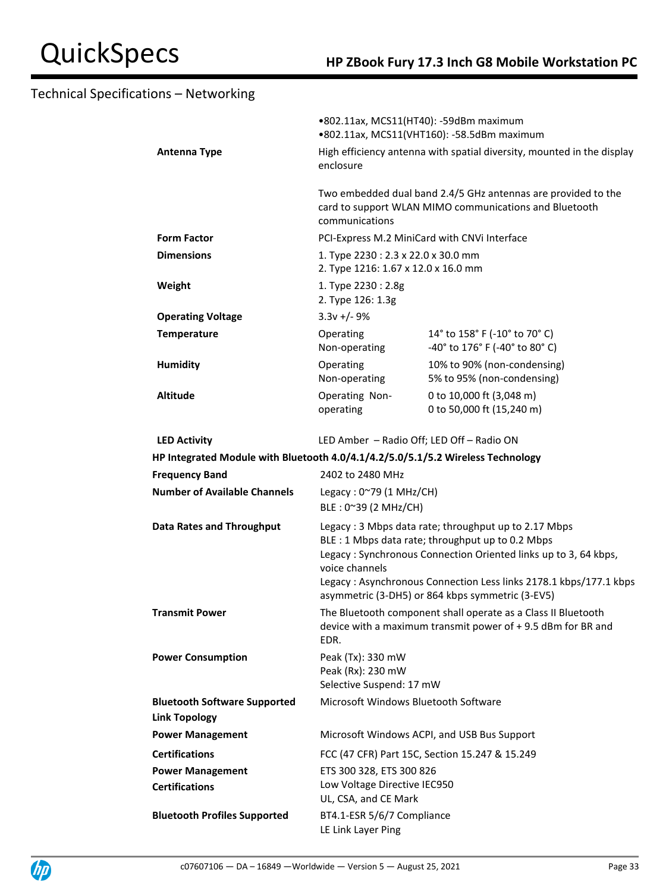## Technical Specifications – Networking

| | | |
|---|---|---|
| | •802.11ax, MCS11(HT40): -59dBm maximum<br>•802.11ax, MCS11(VHT160): -58.5dBm maximum | |
| **Antenna Type** | High efficiency antenna with spatial diversity, mounted in the display enclosure<br><br>Two embedded dual band 2.4/5 GHz antennas are provided to the card to support WLAN MIMO communications and Bluetooth communications | |
| **Form Factor** | PCI-Express M.2 MiniCard with CNVi Interface | |
| **Dimensions** | 1. Type 2230 : 2.3 x 22.0 x 30.0 mm<br>2. Type 1216: 1.67 x 12.0 x 16.0 mm | |
| **Weight** | 1. Type 2230 : 2.8g<br>2. Type 126: 1.3g | |
| **Operating Voltage** | 3.3v +/- 9% | |
| **Temperature** | Operating<br>Non-operating | 14° to 158° F (-10° to 70° C)<br>-40° to 176° F (-40° to 80° C) |
| **Humidity** | Operating<br>Non-operating | 10% to 90% (non-condensing)<br>5% to 95% (non-condensing) |
| **Altitude** | Operating Non-operating | 0 to 10,000 ft (3,048 m)<br>0 to 50,000 ft (15,240 m) |
| **LED Activity** | LED Amber – Radio Off; LED Off – Radio ON | |

**HP Integrated Module with Bluetooth 4.0/4.1/4.2/5.0/5.1/5.2 Wireless Technology**

| | |
|---|---|
| **Frequency Band** | 2402 to 2480 MHz |
| **Number of Available Channels** | Legacy : 0~79 (1 MHz/CH)<br>BLE : 0~39 (2 MHz/CH) |
| **Data Rates and Throughput** | Legacy : 3 Mbps data rate; throughput up to 2.17 Mbps<br>BLE : 1 Mbps data rate; throughput up to 0.2 Mbps<br>Legacy : Synchronous Connection Oriented links up to 3, 64 kbps, voice channels<br>Legacy : Asynchronous Connection Less links 2178.1 kbps/177.1 kbps asymmetric (3-DH5) or 864 kbps symmetric (3-EV5) |
| **Transmit Power** | The Bluetooth component shall operate as a Class II Bluetooth device with a maximum transmit power of + 9.5 dBm for BR and EDR. |
| **Power Consumption** | Peak (Tx): 330 mW<br>Peak (Rx): 230 mW<br>Selective Suspend: 17 mW |
| **Bluetooth Software Supported** | Microsoft Windows Bluetooth Software |
| **Link Topology** | |
| **Power Management** | Microsoft Windows ACPI, and USB Bus Support |
| **Certifications** | FCC (47 CFR) Part 15C, Section 15.247 & 15.249 |
| **Power Management Certifications** | ETS 300 328, ETS 300 826<br>Low Voltage Directive IEC950<br>UL, CSA, and CE Mark |
| **Bluetooth Profiles Supported** | BT4.1-ESR 5/6/7 Compliance<br>LE Link Layer Ping |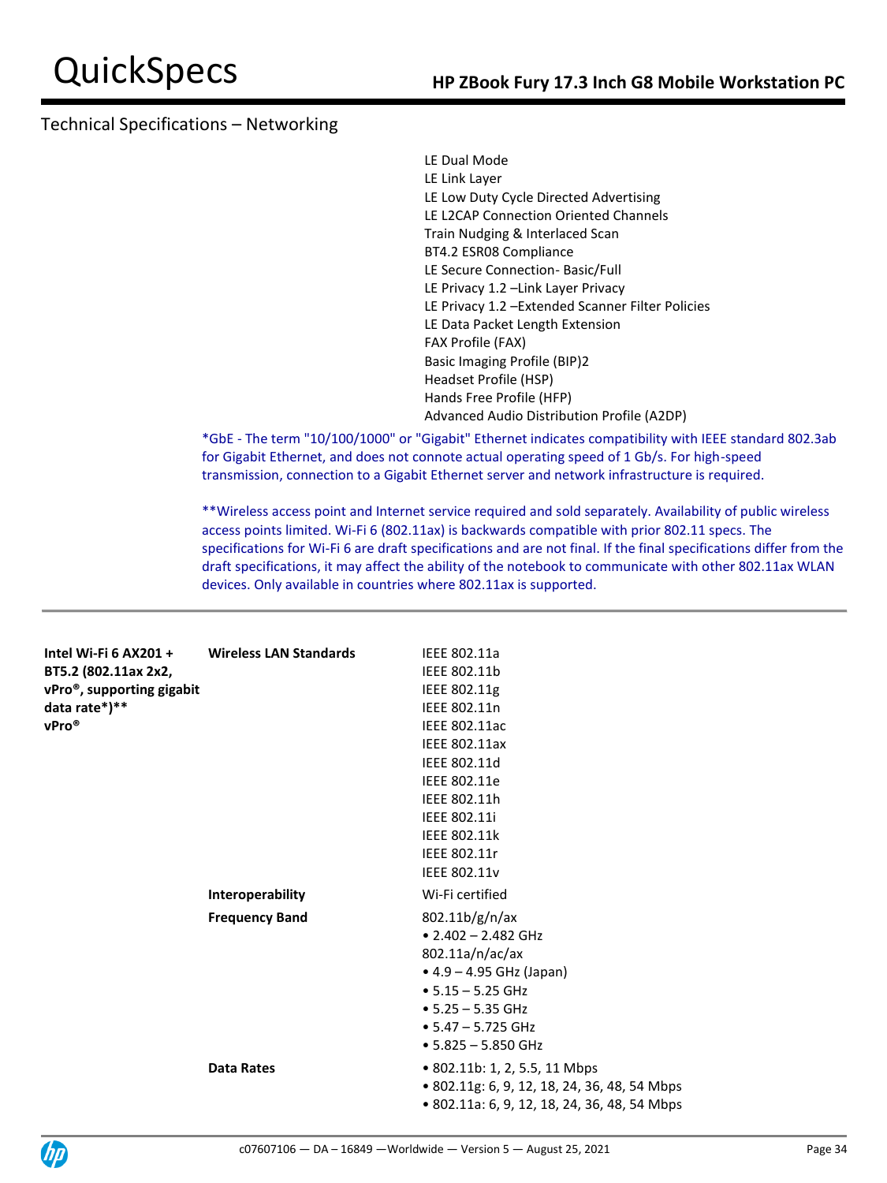## Technical Specifications – Networking

LE Dual Mode
LE Link Layer
LE Low Duty Cycle Directed Advertising
LE L2CAP Connection Oriented Channels
Train Nudging & Interlaced Scan
BT4.2 ESR08 Compliance
LE Secure Connection- Basic/Full
LE Privacy 1.2 –Link Layer Privacy
LE Privacy 1.2 –Extended Scanner Filter Policies
LE Data Packet Length Extension
FAX Profile (FAX)
Basic Imaging Profile (BIP)2
Headset Profile (HSP)
Hands Free Profile (HFP)
Advanced Audio Distribution Profile (A2DP)

*GbE - The term "10/100/1000" or "Gigabit" Ethernet indicates compatibility with IEEE standard 802.3ab for Gigabit Ethernet, and does not connote actual operating speed of 1 Gb/s. For high-speed transmission, connection to a Gigabit Ethernet server and network infrastructure is required.

**Wireless access point and Internet service required and sold separately. Availability of public wireless access points limited. Wi-Fi 6 (802.11ax) is backwards compatible with prior 802.11 specs. The specifications for Wi-Fi 6 are draft specifications and are not final. If the final specifications differ from the draft specifications, it may affect the ability of the notebook to communicate with other 802.11ax WLAN devices. Only available in countries where 802.11ax is supported.

---

**Intel Wi-Fi 6 AX201 + BT5.2 (802.11ax 2x2, vPro®, supporting gigabit data rate*)** vPro®**

| | | |
|---|---|---|
| | **Wireless LAN Standards** | IEEE 802.11a<br>IEEE 802.11b<br>IEEE 802.11g<br>IEEE 802.11n<br>IEEE 802.11ac<br>IEEE 802.11ax<br>IEEE 802.11d<br>IEEE 802.11e<br>IEEE 802.11h<br>IEEE 802.11i<br>IEEE 802.11k<br>IEEE 802.11r<br>IEEE 802.11v |
| | **Interoperability** | Wi-Fi certified |
| | **Frequency Band** | 802.11b/g/n/ax<br>• 2.402 – 2.482 GHz<br>802.11a/n/ac/ax<br>• 4.9 – 4.95 GHz (Japan)<br>• 5.15 – 5.25 GHz<br>• 5.25 – 5.35 GHz<br>• 5.47 – 5.725 GHz<br>• 5.825 – 5.850 GHz |
| | **Data Rates** | • 802.11b: 1, 2, 5.5, 11 Mbps<br>• 802.11g: 6, 9, 12, 18, 24, 36, 48, 54 Mbps<br>• 802.11a: 6, 9, 12, 18, 24, 36, 48, 54 Mbps |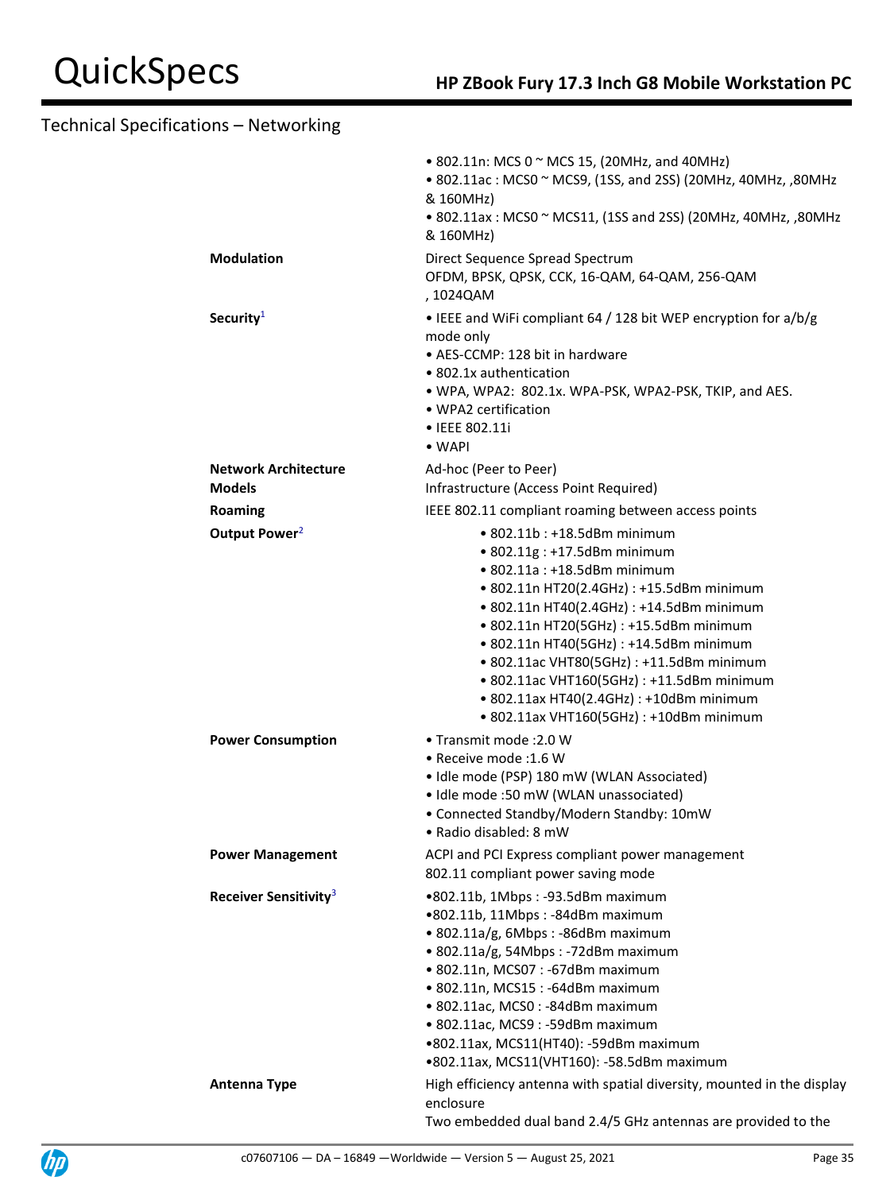## Technical Specifications – Networking

| | |
|---|---|
| | • 802.11n: MCS 0 ~ MCS 15, (20MHz, and 40MHz)<br>• 802.11ac : MCS0 ~ MCS9, (1SS, and 2SS) (20MHz, 40MHz, ,80MHz & 160MHz)<br>• 802.11ax : MCS0 ~ MCS11, (1SS and 2SS) (20MHz, 40MHz, ,80MHz & 160MHz) |
| **Modulation** | Direct Sequence Spread Spectrum<br>OFDM, BPSK, QPSK, CCK, 16-QAM, 64-QAM, 256-QAM , 1024QAM |
| **Security**[1] | • IEEE and WiFi compliant 64 / 128 bit WEP encryption for a/b/g mode only<br>• AES-CCMP: 128 bit in hardware<br>• 802.1x authentication<br>• WPA, WPA2: 802.1x. WPA-PSK, WPA2-PSK, TKIP, and AES.<br>• WPA2 certification<br>• IEEE 802.11i<br>• WAPI |
| **Network Architecture Models** | Ad-hoc (Peer to Peer)<br>Infrastructure (Access Point Required) |
| **Roaming** | IEEE 802.11 compliant roaming between access points |
| **Output Power**[2] | • 802.11b : +18.5dBm minimum<br>• 802.11g : +17.5dBm minimum<br>• 802.11a : +18.5dBm minimum<br>• 802.11n HT20(2.4GHz) : +15.5dBm minimum<br>• 802.11n HT40(2.4GHz) : +14.5dBm minimum<br>• 802.11n HT20(5GHz) : +15.5dBm minimum<br>• 802.11n HT40(5GHz) : +14.5dBm minimum<br>• 802.11ac VHT80(5GHz) : +11.5dBm minimum<br>• 802.11ac VHT160(5GHz) : +11.5dBm minimum<br>• 802.11ax HT40(2.4GHz) : +10dBm minimum<br>• 802.11ax VHT160(5GHz) : +10dBm minimum |
| **Power Consumption** | • Transmit mode :2.0 W<br>• Receive mode :1.6 W<br>• Idle mode (PSP) 180 mW (WLAN Associated)<br>• Idle mode :50 mW (WLAN unassociated)<br>• Connected Standby/Modern Standby: 10mW<br>• Radio disabled: 8 mW |
| **Power Management** | ACPI and PCI Express compliant power management<br>802.11 compliant power saving mode |
| **Receiver Sensitivity**[3] | •802.11b, 1Mbps : -93.5dBm maximum<br>•802.11b, 11Mbps : -84dBm maximum<br>• 802.11a/g, 6Mbps : -86dBm maximum<br>• 802.11a/g, 54Mbps : -72dBm maximum<br>• 802.11n, MCS07 : -67dBm maximum<br>• 802.11n, MCS15 : -64dBm maximum<br>• 802.11ac, MCS0 : -84dBm maximum<br>• 802.11ac, MCS9 : -59dBm maximum<br>•802.11ax, MCS11(HT40): -59dBm maximum<br>•802.11ax, MCS11(VHT160): -58.5dBm maximum |
| **Antenna Type** | High efficiency antenna with spatial diversity, mounted in the display enclosure<br>Two embedded dual band 2.4/5 GHz antennas are provided to the |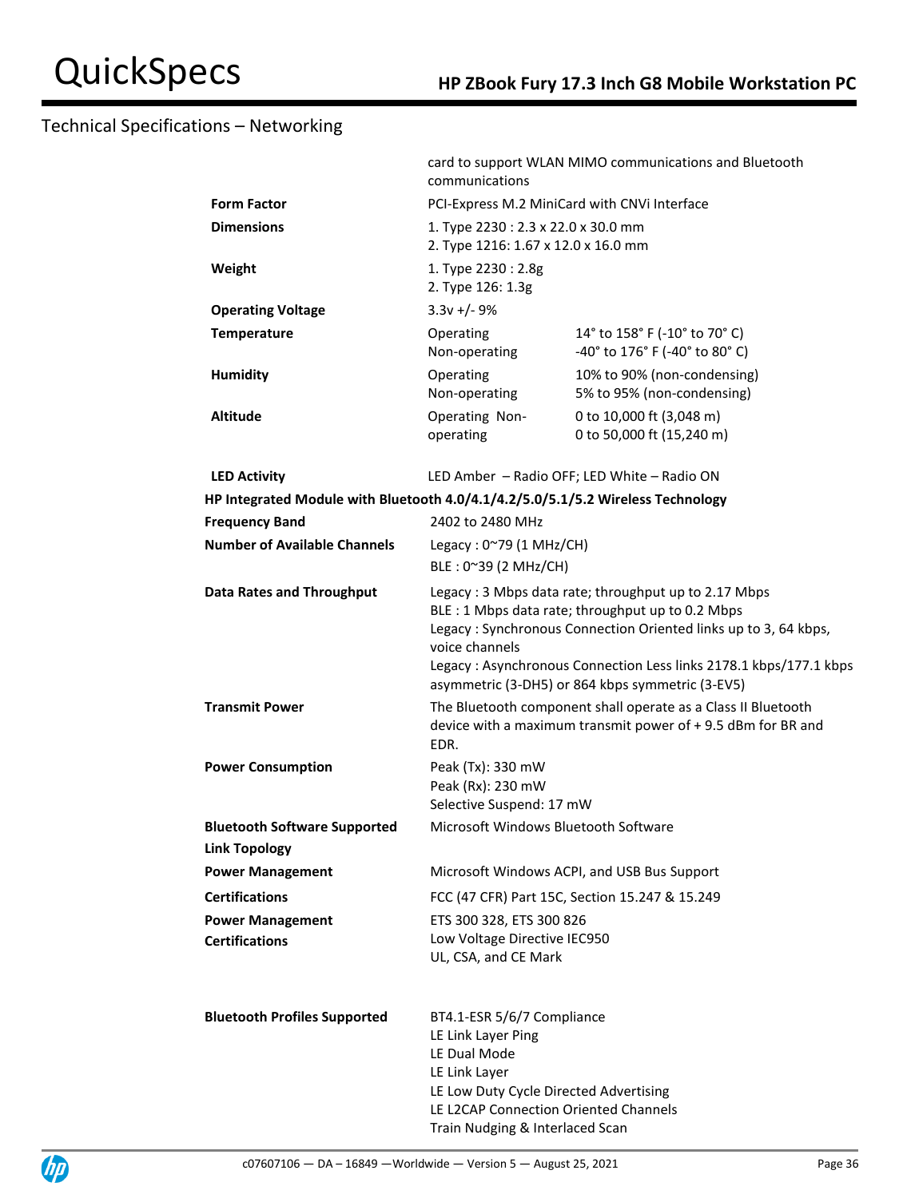## Technical Specifications – Networking

| | | |
|---|---|---|
| | card to support WLAN MIMO communications and Bluetooth communications | |
| **Form Factor** | PCI-Express M.2 MiniCard with CNVi Interface | |
| **Dimensions** | 1. Type 2230 : 2.3 x 22.0 x 30.0 mm<br>2. Type 1216: 1.67 x 12.0 x 16.0 mm | |
| **Weight** | 1. Type 2230 : 2.8g<br>2. Type 126: 1.3g | |
| **Operating Voltage** | 3.3v +/- 9% | |
| **Temperature** | Operating<br>Non-operating | 14° to 158° F (-10° to 70° C)<br>-40° to 176° F (-40° to 80° C) |
| **Humidity** | Operating<br>Non-operating | 10% to 90% (non-condensing)<br>5% to 95% (non-condensing) |
| **Altitude** | Operating Non-operating | 0 to 10,000 ft (3,048 m)<br>0 to 50,000 ft (15,240 m) |
| **LED Activity** | LED Amber – Radio OFF; LED White – Radio ON | |

**HP Integrated Module with Bluetooth 4.0/4.1/4.2/5.0/5.1/5.2 Wireless Technology**

| | |
|---|---|
| **Frequency Band** | 2402 to 2480 MHz |
| **Number of Available Channels** | Legacy : 0~79 (1 MHz/CH)<br>BLE : 0~39 (2 MHz/CH) |
| **Data Rates and Throughput** | Legacy : 3 Mbps data rate; throughput up to 2.17 Mbps<br>BLE : 1 Mbps data rate; throughput up to 0.2 Mbps<br>Legacy : Synchronous Connection Oriented links up to 3, 64 kbps, voice channels<br>Legacy : Asynchronous Connection Less links 2178.1 kbps/177.1 kbps asymmetric (3-DH5) or 864 kbps symmetric (3-EV5) |
| **Transmit Power** | The Bluetooth component shall operate as a Class II Bluetooth device with a maximum transmit power of + 9.5 dBm for BR and EDR. |
| **Power Consumption** | Peak (Tx): 330 mW<br>Peak (Rx): 230 mW<br>Selective Suspend: 17 mW |
| **Bluetooth Software Supported** | Microsoft Windows Bluetooth Software |
| **Link Topology** | |
| **Power Management** | Microsoft Windows ACPI, and USB Bus Support |
| **Certifications** | FCC (47 CFR) Part 15C, Section 15.247 & 15.249 |
| **Power Management Certifications** | ETS 300 328, ETS 300 826<br>Low Voltage Directive IEC950<br>UL, CSA, and CE Mark |
| **Bluetooth Profiles Supported** | BT4.1-ESR 5/6/7 Compliance<br>LE Link Layer Ping<br>LE Dual Mode<br>LE Link Layer<br>LE Low Duty Cycle Directed Advertising<br>LE L2CAP Connection Oriented Channels<br>Train Nudging & Interlaced Scan |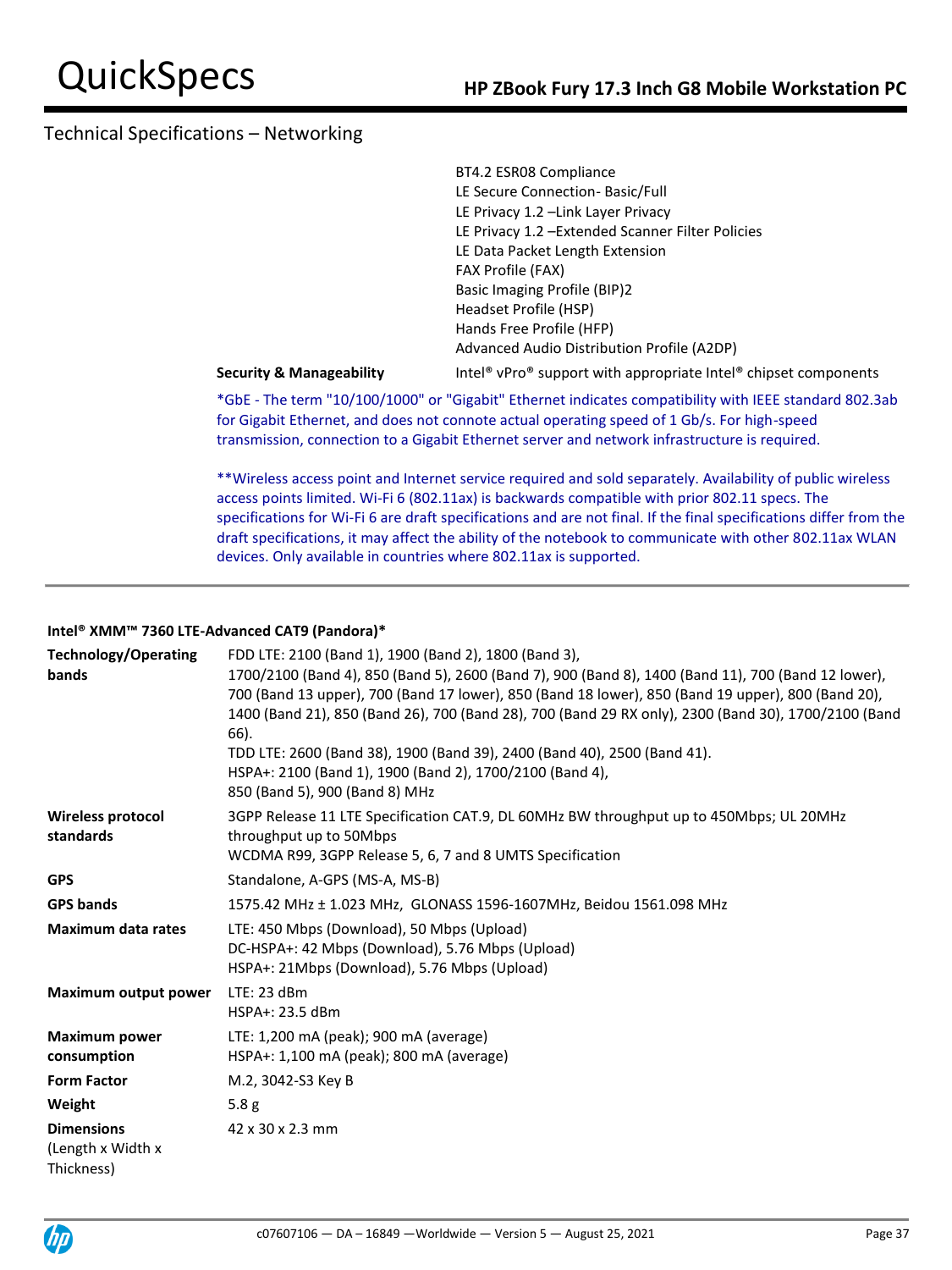## Technical Specifications – Networking

| | |
|---|---|
| | BT4.2 ESR08 Compliance<br>LE Secure Connection- Basic/Full<br>LE Privacy 1.2 –Link Layer Privacy<br>LE Privacy 1.2 –Extended Scanner Filter Policies<br>LE Data Packet Length Extension<br>FAX Profile (FAX)<br>Basic Imaging Profile (BIP)2<br>Headset Profile (HSP)<br>Hands Free Profile (HFP)<br>Advanced Audio Distribution Profile (A2DP) |
| **Security & Manageability** | Intel® vPro® support with appropriate Intel® chipset components |

*GbE - The term "10/100/1000" or "Gigabit" Ethernet indicates compatibility with IEEE standard 802.3ab for Gigabit Ethernet, and does not connote actual operating speed of 1 Gb/s. For high-speed transmission, connection to a Gigabit Ethernet server and network infrastructure is required.

**Wireless access point and Internet service required and sold separately. Availability of public wireless access points limited. Wi-Fi 6 (802.11ax) is backwards compatible with prior 802.11 specs. The specifications for Wi-Fi 6 are draft specifications and are not final. If the final specifications differ from the draft specifications, it may affect the ability of the notebook to communicate with other 802.11ax WLAN devices. Only available in countries where 802.11ax is supported.

---

**Intel® XMM™ 7360 LTE-Advanced CAT9 (Pandora)***

| | |
|---|---|
| **Technology/Operating bands** | FDD LTE: 2100 (Band 1), 1900 (Band 2), 1800 (Band 3), 1700/2100 (Band 4), 850 (Band 5), 2600 (Band 7), 900 (Band 8), 1400 (Band 11), 700 (Band 12 lower), 700 (Band 13 upper), 700 (Band 17 lower), 850 (Band 18 lower), 850 (Band 19 upper), 800 (Band 20), 1400 (Band 21), 850 (Band 26), 700 (Band 28), 700 (Band 29 RX only), 2300 (Band 30), 1700/2100 (Band 66).<br>TDD LTE: 2600 (Band 38), 1900 (Band 39), 2400 (Band 40), 2500 (Band 41).<br>HSPA+: 2100 (Band 1), 1900 (Band 2), 1700/2100 (Band 4), 850 (Band 5), 900 (Band 8) MHz |
| **Wireless protocol standards** | 3GPP Release 11 LTE Specification CAT.9, DL 60MHz BW throughput up to 450Mbps; UL 20MHz throughput up to 50Mbps<br>WCDMA R99, 3GPP Release 5, 6, 7 and 8 UMTS Specification |
| **GPS** | Standalone, A-GPS (MS-A, MS-B) |
| **GPS bands** | 1575.42 MHz ± 1.023 MHz, GLONASS 1596-1607MHz, Beidou 1561.098 MHz |
| **Maximum data rates** | LTE: 450 Mbps (Download), 50 Mbps (Upload)<br>DC-HSPA+: 42 Mbps (Download), 5.76 Mbps (Upload)<br>HSPA+: 21Mbps (Download), 5.76 Mbps (Upload) |
| **Maximum output power** | LTE: 23 dBm<br>HSPA+: 23.5 dBm |
| **Maximum power consumption** | LTE: 1,200 mA (peak); 900 mA (average)<br>HSPA+: 1,100 mA (peak); 800 mA (average) |
| **Form Factor** | M.2, 3042-S3 Key B |
| **Weight** | 5.8 g |
| **Dimensions** (Length x Width x Thickness) | 42 x 30 x 2.3 mm |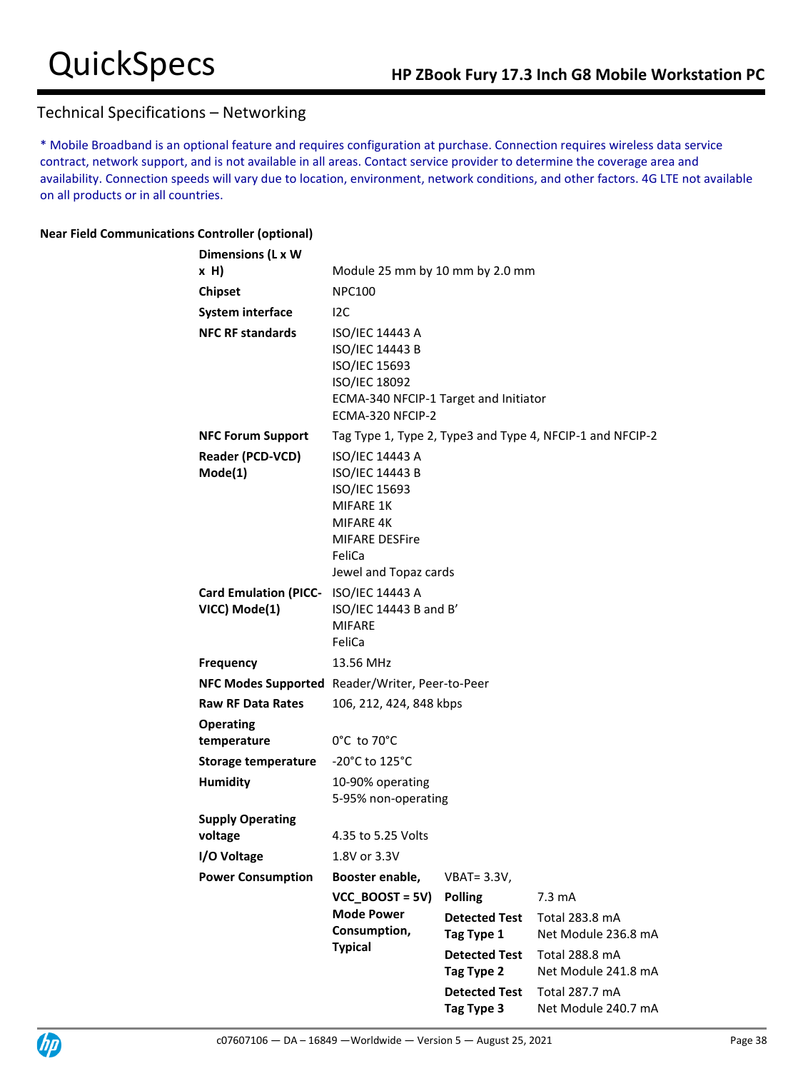## Technical Specifications – Networking

* Mobile Broadband is an optional feature and requires configuration at purchase. Connection requires wireless data service contract, network support, and is not available in all areas. Contact service provider to determine the coverage area and availability. Connection speeds will vary due to location, environment, network conditions, and other factors. 4G LTE not available on all products or in all countries.

**Near Field Communications Controller (optional)**

| | | | |
|---|---|---|---|
| **Dimensions (L x W x H)** | Module 25 mm by 10 mm by 2.0 mm | | |
| **Chipset** | NPC100 | | |
| **System interface** | I2C | | |
| **NFC RF standards** | ISO/IEC 14443 A<br>ISO/IEC 14443 B<br>ISO/IEC 15693<br>ISO/IEC 18092<br>ECMA-340 NFCIP-1 Target and Initiator<br>ECMA-320 NFCIP-2 | | |
| **NFC Forum Support** | Tag Type 1, Type 2, Type3 and Type 4, NFCIP-1 and NFCIP-2 | | |
| **Reader (PCD-VCD) Mode(1)** | ISO/IEC 14443 A<br>ISO/IEC 14443 B<br>ISO/IEC 15693<br>MIFARE 1K<br>MIFARE 4K<br>MIFARE DESFire<br>FeliCa<br>Jewel and Topaz cards | | |
| **Card Emulation (PICC-VICC) Mode(1)** | ISO/IEC 14443 A<br>ISO/IEC 14443 B and B'<br>MIFARE<br>FeliCa | | |
| **Frequency** | 13.56 MHz | | |
| **NFC Modes Supported** | Reader/Writer, Peer-to-Peer | | |
| **Raw RF Data Rates** | 106, 212, 424, 848 kbps | | |
| **Operating temperature** | 0°C to 70°C | | |
| **Storage temperature** | -20°C to 125°C | | |
| **Humidity** | 10-90% operating<br>5-95% non-operating | | |
| **Supply Operating voltage** | 4.35 to 5.25 Volts | | |
| **I/O Voltage** | 1.8V or 3.3V | | |
| **Power Consumption** | Booster enable, **VCC_BOOST = 5V) Mode Power Consumption, Typical** | VBAT= 3.3V, | |
| | | **Polling** | 7.3 mA |
| | | **Detected Test Tag Type 1** | Total 283.8 mA<br>Net Module 236.8 mA |
| | | **Detected Test Tag Type 2** | Total 288.8 mA<br>Net Module 241.8 mA |
| | | **Detected Test Tag Type 3** | Total 287.7 mA<br>Net Module 240.7 mA |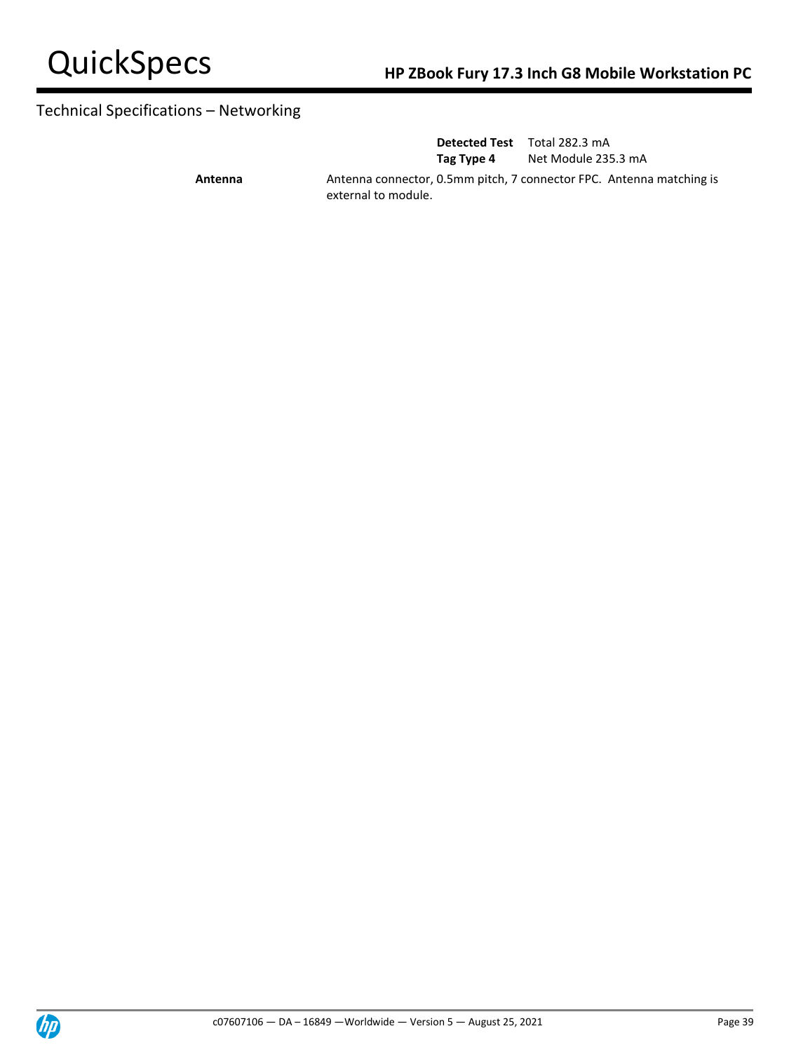## Technical Specifications – Networking

| | | |
|---|---|---|
| | **Detected Test Tag Type 4** | Total 282.3 mA<br>Net Module 235.3 mA |
| **Antenna** | Antenna connector, 0.5mm pitch, 7 connector FPC. Antenna matching is external to module. | |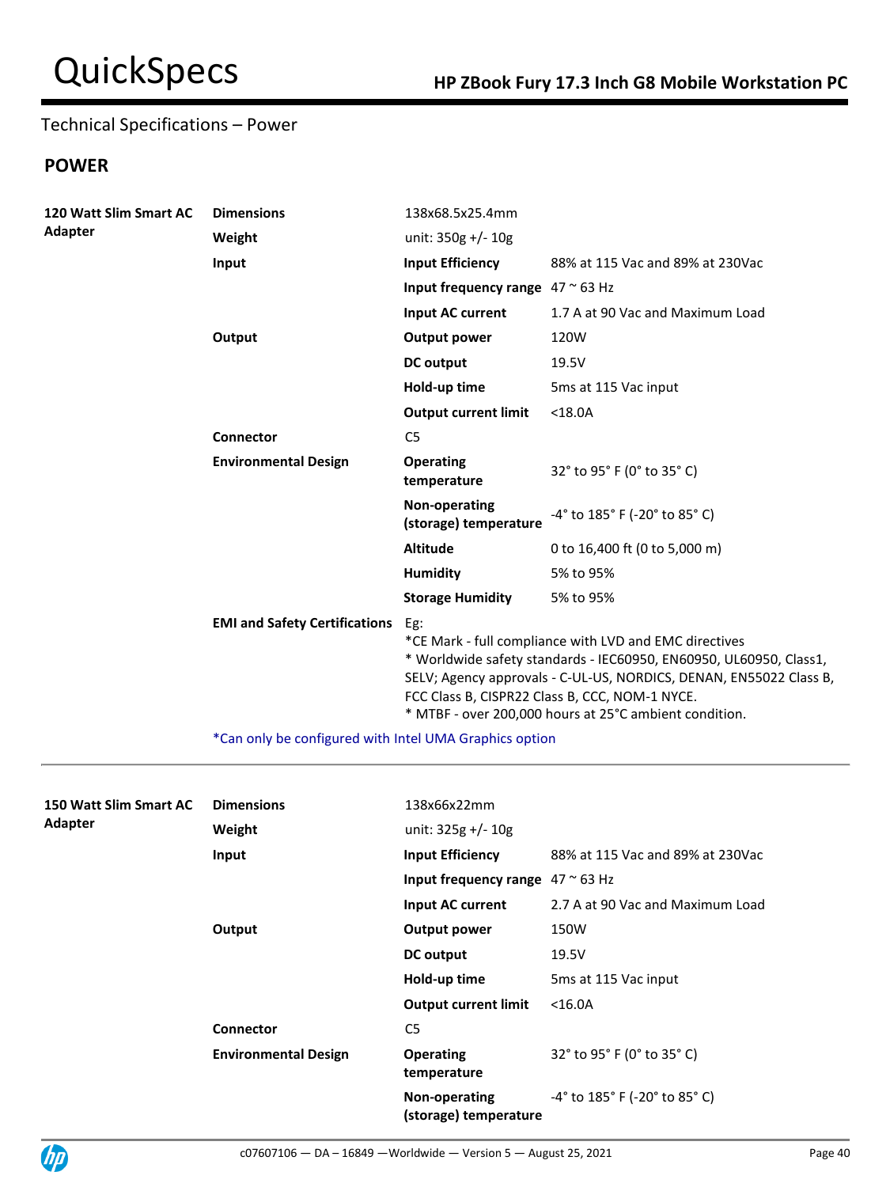# Technical Specifications – Power

## POWER

| | | | |
|---|---|---|---|
| **120 Watt Slim Smart AC Adapter** | **Dimensions** | 138x68.5x25.4mm | |
| | **Weight** | unit: 350g +/- 10g | |
| | **Input** | **Input Efficiency** | 88% at 115 Vac and 89% at 230Vac |
| | | **Input frequency range** | 47 ~ 63 Hz |
| | | **Input AC current** | 1.7 A at 90 Vac and Maximum Load |
| | **Output** | **Output power** | 120W |
| | | **DC output** | 19.5V |
| | | **Hold-up time** | 5ms at 115 Vac input |
| | | **Output current limit** | <18.0A |
| | **Connector** | C5 | |
| | **Environmental Design** | **Operating temperature** | 32° to 95° F (0° to 35° C) |
| | | **Non-operating (storage) temperature** | -4° to 185° F (-20° to 85° C) |
| | | **Altitude** | 0 to 16,400 ft (0 to 5,000 m) |
| | | **Humidity** | 5% to 95% |
| | | **Storage Humidity** | 5% to 95% |
| | **EMI and Safety Certifications** | Eg:<br>*CE Mark - full compliance with LVD and EMC directives<br>* Worldwide safety standards - IEC60950, EN60950, UL60950, Class1, SELV; Agency approvals - C-UL-US, NORDICS, DENAN, EN55022 Class B, FCC Class B, CISPR22 Class B, CCC, NOM-1 NYCE.<br>* MTBF - over 200,000 hours at 25°C ambient condition. | |
| | *Can only be configured with Intel UMA Graphics option | | |

| | | | |
|---|---|---|---|
| **150 Watt Slim Smart AC Adapter** | **Dimensions** | 138x66x22mm | |
| | **Weight** | unit: 325g +/- 10g | |
| | **Input** | **Input Efficiency** | 88% at 115 Vac and 89% at 230Vac |
| | | **Input frequency range** | 47 ~ 63 Hz |
| | | **Input AC current** | 2.7 A at 90 Vac and Maximum Load |
| | **Output** | **Output power** | 150W |
| | | **DC output** | 19.5V |
| | | **Hold-up time** | 5ms at 115 Vac input |
| | | **Output current limit** | <16.0A |
| | **Connector** | C5 | |
| | **Environmental Design** | **Operating temperature** | 32° to 95° F (0° to 35° C) |
| | | **Non-operating (storage) temperature** | -4° to 185° F (-20° to 85° C) |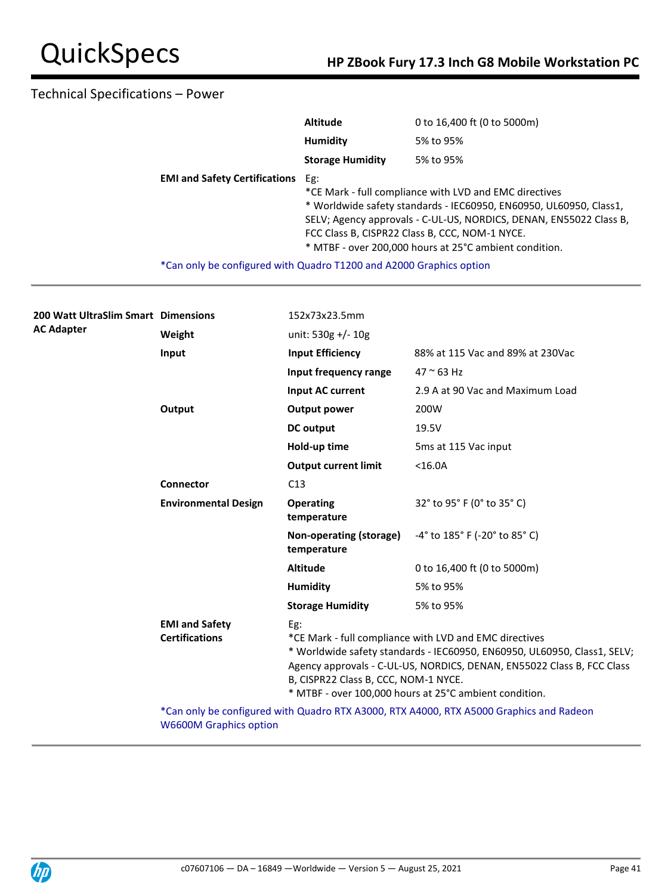## Technical Specifications – Power

| | | | |
|---|---|---|---|
| | | **Altitude** | 0 to 16,400 ft (0 to 5000m) |
| | | **Humidity** | 5% to 95% |
| | | **Storage Humidity** | 5% to 95% |
| | **EMI and Safety Certifications** | Eg:<br>*CE Mark - full compliance with LVD and EMC directives<br>* Worldwide safety standards - IEC60950, EN60950, UL60950, Class1, SELV; Agency approvals - C-UL-US, NORDICS, DENAN, EN55022 Class B, FCC Class B, CISPR22 Class B, CCC, NOM-1 NYCE.<br>* MTBF - over 200,000 hours at 25°C ambient condition. | |

*Can only be configured with Quadro T1200 and A2000 Graphics option

| | | | |
|---|---|---|---|
| **200 Watt UltraSlim Smart AC Adapter** | **Dimensions** | 152x73x23.5mm | |
| | **Weight** | unit: 530g +/- 10g | |
| | **Input** | **Input Efficiency** | 88% at 115 Vac and 89% at 230Vac |
| | | **Input frequency range** | 47 ~ 63 Hz |
| | | **Input AC current** | 2.9 A at 90 Vac and Maximum Load |
| | **Output** | **Output power** | 200W |
| | | **DC output** | 19.5V |
| | | **Hold-up time** | 5ms at 115 Vac input |
| | | **Output current limit** | <16.0A |
| | **Connector** | C13 | |
| | **Environmental Design** | **Operating temperature** | 32° to 95° F (0° to 35° C) |
| | | **Non-operating (storage) temperature** | -4° to 185° F (-20° to 85° C) |
| | | **Altitude** | 0 to 16,400 ft (0 to 5000m) |
| | | **Humidity** | 5% to 95% |
| | | **Storage Humidity** | 5% to 95% |
| | **EMI and Safety Certifications** | Eg:<br>*CE Mark - full compliance with LVD and EMC directives<br>* Worldwide safety standards - IEC60950, EN60950, UL60950, Class1, SELV; Agency approvals - C-UL-US, NORDICS, DENAN, EN55022 Class B, FCC Class B, CISPR22 Class B, CCC, NOM-1 NYCE.<br>* MTBF - over 100,000 hours at 25°C ambient condition. | |

*Can only be configured with Quadro RTX A3000, RTX A4000, RTX A5000 Graphics and Radeon W6600M Graphics option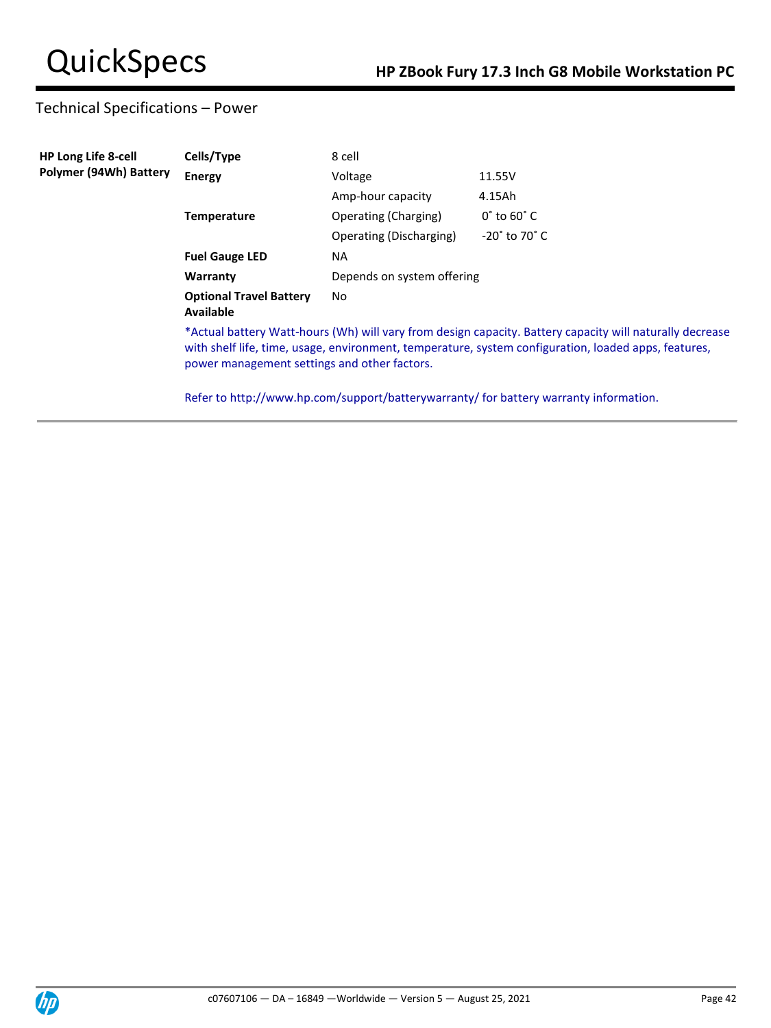## Technical Specifications – Power

| | | | |
|---|---|---|---|
| **HP Long Life 8-cell Polymer (94Wh) Battery** | **Cells/Type** | 8 cell | |
| | **Energy** | Voltage | 11.55V |
| | | Amp-hour capacity | 4.15Ah |
| | **Temperature** | Operating (Charging) | 0˚ to 60˚ C |
| | | Operating (Discharging) | -20˚ to 70˚ C |
| | **Fuel Gauge LED** | NA | |
| | **Warranty** | Depends on system offering | |
| | **Optional Travel Battery Available** | No | |

*Actual battery Watt-hours (Wh) will vary from design capacity. Battery capacity will naturally decrease with shelf life, time, usage, environment, temperature, system configuration, loaded apps, features, power management settings and other factors.

Refer to http://www.hp.com/support/batterywarranty/ for battery warranty information.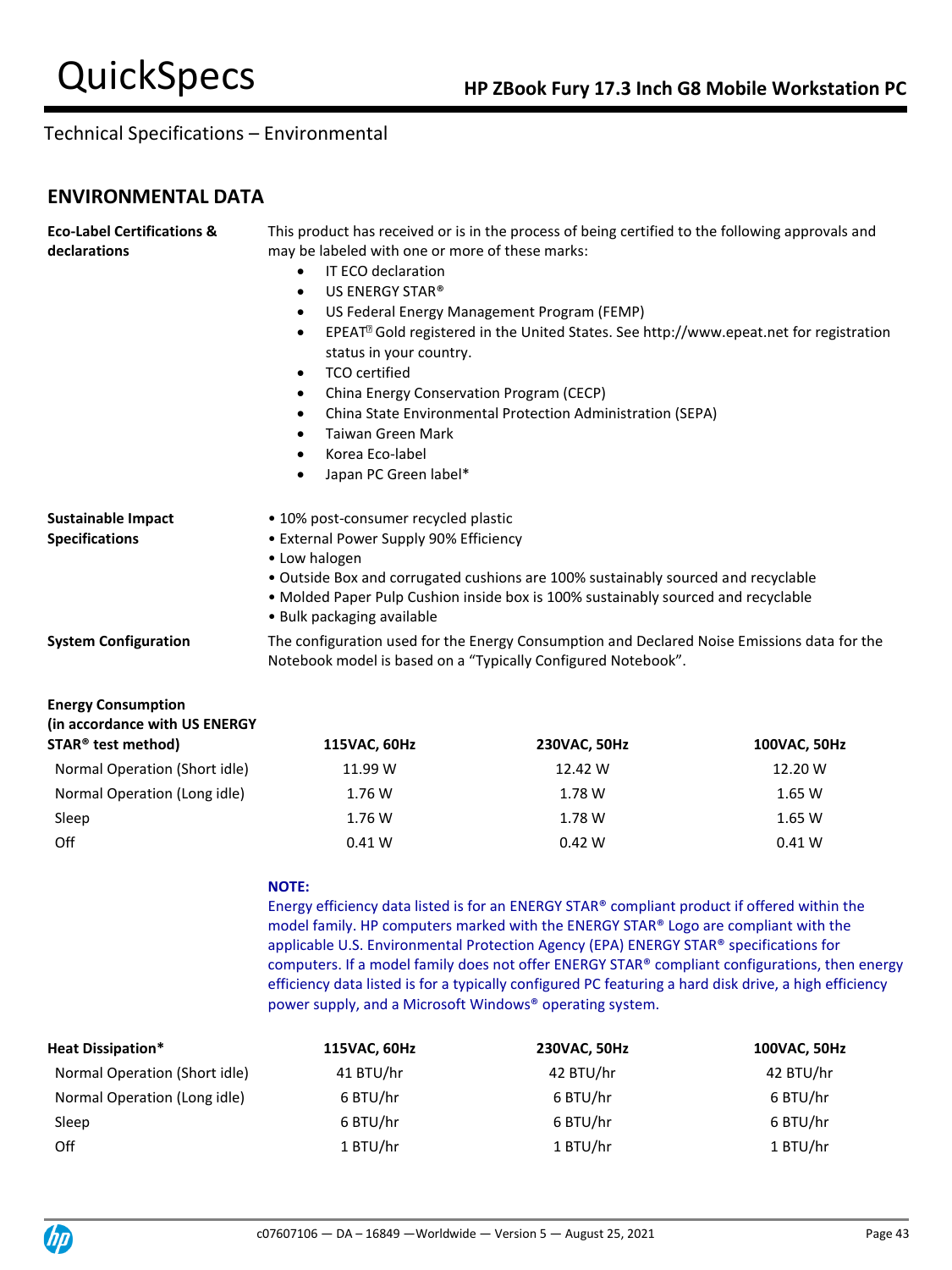## Technical Specifications – Environmental

### ENVIRONMENTAL DATA

**Eco-Label Certifications & declarations**

This product has received or is in the process of being certified to the following approvals and may be labeled with one or more of these marks:

- IT ECO declaration
- US ENERGY STAR®
- US Federal Energy Management Program (FEMP)
- EPEAT® Gold registered in the United States. See http://www.epeat.net for registration status in your country.
- TCO certified
- China Energy Conservation Program (CECP)
- China State Environmental Protection Administration (SEPA)
- Taiwan Green Mark
- Korea Eco-label
- Japan PC Green label*

**Sustainable Impact Specifications**

- 10% post-consumer recycled plastic
- External Power Supply 90% Efficiency
- Low halogen
- Outside Box and corrugated cushions are 100% sustainably sourced and recyclable
- Molded Paper Pulp Cushion inside box is 100% sustainably sourced and recyclable
- Bulk packaging available

**System Configuration**

The configuration used for the Energy Consumption and Declared Noise Emissions data for the Notebook model is based on a "Typically Configured Notebook".

| Energy Consumption (in accordance with US ENERGY STAR® test method) | 115VAC, 60Hz | 230VAC, 50Hz | 100VAC, 50Hz |
|---|---|---|---|
| Normal Operation (Short idle) | 11.99 W | 12.42 W | 12.20 W |
| Normal Operation (Long idle) | 1.76 W | 1.78 W | 1.65 W |
| Sleep | 1.76 W | 1.78 W | 1.65 W |
| Off | 0.41 W | 0.42 W | 0.41 W |

**NOTE:**
Energy efficiency data listed is for an ENERGY STAR® compliant product if offered within the model family. HP computers marked with the ENERGY STAR® Logo are compliant with the applicable U.S. Environmental Protection Agency (EPA) ENERGY STAR® specifications for computers. If a model family does not offer ENERGY STAR® compliant configurations, then energy efficiency data listed is for a typically configured PC featuring a hard disk drive, a high efficiency power supply, and a Microsoft Windows® operating system.

| Heat Dissipation* | 115VAC, 60Hz | 230VAC, 50Hz | 100VAC, 50Hz |
|---|---|---|---|
| Normal Operation (Short idle) | 41 BTU/hr | 42 BTU/hr | 42 BTU/hr |
| Normal Operation (Long idle) | 6 BTU/hr | 6 BTU/hr | 6 BTU/hr |
| Sleep | 6 BTU/hr | 6 BTU/hr | 6 BTU/hr |
| Off | 1 BTU/hr | 1 BTU/hr | 1 BTU/hr |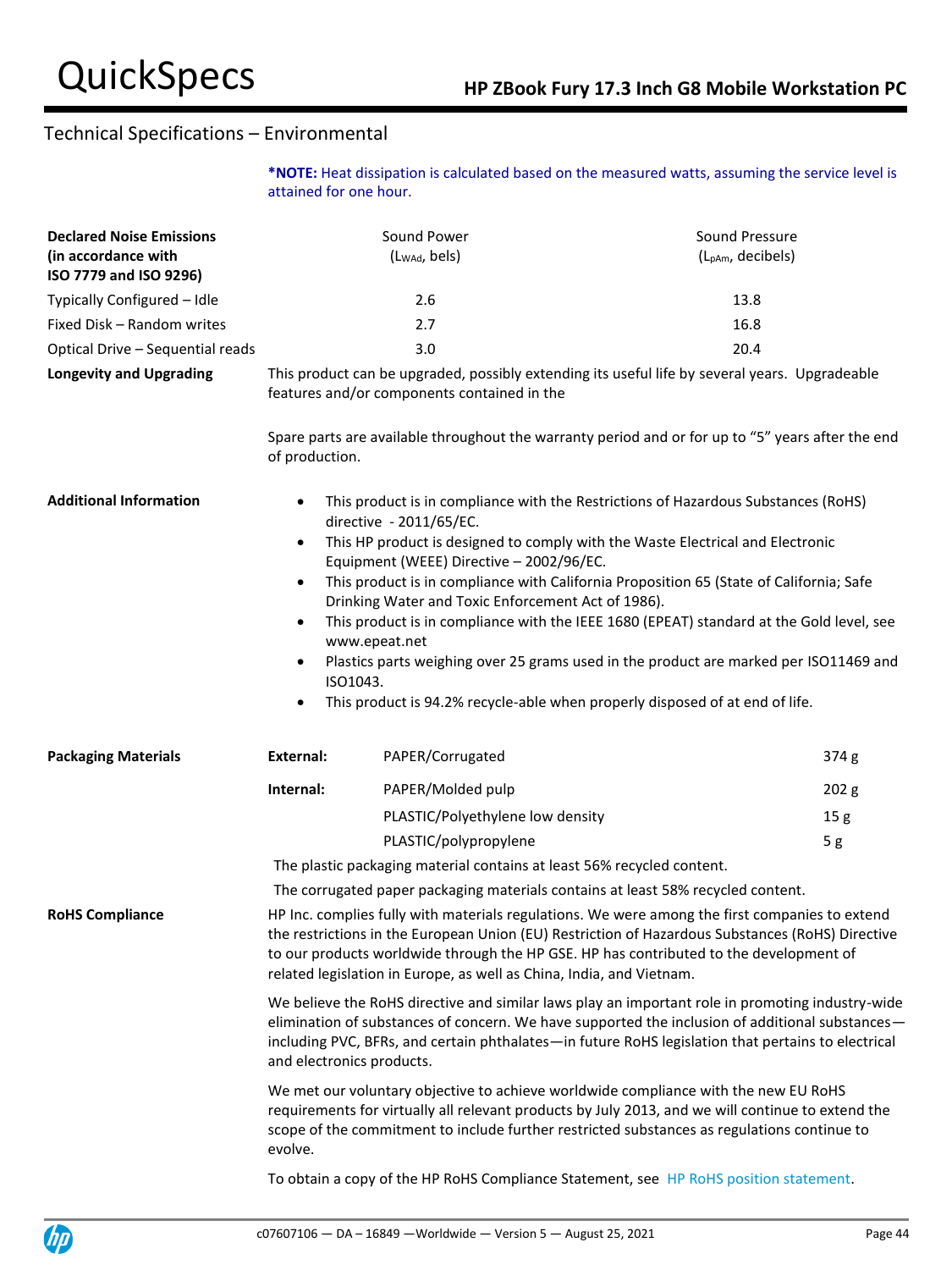## Technical Specifications – Environmental

***NOTE:** Heat dissipation is calculated based on the measured watts, assuming the service level is attained for one hour.

| **Declared Noise Emissions (in accordance with ISO 7779 and ISO 9296)** | Sound Power ($L_{WAd}$, bels) | Sound Pressure ($L_{pAm}$, decibels) |
|---|---|---|
| Typically Configured – Idle | 2.6 | 13.8 |
| Fixed Disk – Random writes | 2.7 | 16.8 |
| Optical Drive – Sequential reads | 3.0 | 20.4 |

**Longevity and Upgrading**

This product can be upgraded, possibly extending its useful life by several years. Upgradeable features and/or components contained in the

Spare parts are available throughout the warranty period and or for up to "5" years after the end of production.

**Additional Information**

- This product is in compliance with the Restrictions of Hazardous Substances (RoHS) directive - 2011/65/EC.
- This HP product is designed to comply with the Waste Electrical and Electronic Equipment (WEEE) Directive – 2002/96/EC.
- This product is in compliance with California Proposition 65 (State of California; Safe Drinking Water and Toxic Enforcement Act of 1986).
- This product is in compliance with the IEEE 1680 (EPEAT) standard at the Gold level, see www.epeat.net
- Plastics parts weighing over 25 grams used in the product are marked per ISO11469 and ISO1043.
- This product is 94.2% recycle-able when properly disposed of at end of life.

**Packaging Materials**

| | | |
|---|---|---|
| **External:** | PAPER/Corrugated | 374 g |
| **Internal:** | PAPER/Molded pulp | 202 g |
| | PLASTIC/Polyethylene low density | 15 g |
| | PLASTIC/polypropylene | 5 g |

The plastic packaging material contains at least 56% recycled content.

The corrugated paper packaging materials contains at least 58% recycled content.

**RoHS Compliance**

HP Inc. complies fully with materials regulations. We were among the first companies to extend the restrictions in the European Union (EU) Restriction of Hazardous Substances (RoHS) Directive to our products worldwide through the HP GSE. HP has contributed to the development of related legislation in Europe, as well as China, India, and Vietnam.

We believe the RoHS directive and similar laws play an important role in promoting industry-wide elimination of substances of concern. We have supported the inclusion of additional substances—including PVC, BFRs, and certain phthalates—in future RoHS legislation that pertains to electrical and electronics products.

We met our voluntary objective to achieve worldwide compliance with the new EU RoHS requirements for virtually all relevant products by July 2013, and we will continue to extend the scope of the commitment to include further restricted substances as regulations continue to evolve.

To obtain a copy of the HP RoHS Compliance Statement, see HP RoHS position statement.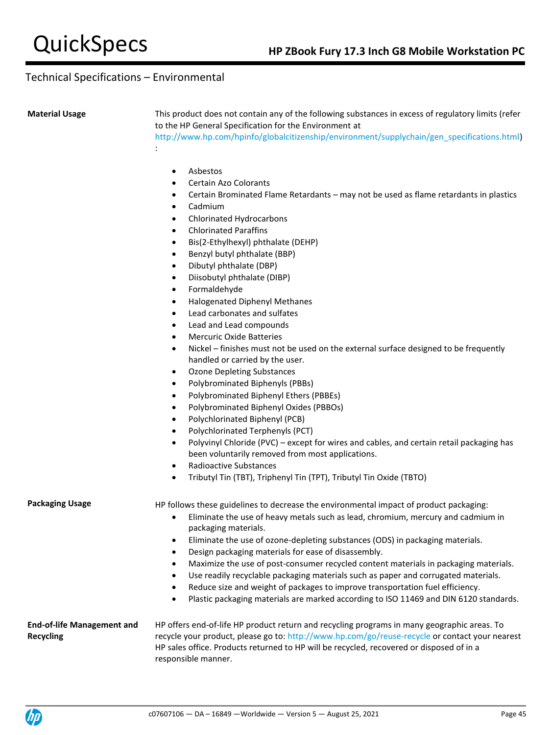## Technical Specifications – Environmental

**Material Usage**

This product does not contain any of the following substances in excess of regulatory limits (refer to the HP General Specification for the Environment at http://www.hp.com/hpinfo/globalcitizenship/environment/supplychain/gen_specifications.html) :

- Asbestos
- Certain Azo Colorants
- Certain Brominated Flame Retardants – may not be used as flame retardants in plastics
- Cadmium
- Chlorinated Hydrocarbons
- Chlorinated Paraffins
- Bis(2-Ethylhexyl) phthalate (DEHP)
- Benzyl butyl phthalate (BBP)
- Dibutyl phthalate (DBP)
- Diisobutyl phthalate (DIBP)
- Formaldehyde
- Halogenated Diphenyl Methanes
- Lead carbonates and sulfates
- Lead and Lead compounds
- Mercuric Oxide Batteries
- Nickel – finishes must not be used on the external surface designed to be frequently handled or carried by the user.
- Ozone Depleting Substances
- Polybrominated Biphenyls (PBBs)
- Polybrominated Biphenyl Ethers (PBBEs)
- Polybrominated Biphenyl Oxides (PBBOs)
- Polychlorinated Biphenyl (PCB)
- Polychlorinated Terphenyls (PCT)
- Polyvinyl Chloride (PVC) – except for wires and cables, and certain retail packaging has been voluntarily removed from most applications.
- Radioactive Substances
- Tributyl Tin (TBT), Triphenyl Tin (TPT), Tributyl Tin Oxide (TBTO)

**Packaging Usage**

HP follows these guidelines to decrease the environmental impact of product packaging:

- Eliminate the use of heavy metals such as lead, chromium, mercury and cadmium in packaging materials.
- Eliminate the use of ozone-depleting substances (ODS) in packaging materials.
- Design packaging materials for ease of disassembly.
- Maximize the use of post-consumer recycled content materials in packaging materials.
- Use readily recyclable packaging materials such as paper and corrugated materials.
- Reduce size and weight of packages to improve transportation fuel efficiency.
- Plastic packaging materials are marked according to ISO 11469 and DIN 6120 standards.

**End-of-life Management and Recycling**

HP offers end-of-life HP product return and recycling programs in many geographic areas. To recycle your product, please go to: http://www.hp.com/go/reuse-recycle or contact your nearest HP sales office. Products returned to HP will be recycled, recovered or disposed of in a responsible manner.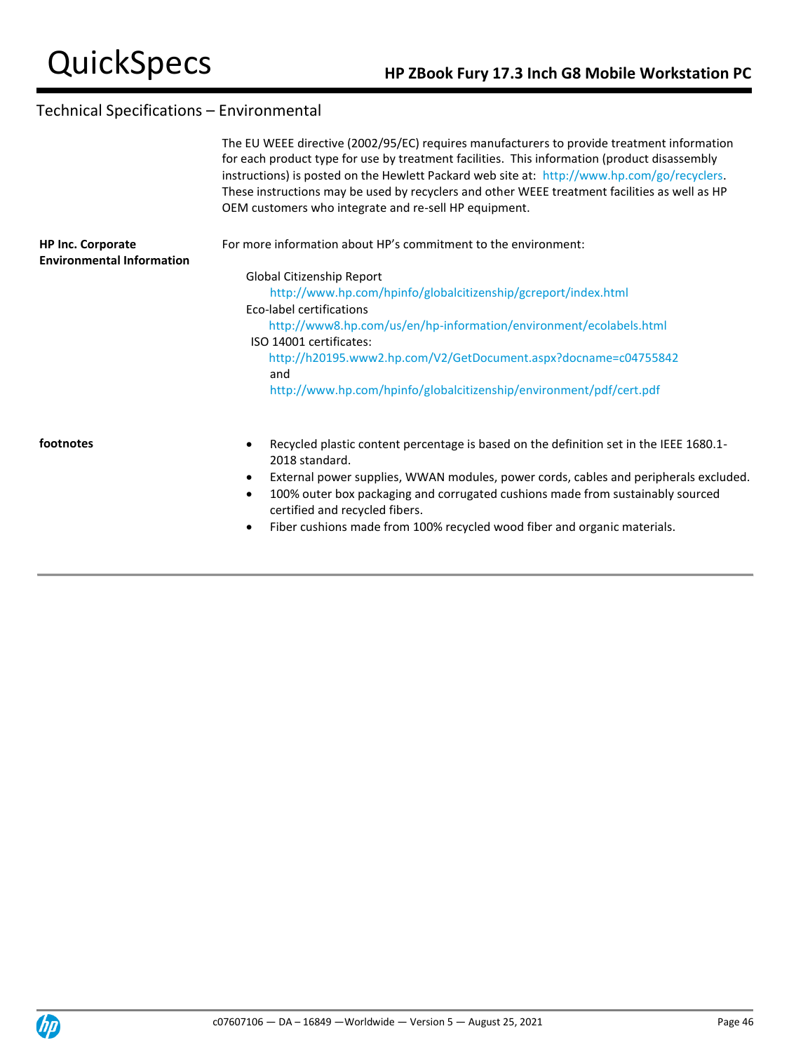## Technical Specifications – Environmental

The EU WEEE directive (2002/95/EC) requires manufacturers to provide treatment information for each product type for use by treatment facilities. This information (product disassembly instructions) is posted on the Hewlett Packard web site at: http://www.hp.com/go/recyclers. These instructions may be used by recyclers and other WEEE treatment facilities as well as HP OEM customers who integrate and re-sell HP equipment.

**HP Inc. Corporate Environmental Information**

For more information about HP's commitment to the environment:

Global Citizenship Report
http://www.hp.com/hpinfo/globalcitizenship/gcreport/index.html

Eco-label certifications
http://www8.hp.com/us/en/hp-information/environment/ecolabels.html

ISO 14001 certificates:
http://h20195.www2.hp.com/V2/GetDocument.aspx?docname=c04755842
and
http://www.hp.com/hpinfo/globalcitizenship/environment/pdf/cert.pdf

**footnotes**

- Recycled plastic content percentage is based on the definition set in the IEEE 1680.1-2018 standard.
- External power supplies, WWAN modules, power cords, cables and peripherals excluded.
- 100% outer box packaging and corrugated cushions made from sustainably sourced certified and recycled fibers.
- Fiber cushions made from 100% recycled wood fiber and organic materials.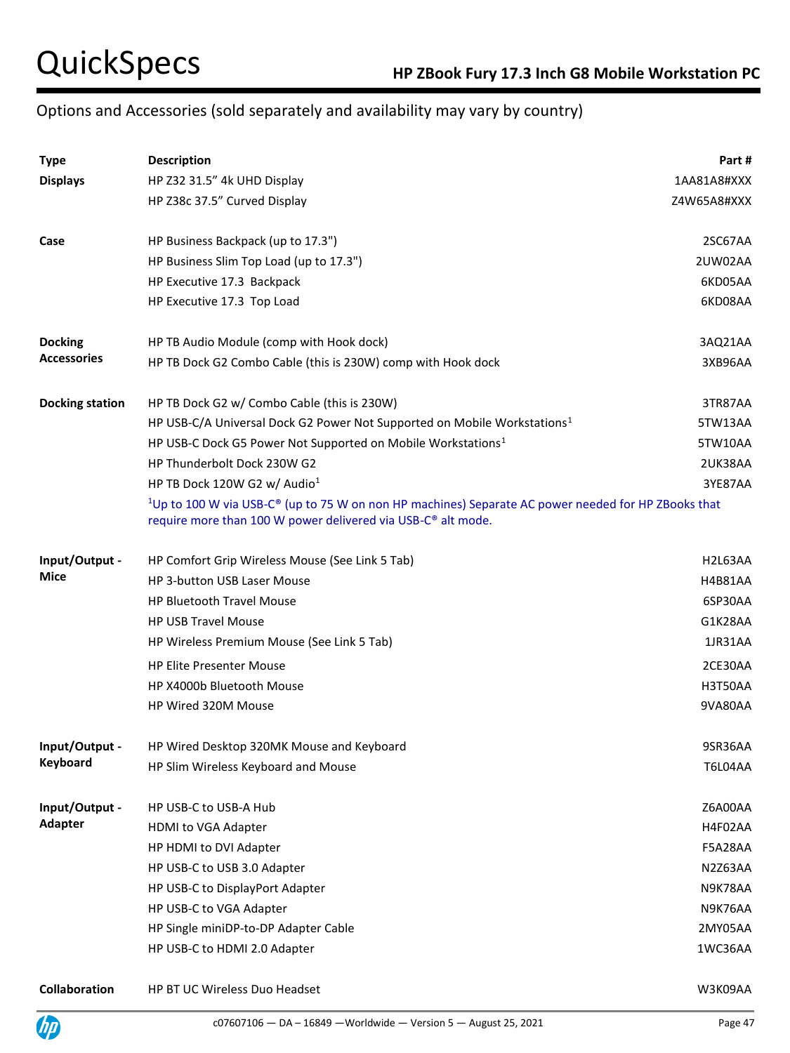## Options and Accessories (sold separately and availability may vary by country)

| Type | Description | Part # |
|---|---|---|
| **Displays** | HP Z32 31.5" 4k UHD Display | 1AA81A8#XXX |
| | HP Z38c 37.5" Curved Display | Z4W65A8#XXX |
| **Case** | HP Business Backpack (up to 17.3") | 2SC67AA |
| | HP Business Slim Top Load (up to 17.3") | 2UW02AA |
| | HP Executive 17.3 Backpack | 6KD05AA |
| | HP Executive 17.3 Top Load | 6KD08AA |
| **Docking Accessories** | HP TB Audio Module (comp with Hook dock) | 3AQ21AA |
| | HP TB Dock G2 Combo Cable (this is 230W) comp with Hook dock | 3XB96AA |
| **Docking station** | HP TB Dock G2 w/ Combo Cable (this is 230W) | 3TR87AA |
| | HP USB-C/A Universal Dock G2 Power Not Supported on Mobile Workstations[1] | 5TW13AA |
| | HP USB-C Dock G5 Power Not Supported on Mobile Workstations[1] | 5TW10AA |
| | HP Thunderbolt Dock 230W G2 | 2UK38AA |
| | HP TB Dock 120W G2 w/ Audio[1] | 3YE87AA |
| | [1]Up to 100 W via USB-C® (up to 75 W on non HP machines) Separate AC power needed for HP ZBooks that require more than 100 W power delivered via USB-C® alt mode. | |
| **Input/Output - Mice** | HP Comfort Grip Wireless Mouse (See Link 5 Tab) | H2L63AA |
| | HP 3-button USB Laser Mouse | H4B81AA |
| | HP Bluetooth Travel Mouse | 6SP30AA |
| | HP USB Travel Mouse | G1K28AA |
| | HP Wireless Premium Mouse (See Link 5 Tab) | 1JR31AA |
| | HP Elite Presenter Mouse | 2CE30AA |
| | HP X4000b Bluetooth Mouse | H3T50AA |
| | HP Wired 320M Mouse | 9VA80AA |
| **Input/Output - Keyboard** | HP Wired Desktop 320MK Mouse and Keyboard | 9SR36AA |
| | HP Slim Wireless Keyboard and Mouse | T6L04AA |
| **Input/Output - Adapter** | HP USB-C to USB-A Hub | Z6A00AA |
| | HDMI to VGA Adapter | H4F02AA |
| | HP HDMI to DVI Adapter | F5A28AA |
| | HP USB-C to USB 3.0 Adapter | N2Z63AA |
| | HP USB-C to DisplayPort Adapter | N9K78AA |
| | HP USB-C to VGA Adapter | N9K76AA |
| | HP Single miniDP-to-DP Adapter Cable | 2MY05AA |
| | HP USB-C to HDMI 2.0 Adapter | 1WC36AA |
| **Collaboration** | HP BT UC Wireless Duo Headset | W3K09AA |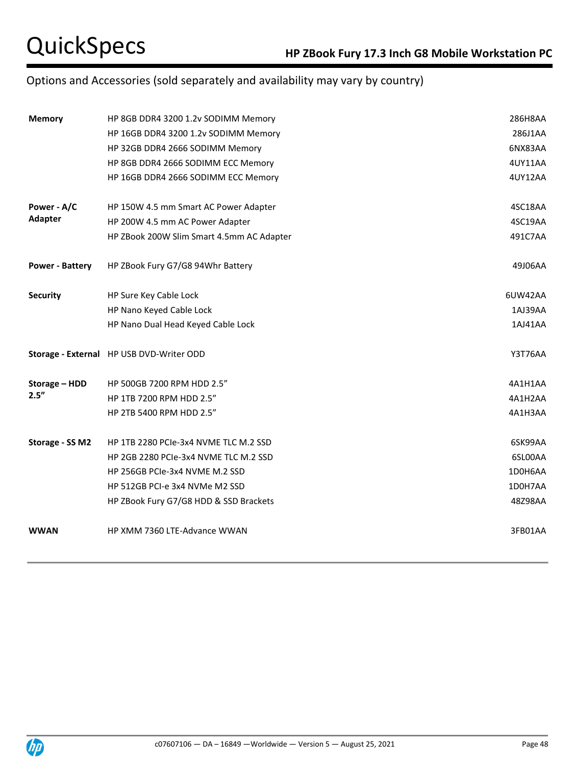## Options and Accessories (sold separately and availability may vary by country)

| | | |
|---|---|---|
| **Memory** | HP 8GB DDR4 3200 1.2v SODIMM Memory | 286H8AA |
| | HP 16GB DDR4 3200 1.2v SODIMM Memory | 286J1AA |
| | HP 32GB DDR4 2666 SODIMM Memory | 6NX83AA |
| | HP 8GB DDR4 2666 SODIMM ECC Memory | 4UY11AA |
| | HP 16GB DDR4 2666 SODIMM ECC Memory | 4UY12AA |
| **Power - A/C Adapter** | HP 150W 4.5 mm Smart AC Power Adapter | 4SC18AA |
| | HP 200W 4.5 mm AC Power Adapter | 4SC19AA |
| | HP ZBook 200W Slim Smart 4.5mm AC Adapter | 491C7AA |
| **Power - Battery** | HP ZBook Fury G7/G8 94Whr Battery | 49J06AA |
| **Security** | HP Sure Key Cable Lock | 6UW42AA |
| | HP Nano Keyed Cable Lock | 1AJ39AA |
| | HP Nano Dual Head Keyed Cable Lock | 1AJ41AA |
| **Storage - External** | HP USB DVD-Writer ODD | Y3T76AA |
| **Storage – HDD 2.5”** | HP 500GB 7200 RPM HDD 2.5” | 4A1H1AA |
| | HP 1TB 7200 RPM HDD 2.5” | 4A1H2AA |
| | HP 2TB 5400 RPM HDD 2.5” | 4A1H3AA |
| **Storage - SS M2** | HP 1TB 2280 PCIe-3x4 NVME TLC M.2 SSD | 6SK99AA |
| | HP 2GB 2280 PCIe-3x4 NVME TLC M.2 SSD | 6SL00AA |
| | HP 256GB PCIe-3x4 NVME M.2 SSD | 1D0H6AA |
| | HP 512GB PCI-e 3x4 NVMe M2 SSD | 1D0H7AA |
| | HP ZBook Fury G7/G8 HDD & SSD Brackets | 48Z98AA |
| **WWAN** | HP XMM 7360 LTE-Advance WWAN | 3FB01AA |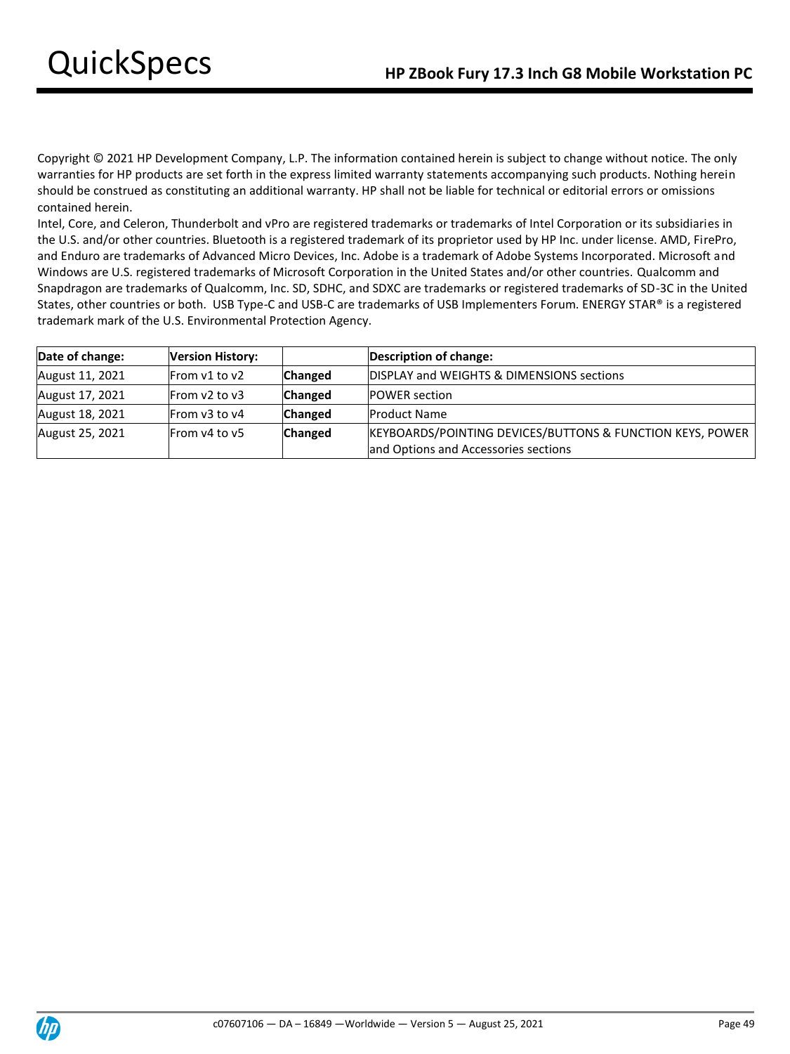Copyright © 2021 HP Development Company, L.P. The information contained herein is subject to change without notice. The only warranties for HP products are set forth in the express limited warranty statements accompanying such products. Nothing herein should be construed as constituting an additional warranty. HP shall not be liable for technical or editorial errors or omissions contained herein.
Intel, Core, and Celeron, Thunderbolt and vPro are registered trademarks or trademarks of Intel Corporation or its subsidiaries in the U.S. and/or other countries. Bluetooth is a registered trademark of its proprietor used by HP Inc. under license. AMD, FirePro, and Enduro are trademarks of Advanced Micro Devices, Inc. Adobe is a trademark of Adobe Systems Incorporated. Microsoft and Windows are U.S. registered trademarks of Microsoft Corporation in the United States and/or other countries. Qualcomm and Snapdragon are trademarks of Qualcomm, Inc. SD, SDHC, and SDXC are trademarks or registered trademarks of SD-3C in the United States, other countries or both. USB Type-C and USB-C are trademarks of USB Implementers Forum. ENERGY STAR® is a registered trademark mark of the U.S. Environmental Protection Agency.

| Date of change: | Version History: | | Description of change: |
|---|---|---|---|
| August 11, 2021 | From v1 to v2 | **Changed** | DISPLAY and WEIGHTS & DIMENSIONS sections |
| August 17, 2021 | From v2 to v3 | **Changed** | POWER section |
| August 18, 2021 | From v3 to v4 | **Changed** | Product Name |
| August 25, 2021 | From v4 to v5 | **Changed** | KEYBOARDS/POINTING DEVICES/BUTTONS & FUNCTION KEYS, POWER and Options and Accessories sections |